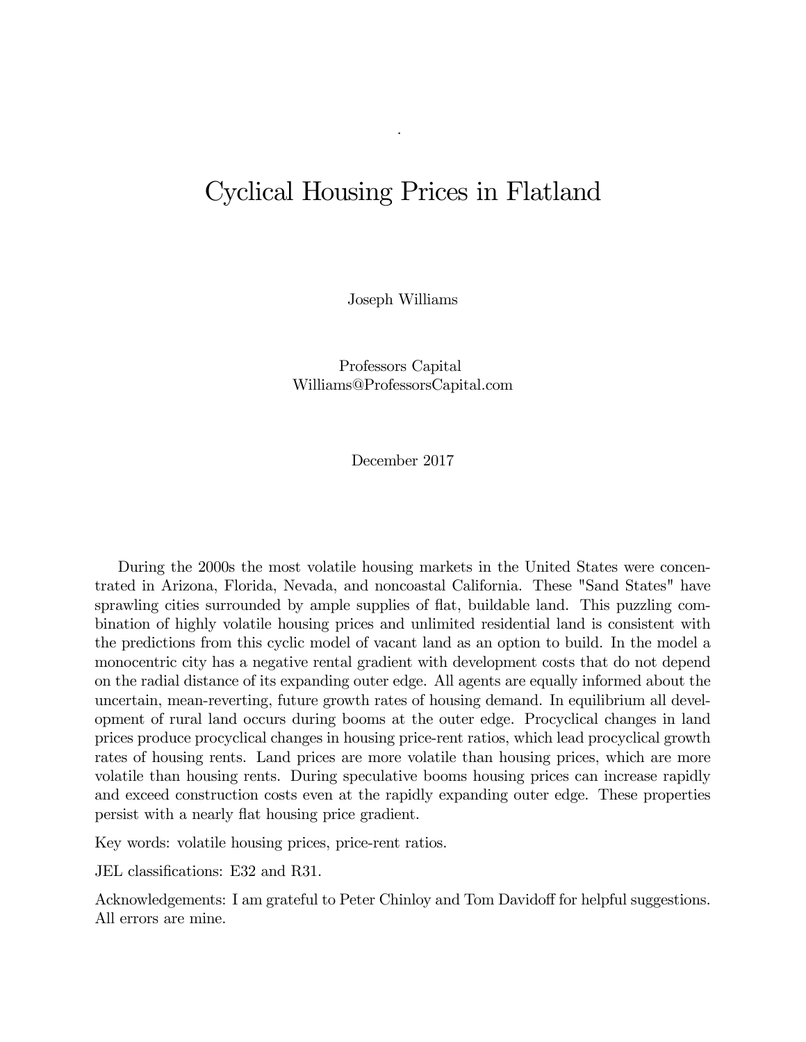# Cyclical Housing Prices in Flatland

Joseph Williams

Professors Capital
Williams@ProfessorsCapital.com

December 2017

During the 2000s the most volatile housing markets in the United States were concentrated in Arizona, Florida, Nevada, and noncoastal California. These "Sand States" have sprawling cities surrounded by ample supplies of flat, buildable land. This puzzling combination of highly volatile housing prices and unlimited residential land is consistent with the predictions from this cyclic model of vacant land as an option to build. In the model a monocentric city has a negative rental gradient with development costs that do not depend on the radial distance of its expanding outer edge. All agents are equally informed about the uncertain, mean-reverting, future growth rates of housing demand. In equilibrium all development of rural land occurs during booms at the outer edge. Procyclical changes in land prices produce procyclical changes in housing price-rent ratios, which lead procyclical growth rates of housing rents. Land prices are more volatile than housing prices, which are more volatile than housing rents. During speculative booms housing prices can increase rapidly and exceed construction costs even at the rapidly expanding outer edge. These properties persist with a nearly flat housing price gradient.

Key words: volatile housing prices, price-rent ratios.

JEL classifications: E32 and R31.

Acknowledgements: I am grateful to Peter Chinloy and Tom Davidoff for helpful suggestions. All errors are mine.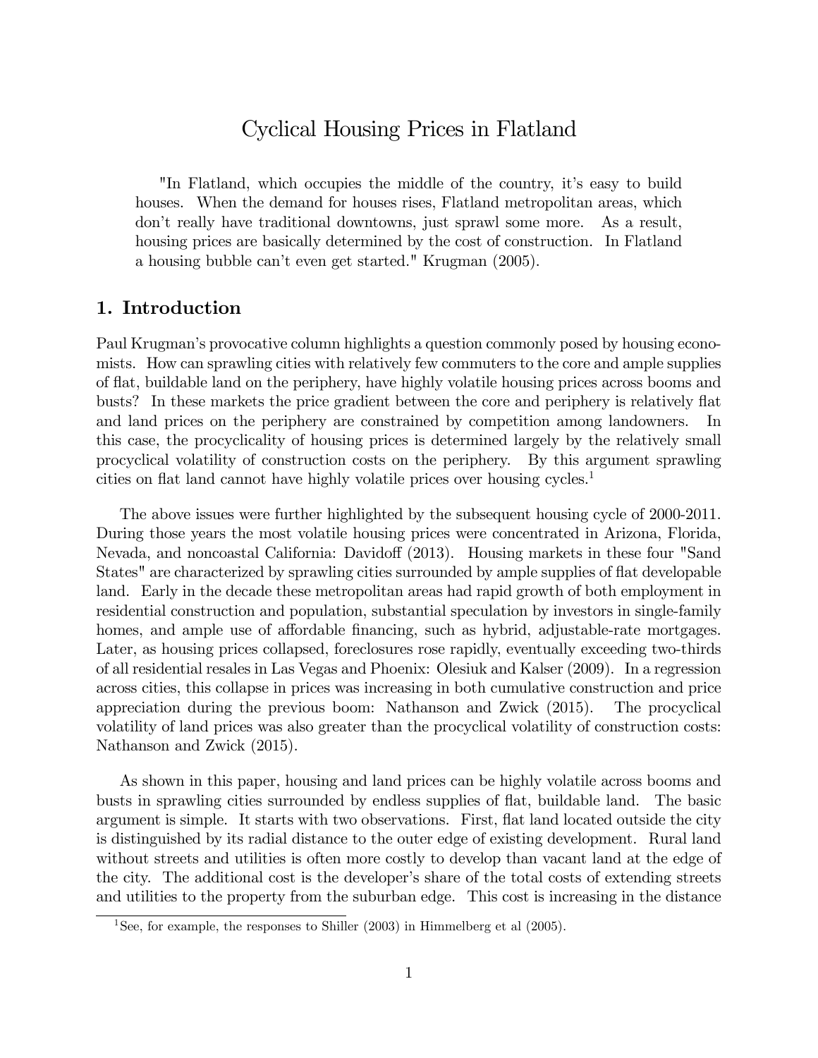# Cyclical Housing Prices in Flatland

"In Flatland, which occupies the middle of the country, it's easy to build houses. When the demand for houses rises, Flatland metropolitan areas, which don't really have traditional downtowns, just sprawl some more. As a result, housing prices are basically determined by the cost of construction. In Flatland a housing bubble can't even get started." Krugman (2005).

## 1. Introduction

Paul Krugman's provocative column highlights a question commonly posed by housing economists. How can sprawling cities with relatively few commuters to the core and ample supplies of flat, buildable land on the periphery, have highly volatile housing prices across booms and busts? In these markets the price gradient between the core and periphery is relatively flat and land prices on the periphery are constrained by competition among landowners. In this case, the procyclicality of housing prices is determined largely by the relatively small procyclical volatility of construction costs on the periphery. By this argument sprawling cities on flat land cannot have highly volatile prices over housing cycles.[1]

The above issues were further highlighted by the subsequent housing cycle of 2000-2011. During those years the most volatile housing prices were concentrated in Arizona, Florida, Nevada, and noncoastal California: Davidoff (2013). Housing markets in these four "Sand States" are characterized by sprawling cities surrounded by ample supplies of flat developable land. Early in the decade these metropolitan areas had rapid growth of both employment in residential construction and population, substantial speculation by investors in single-family homes, and ample use of affordable financing, such as hybrid, adjustable-rate mortgages. Later, as housing prices collapsed, foreclosures rose rapidly, eventually exceeding two-thirds of all residential resales in Las Vegas and Phoenix: Olesiuk and Kalser (2009). In a regression across cities, this collapse in prices was increasing in both cumulative construction and price appreciation during the previous boom: Nathanson and Zwick (2015). The procyclical volatility of land prices was also greater than the procyclical volatility of construction costs: Nathanson and Zwick (2015).

As shown in this paper, housing and land prices can be highly volatile across booms and busts in sprawling cities surrounded by endless supplies of flat, buildable land. The basic argument is simple. It starts with two observations. First, flat land located outside the city is distinguished by its radial distance to the outer edge of existing development. Rural land without streets and utilities is often more costly to develop than vacant land at the edge of the city. The additional cost is the developer's share of the total costs of extending streets and utilities to the property from the suburban edge. This cost is increasing in the distance

[1] See, for example, the responses to Shiller (2003) in Himmelberg et al (2005).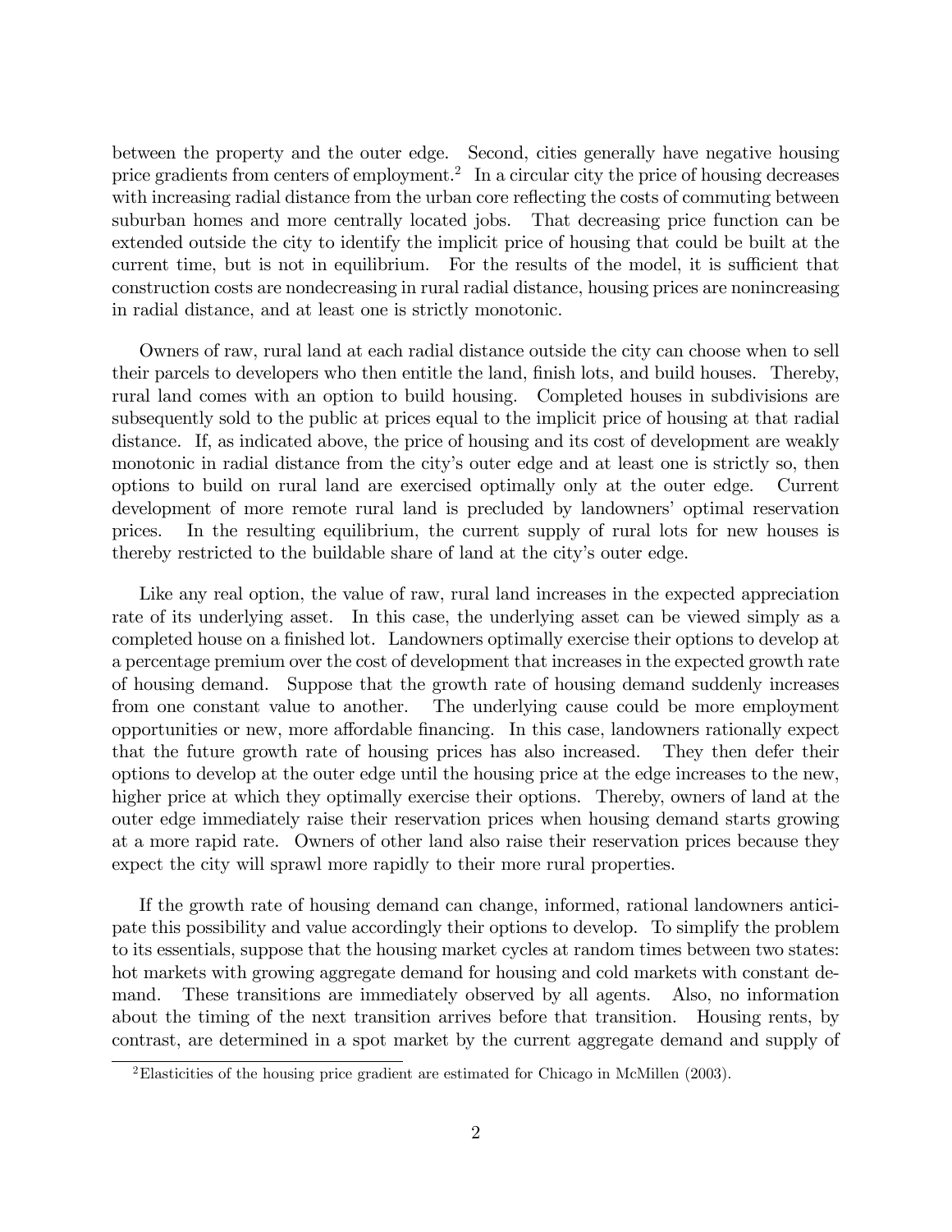between the property and the outer edge. Second, cities generally have negative housing price gradients from centers of employment.[2] In a circular city the price of housing decreases with increasing radial distance from the urban core reflecting the costs of commuting between suburban homes and more centrally located jobs. That decreasing price function can be extended outside the city to identify the implicit price of housing that could be built at the current time, but is not in equilibrium. For the results of the model, it is sufficient that construction costs are nondecreasing in rural radial distance, housing prices are nonincreasing in radial distance, and at least one is strictly monotonic.

Owners of raw, rural land at each radial distance outside the city can choose when to sell their parcels to developers who then entitle the land, finish lots, and build houses. Thereby, rural land comes with an option to build housing. Completed houses in subdivisions are subsequently sold to the public at prices equal to the implicit price of housing at that radial distance. If, as indicated above, the price of housing and its cost of development are weakly monotonic in radial distance from the city's outer edge and at least one is strictly so, then options to build on rural land are exercised optimally only at the outer edge. Current development of more remote rural land is precluded by landowners' optimal reservation prices. In the resulting equilibrium, the current supply of rural lots for new houses is thereby restricted to the buildable share of land at the city's outer edge.

Like any real option, the value of raw, rural land increases in the expected appreciation rate of its underlying asset. In this case, the underlying asset can be viewed simply as a completed house on a finished lot. Landowners optimally exercise their options to develop at a percentage premium over the cost of development that increases in the expected growth rate of housing demand. Suppose that the growth rate of housing demand suddenly increases from one constant value to another. The underlying cause could be more employment opportunities or new, more affordable financing. In this case, landowners rationally expect that the future growth rate of housing prices has also increased. They then defer their options to develop at the outer edge until the housing price at the edge increases to the new, higher price at which they optimally exercise their options. Thereby, owners of land at the outer edge immediately raise their reservation prices when housing demand starts growing at a more rapid rate. Owners of other land also raise their reservation prices because they expect the city will sprawl more rapidly to their more rural properties.

If the growth rate of housing demand can change, informed, rational landowners anticipate this possibility and value accordingly their options to develop. To simplify the problem to its essentials, suppose that the housing market cycles at random times between two states: hot markets with growing aggregate demand for housing and cold markets with constant demand. These transitions are immediately observed by all agents. Also, no information about the timing of the next transition arrives before that transition. Housing rents, by contrast, are determined in a spot market by the current aggregate demand and supply of

[2] Elasticities of the housing price gradient are estimated for Chicago in McMillen (2003).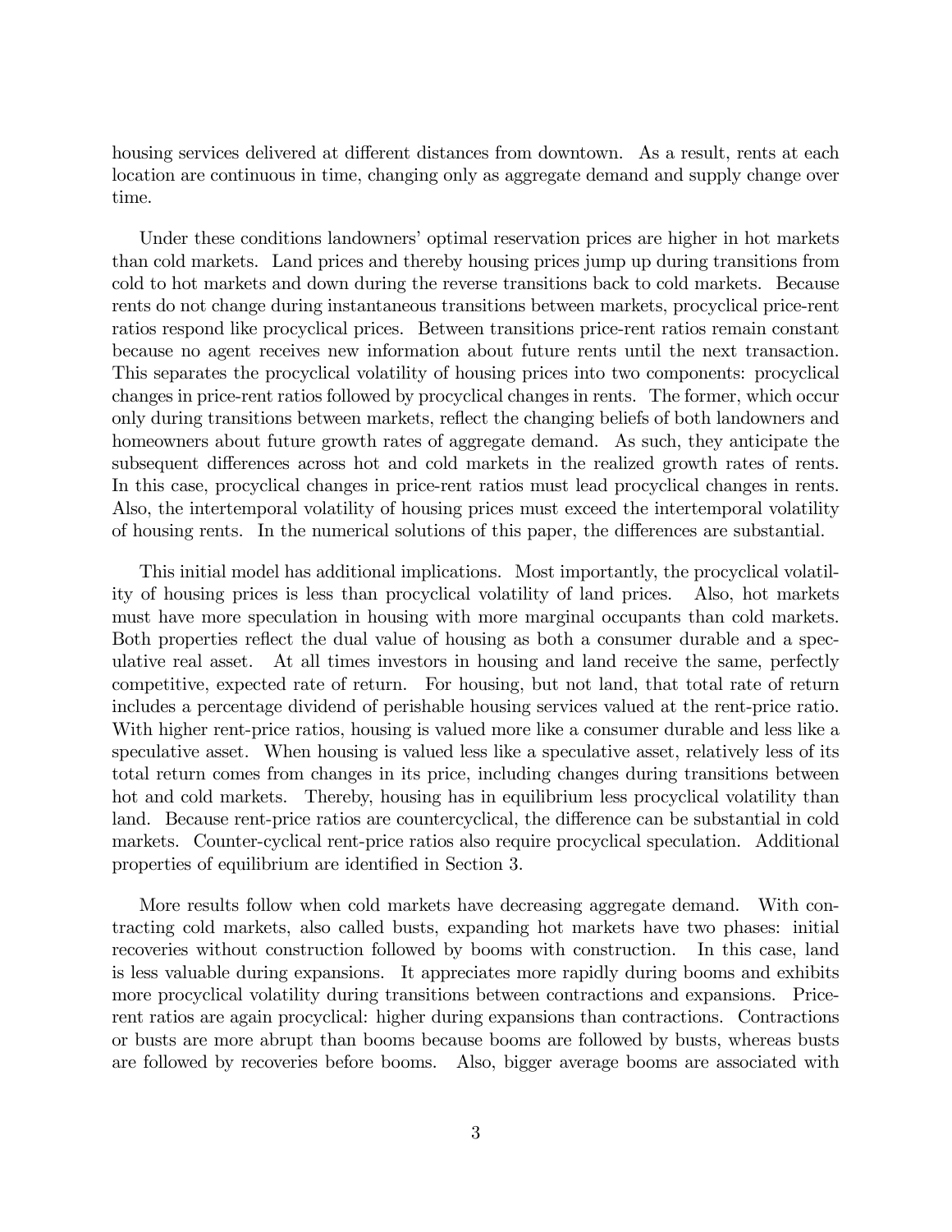housing services delivered at different distances from downtown. As a result, rents at each location are continuous in time, changing only as aggregate demand and supply change over time.

Under these conditions landowners' optimal reservation prices are higher in hot markets than cold markets. Land prices and thereby housing prices jump up during transitions from cold to hot markets and down during the reverse transitions back to cold markets. Because rents do not change during instantaneous transitions between markets, procyclical price-rent ratios respond like procyclical prices. Between transitions price-rent ratios remain constant because no agent receives new information about future rents until the next transaction. This separates the procyclical volatility of housing prices into two components: procyclical changes in price-rent ratios followed by procyclical changes in rents. The former, which occur only during transitions between markets, reflect the changing beliefs of both landowners and homeowners about future growth rates of aggregate demand. As such, they anticipate the subsequent differences across hot and cold markets in the realized growth rates of rents. In this case, procyclical changes in price-rent ratios must lead procyclical changes in rents. Also, the intertemporal volatility of housing prices must exceed the intertemporal volatility of housing rents. In the numerical solutions of this paper, the differences are substantial.

This initial model has additional implications. Most importantly, the procyclical volatility of housing prices is less than procyclical volatility of land prices. Also, hot markets must have more speculation in housing with more marginal occupants than cold markets. Both properties reflect the dual value of housing as both a consumer durable and a speculative real asset. At all times investors in housing and land receive the same, perfectly competitive, expected rate of return. For housing, but not land, that total rate of return includes a percentage dividend of perishable housing services valued at the rent-price ratio. With higher rent-price ratios, housing is valued more like a consumer durable and less like a speculative asset. When housing is valued less like a speculative asset, relatively less of its total return comes from changes in its price, including changes during transitions between hot and cold markets. Thereby, housing has in equilibrium less procyclical volatility than land. Because rent-price ratios are countercyclical, the difference can be substantial in cold markets. Counter-cyclical rent-price ratios also require procyclical speculation. Additional properties of equilibrium are identified in Section 3.

More results follow when cold markets have decreasing aggregate demand. With contracting cold markets, also called busts, expanding hot markets have two phases: initial recoveries without construction followed by booms with construction. In this case, land is less valuable during expansions. It appreciates more rapidly during booms and exhibits more procyclical volatility during transitions between contractions and expansions. Price-rent ratios are again procyclical: higher during expansions than contractions. Contractions or busts are more abrupt than booms because booms are followed by busts, whereas busts are followed by recoveries before booms. Also, bigger average booms are associated with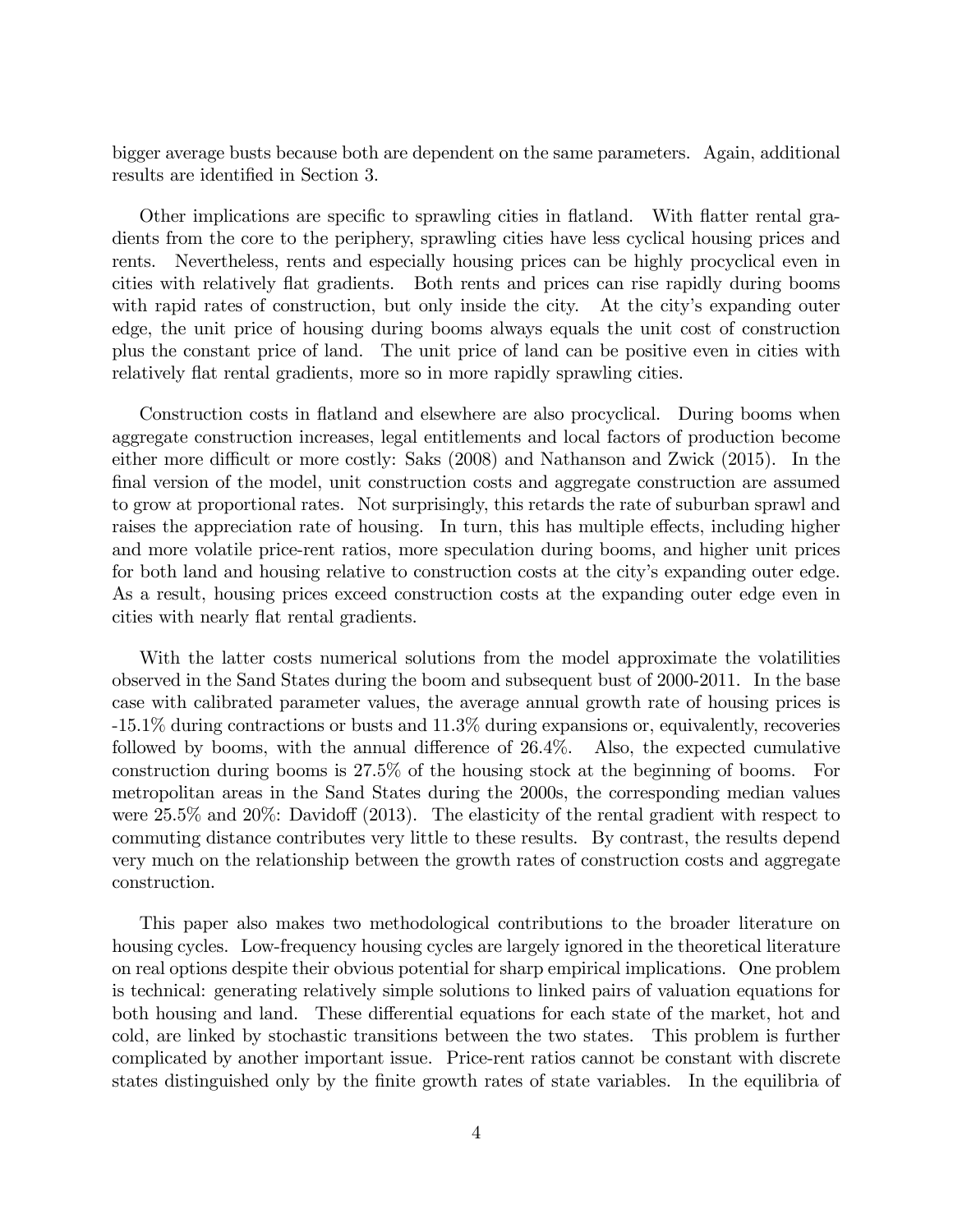bigger average busts because both are dependent on the same parameters. Again, additional results are identified in Section 3.

Other implications are specific to sprawling cities in flatland. With flatter rental gradients from the core to the periphery, sprawling cities have less cyclical housing prices and rents. Nevertheless, rents and especially housing prices can be highly procyclical even in cities with relatively flat gradients. Both rents and prices can rise rapidly during booms with rapid rates of construction, but only inside the city. At the city's expanding outer edge, the unit price of housing during booms always equals the unit cost of construction plus the constant price of land. The unit price of land can be positive even in cities with relatively flat rental gradients, more so in more rapidly sprawling cities.

Construction costs in flatland and elsewhere are also procyclical. During booms when aggregate construction increases, legal entitlements and local factors of production become either more difficult or more costly: Saks (2008) and Nathanson and Zwick (2015). In the final version of the model, unit construction costs and aggregate construction are assumed to grow at proportional rates. Not surprisingly, this retards the rate of suburban sprawl and raises the appreciation rate of housing. In turn, this has multiple effects, including higher and more volatile price-rent ratios, more speculation during booms, and higher unit prices for both land and housing relative to construction costs at the city's expanding outer edge. As a result, housing prices exceed construction costs at the expanding outer edge even in cities with nearly flat rental gradients.

With the latter costs numerical solutions from the model approximate the volatilities observed in the Sand States during the boom and subsequent bust of 2000-2011. In the base case with calibrated parameter values, the average annual growth rate of housing prices is -15.1% during contractions or busts and 11.3% during expansions or, equivalently, recoveries followed by booms, with the annual difference of 26.4%. Also, the expected cumulative construction during booms is 27.5% of the housing stock at the beginning of booms. For metropolitan areas in the Sand States during the 2000s, the corresponding median values were 25.5% and 20%: Davidoff (2013). The elasticity of the rental gradient with respect to commuting distance contributes very little to these results. By contrast, the results depend very much on the relationship between the growth rates of construction costs and aggregate construction.

This paper also makes two methodological contributions to the broader literature on housing cycles. Low-frequency housing cycles are largely ignored in the theoretical literature on real options despite their obvious potential for sharp empirical implications. One problem is technical: generating relatively simple solutions to linked pairs of valuation equations for both housing and land. These differential equations for each state of the market, hot and cold, are linked by stochastic transitions between the two states. This problem is further complicated by another important issue. Price-rent ratios cannot be constant with discrete states distinguished only by the finite growth rates of state variables. In the equilibria of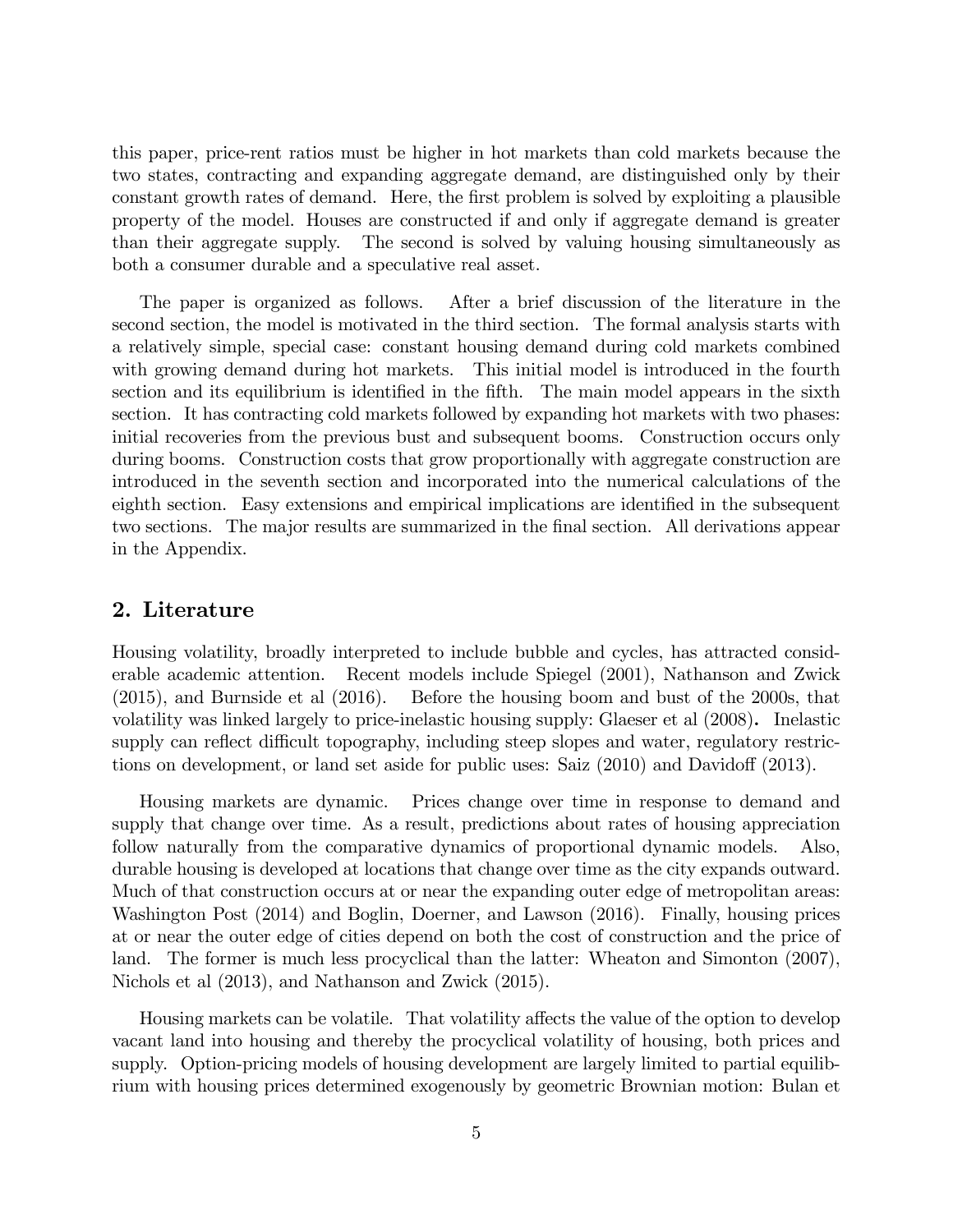this paper, price-rent ratios must be higher in hot markets than cold markets because the two states, contracting and expanding aggregate demand, are distinguished only by their constant growth rates of demand. Here, the first problem is solved by exploiting a plausible property of the model. Houses are constructed if and only if aggregate demand is greater than their aggregate supply. The second is solved by valuing housing simultaneously as both a consumer durable and a speculative real asset.

The paper is organized as follows. After a brief discussion of the literature in the second section, the model is motivated in the third section. The formal analysis starts with a relatively simple, special case: constant housing demand during cold markets combined with growing demand during hot markets. This initial model is introduced in the fourth section and its equilibrium is identified in the fifth. The main model appears in the sixth section. It has contracting cold markets followed by expanding hot markets with two phases: initial recoveries from the previous bust and subsequent booms. Construction occurs only during booms. Construction costs that grow proportionally with aggregate construction are introduced in the seventh section and incorporated into the numerical calculations of the eighth section. Easy extensions and empirical implications are identified in the subsequent two sections. The major results are summarized in the final section. All derivations appear in the Appendix.

## 2. Literature

Housing volatility, broadly interpreted to include bubble and cycles, has attracted considerable academic attention. Recent models include Spiegel (2001), Nathanson and Zwick (2015), and Burnside et al (2016). Before the housing boom and bust of the 2000s, that volatility was linked largely to price-inelastic housing supply: Glaeser et al (2008)**.** Inelastic supply can reflect difficult topography, including steep slopes and water, regulatory restrictions on development, or land set aside for public uses: Saiz (2010) and Davidoff (2013).

Housing markets are dynamic. Prices change over time in response to demand and supply that change over time. As a result, predictions about rates of housing appreciation follow naturally from the comparative dynamics of proportional dynamic models. Also, durable housing is developed at locations that change over time as the city expands outward. Much of that construction occurs at or near the expanding outer edge of metropolitan areas: Washington Post (2014) and Boglin, Doerner, and Lawson (2016). Finally, housing prices at or near the outer edge of cities depend on both the cost of construction and the price of land. The former is much less procyclical than the latter: Wheaton and Simonton (2007), Nichols et al (2013), and Nathanson and Zwick (2015).

Housing markets can be volatile. That volatility affects the value of the option to develop vacant land into housing and thereby the procyclical volatility of housing, both prices and supply. Option-pricing models of housing development are largely limited to partial equilibrium with housing prices determined exogenously by geometric Brownian motion: Bulan et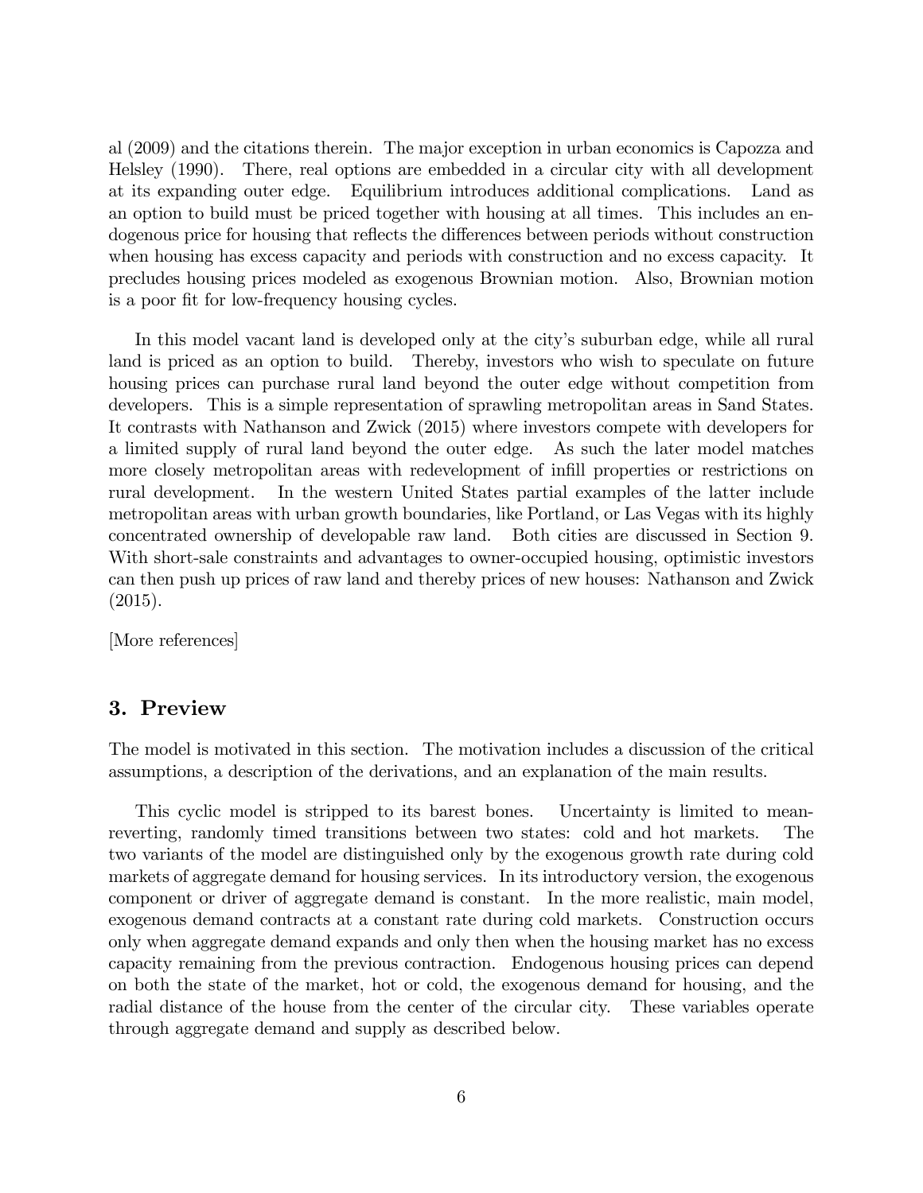al (2009) and the citations therein. The major exception in urban economics is Capozza and Helsley (1990). There, real options are embedded in a circular city with all development at its expanding outer edge. Equilibrium introduces additional complications. Land as an option to build must be priced together with housing at all times. This includes an endogenous price for housing that reflects the differences between periods without construction when housing has excess capacity and periods with construction and no excess capacity. It precludes housing prices modeled as exogenous Brownian motion. Also, Brownian motion is a poor fit for low-frequency housing cycles.

In this model vacant land is developed only at the city's suburban edge, while all rural land is priced as an option to build. Thereby, investors who wish to speculate on future housing prices can purchase rural land beyond the outer edge without competition from developers. This is a simple representation of sprawling metropolitan areas in Sand States. It contrasts with Nathanson and Zwick (2015) where investors compete with developers for a limited supply of rural land beyond the outer edge. As such the later model matches more closely metropolitan areas with redevelopment of infill properties or restrictions on rural development. In the western United States partial examples of the latter include metropolitan areas with urban growth boundaries, like Portland, or Las Vegas with its highly concentrated ownership of developable raw land. Both cities are discussed in Section 9. With short-sale constraints and advantages to owner-occupied housing, optimistic investors can then push up prices of raw land and thereby prices of new houses: Nathanson and Zwick (2015).

[More references]

## 3. Preview

The model is motivated in this section. The motivation includes a discussion of the critical assumptions, a description of the derivations, and an explanation of the main results.

This cyclic model is stripped to its barest bones. Uncertainty is limited to mean-reverting, randomly timed transitions between two states: cold and hot markets. The two variants of the model are distinguished only by the exogenous growth rate during cold markets of aggregate demand for housing services. In its introductory version, the exogenous component or driver of aggregate demand is constant. In the more realistic, main model, exogenous demand contracts at a constant rate during cold markets. Construction occurs only when aggregate demand expands and only then when the housing market has no excess capacity remaining from the previous contraction. Endogenous housing prices can depend on both the state of the market, hot or cold, the exogenous demand for housing, and the radial distance of the house from the center of the circular city. These variables operate through aggregate demand and supply as described below.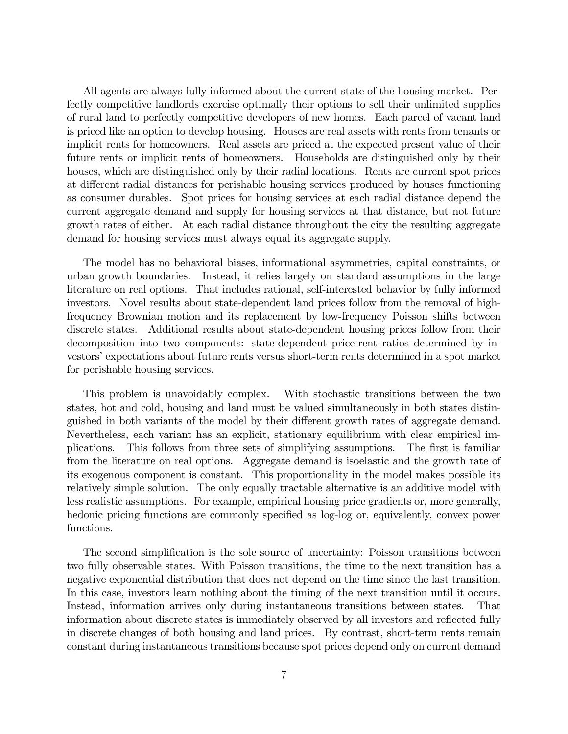All agents are always fully informed about the current state of the housing market. Perfectly competitive landlords exercise optimally their options to sell their unlimited supplies of rural land to perfectly competitive developers of new homes. Each parcel of vacant land is priced like an option to develop housing. Houses are real assets with rents from tenants or implicit rents for homeowners. Real assets are priced at the expected present value of their future rents or implicit rents of homeowners. Households are distinguished only by their houses, which are distinguished only by their radial locations. Rents are current spot prices at different radial distances for perishable housing services produced by houses functioning as consumer durables. Spot prices for housing services at each radial distance depend the current aggregate demand and supply for housing services at that distance, but not future growth rates of either. At each radial distance throughout the city the resulting aggregate demand for housing services must always equal its aggregate supply.

The model has no behavioral biases, informational asymmetries, capital constraints, or urban growth boundaries. Instead, it relies largely on standard assumptions in the large literature on real options. That includes rational, self-interested behavior by fully informed investors. Novel results about state-dependent land prices follow from the removal of high-frequency Brownian motion and its replacement by low-frequency Poisson shifts between discrete states. Additional results about state-dependent housing prices follow from their decomposition into two components: state-dependent price-rent ratios determined by investors' expectations about future rents versus short-term rents determined in a spot market for perishable housing services.

This problem is unavoidably complex. With stochastic transitions between the two states, hot and cold, housing and land must be valued simultaneously in both states distinguished in both variants of the model by their different growth rates of aggregate demand. Nevertheless, each variant has an explicit, stationary equilibrium with clear empirical implications. This follows from three sets of simplifying assumptions. The first is familiar from the literature on real options. Aggregate demand is isoelastic and the growth rate of its exogenous component is constant. This proportionality in the model makes possible its relatively simple solution. The only equally tractable alternative is an additive model with less realistic assumptions. For example, empirical housing price gradients or, more generally, hedonic pricing functions are commonly specified as log-log or, equivalently, convex power functions.

The second simplification is the sole source of uncertainty: Poisson transitions between two fully observable states. With Poisson transitions, the time to the next transition has a negative exponential distribution that does not depend on the time since the last transition. In this case, investors learn nothing about the timing of the next transition until it occurs. Instead, information arrives only during instantaneous transitions between states. That information about discrete states is immediately observed by all investors and reflected fully in discrete changes of both housing and land prices. By contrast, short-term rents remain constant during instantaneous transitions because spot prices depend only on current demand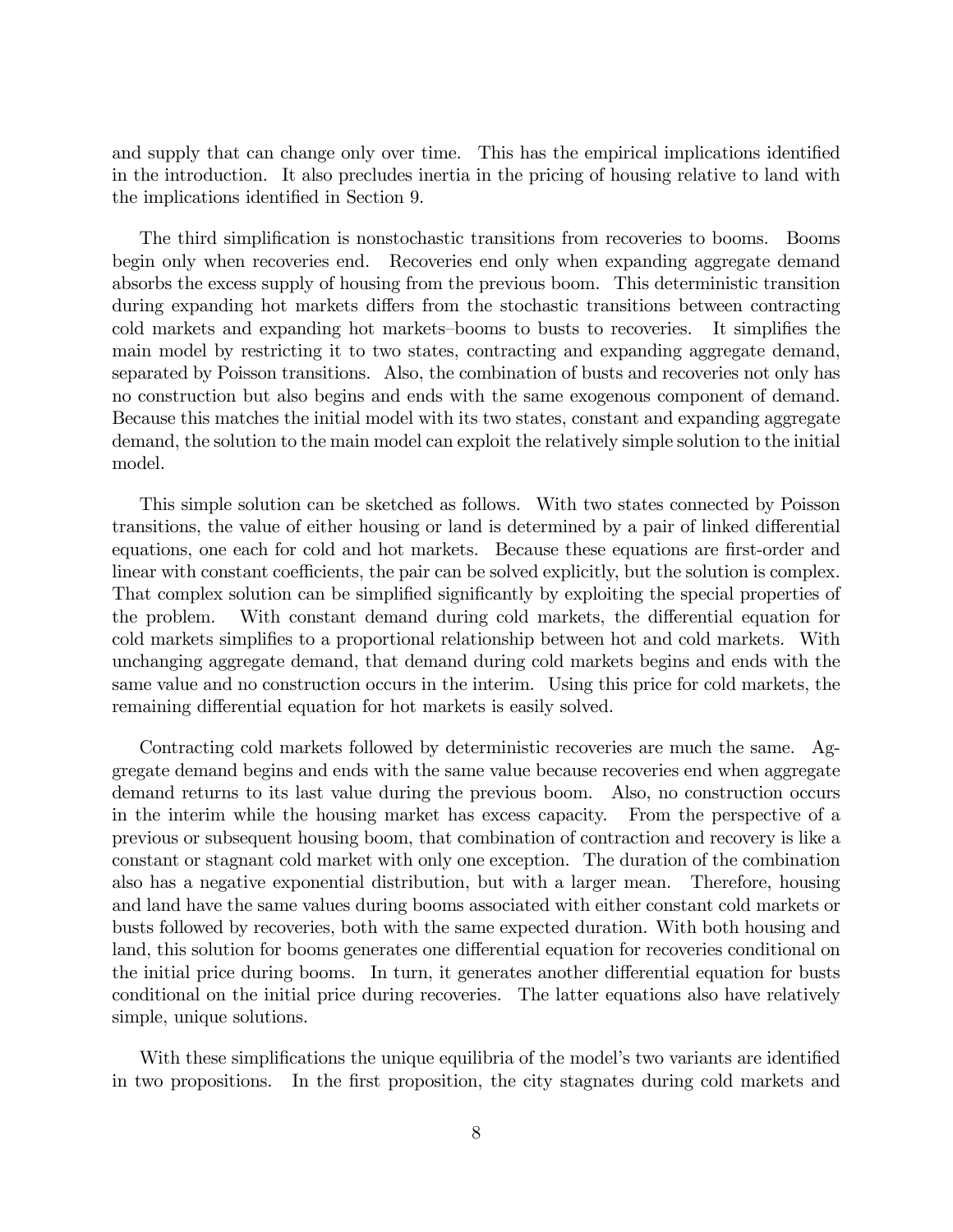and supply that can change only over time. This has the empirical implications identified in the introduction. It also precludes inertia in the pricing of housing relative to land with the implications identified in Section 9.

The third simplification is nonstochastic transitions from recoveries to booms. Booms begin only when recoveries end. Recoveries end only when expanding aggregate demand absorbs the excess supply of housing from the previous boom. This deterministic transition during expanding hot markets differs from the stochastic transitions between contracting cold markets and expanding hot markets–booms to busts to recoveries. It simplifies the main model by restricting it to two states, contracting and expanding aggregate demand, separated by Poisson transitions. Also, the combination of busts and recoveries not only has no construction but also begins and ends with the same exogenous component of demand. Because this matches the initial model with its two states, constant and expanding aggregate demand, the solution to the main model can exploit the relatively simple solution to the initial model.

This simple solution can be sketched as follows. With two states connected by Poisson transitions, the value of either housing or land is determined by a pair of linked differential equations, one each for cold and hot markets. Because these equations are first-order and linear with constant coefficients, the pair can be solved explicitly, but the solution is complex. That complex solution can be simplified significantly by exploiting the special properties of the problem. With constant demand during cold markets, the differential equation for cold markets simplifies to a proportional relationship between hot and cold markets. With unchanging aggregate demand, that demand during cold markets begins and ends with the same value and no construction occurs in the interim. Using this price for cold markets, the remaining differential equation for hot markets is easily solved.

Contracting cold markets followed by deterministic recoveries are much the same. Aggregate demand begins and ends with the same value because recoveries end when aggregate demand returns to its last value during the previous boom. Also, no construction occurs in the interim while the housing market has excess capacity. From the perspective of a previous or subsequent housing boom, that combination of contraction and recovery is like a constant or stagnant cold market with only one exception. The duration of the combination also has a negative exponential distribution, but with a larger mean. Therefore, housing and land have the same values during booms associated with either constant cold markets or busts followed by recoveries, both with the same expected duration. With both housing and land, this solution for booms generates one differential equation for recoveries conditional on the initial price during booms. In turn, it generates another differential equation for busts conditional on the initial price during recoveries. The latter equations also have relatively simple, unique solutions.

With these simplifications the unique equilibria of the model's two variants are identified in two propositions. In the first proposition, the city stagnates during cold markets and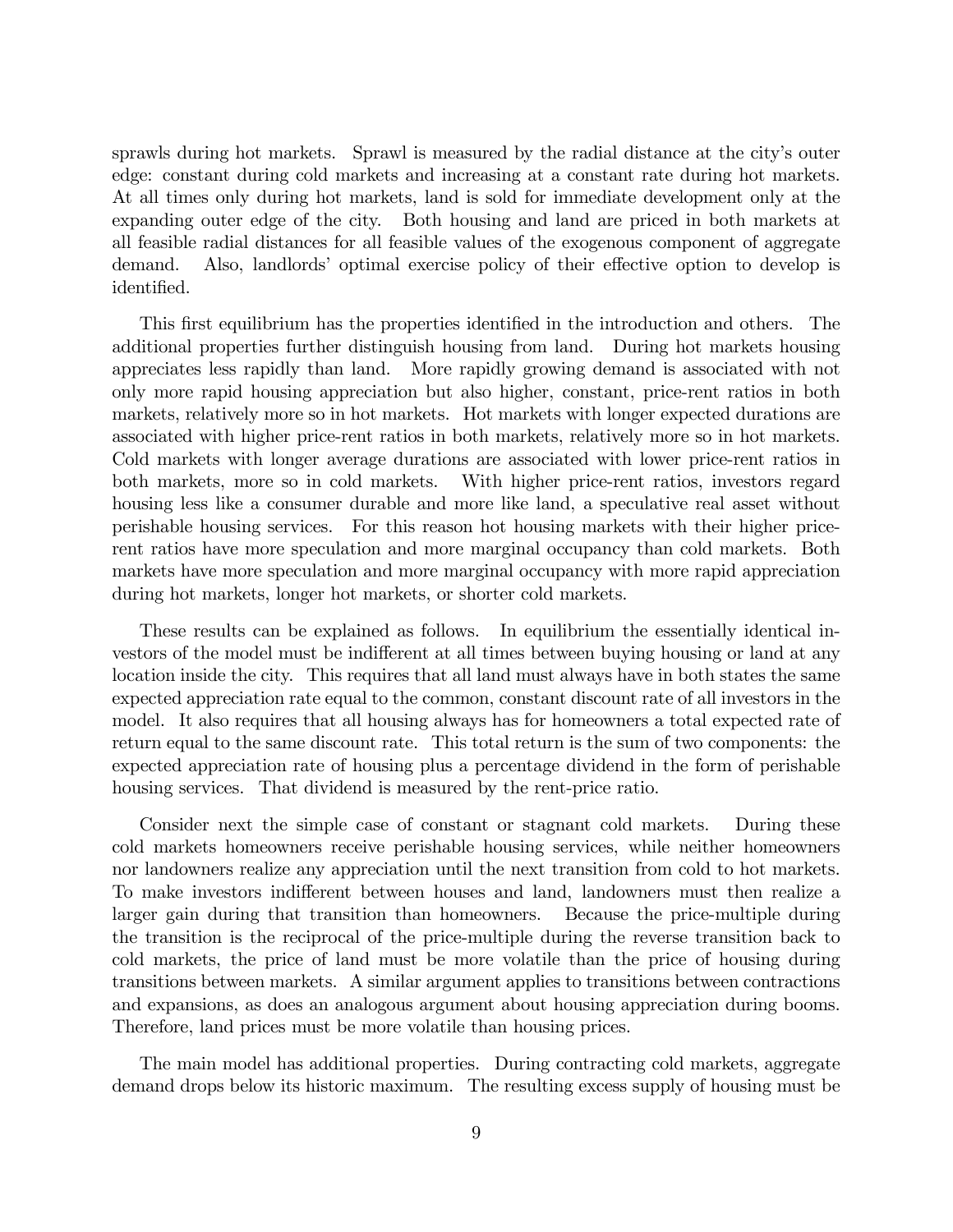sprawls during hot markets. Sprawl is measured by the radial distance at the city's outer edge: constant during cold markets and increasing at a constant rate during hot markets. At all times only during hot markets, land is sold for immediate development only at the expanding outer edge of the city. Both housing and land are priced in both markets at all feasible radial distances for all feasible values of the exogenous component of aggregate demand. Also, landlords' optimal exercise policy of their effective option to develop is identified.

This first equilibrium has the properties identified in the introduction and others. The additional properties further distinguish housing from land. During hot markets housing appreciates less rapidly than land. More rapidly growing demand is associated with not only more rapid housing appreciation but also higher, constant, price-rent ratios in both markets, relatively more so in hot markets. Hot markets with longer expected durations are associated with higher price-rent ratios in both markets, relatively more so in hot markets. Cold markets with longer average durations are associated with lower price-rent ratios in both markets, more so in cold markets. With higher price-rent ratios, investors regard housing less like a consumer durable and more like land, a speculative real asset without perishable housing services. For this reason hot housing markets with their higher price-rent ratios have more speculation and more marginal occupancy than cold markets. Both markets have more speculation and more marginal occupancy with more rapid appreciation during hot markets, longer hot markets, or shorter cold markets.

These results can be explained as follows. In equilibrium the essentially identical investors of the model must be indifferent at all times between buying housing or land at any location inside the city. This requires that all land must always have in both states the same expected appreciation rate equal to the common, constant discount rate of all investors in the model. It also requires that all housing always has for homeowners a total expected rate of return equal to the same discount rate. This total return is the sum of two components: the expected appreciation rate of housing plus a percentage dividend in the form of perishable housing services. That dividend is measured by the rent-price ratio.

Consider next the simple case of constant or stagnant cold markets. During these cold markets homeowners receive perishable housing services, while neither homeowners nor landowners realize any appreciation until the next transition from cold to hot markets. To make investors indifferent between houses and land, landowners must then realize a larger gain during that transition than homeowners. Because the price-multiple during the transition is the reciprocal of the price-multiple during the reverse transition back to cold markets, the price of land must be more volatile than the price of housing during transitions between markets. A similar argument applies to transitions between contractions and expansions, as does an analogous argument about housing appreciation during booms. Therefore, land prices must be more volatile than housing prices.

The main model has additional properties. During contracting cold markets, aggregate demand drops below its historic maximum. The resulting excess supply of housing must be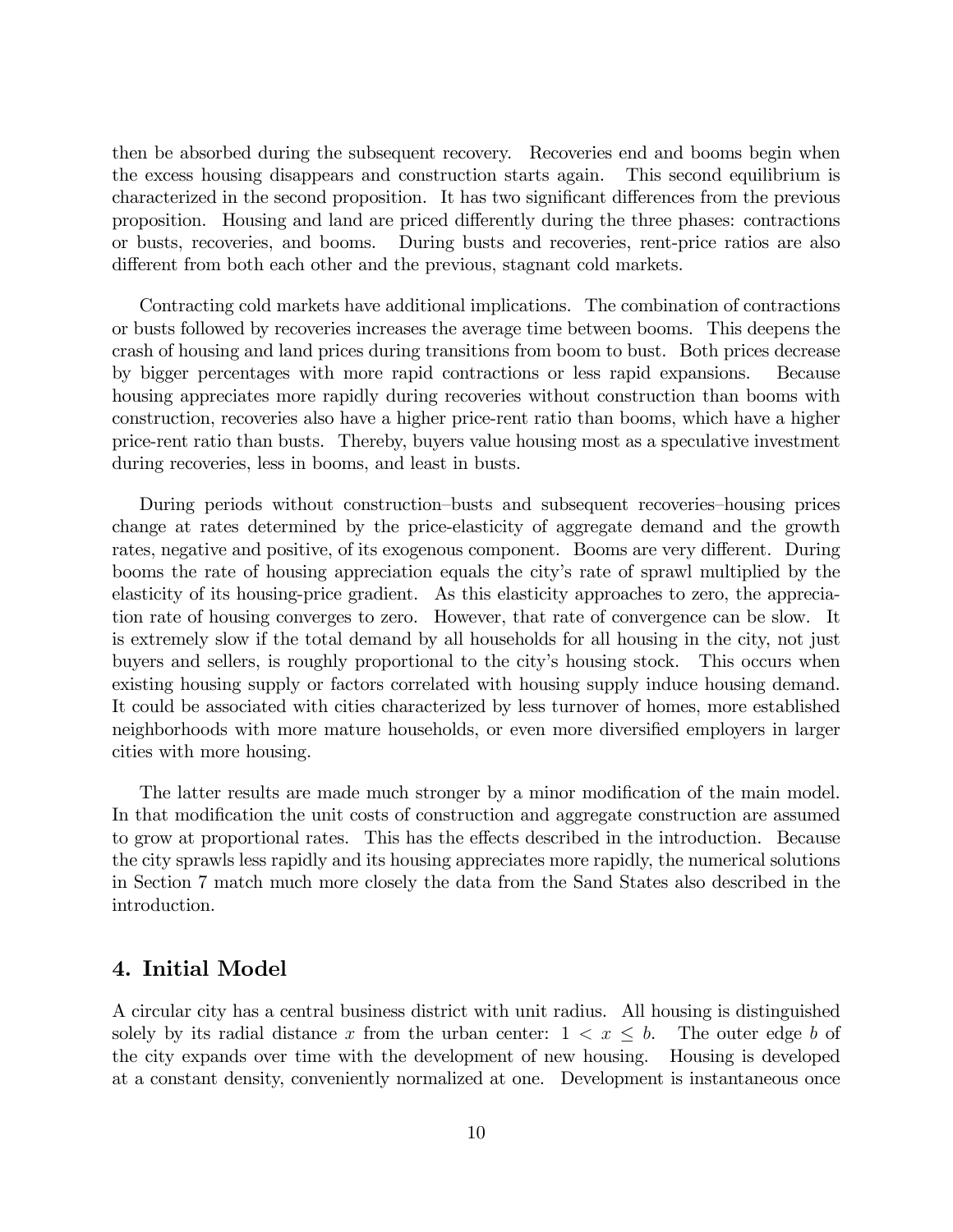then be absorbed during the subsequent recovery. Recoveries end and booms begin when the excess housing disappears and construction starts again. This second equilibrium is characterized in the second proposition. It has two significant differences from the previous proposition. Housing and land are priced differently during the three phases: contractions or busts, recoveries, and booms. During busts and recoveries, rent-price ratios are also different from both each other and the previous, stagnant cold markets.

Contracting cold markets have additional implications. The combination of contractions or busts followed by recoveries increases the average time between booms. This deepens the crash of housing and land prices during transitions from boom to bust. Both prices decrease by bigger percentages with more rapid contractions or less rapid expansions. Because housing appreciates more rapidly during recoveries without construction than booms with construction, recoveries also have a higher price-rent ratio than booms, which have a higher price-rent ratio than busts. Thereby, buyers value housing most as a speculative investment during recoveries, less in booms, and least in busts.

During periods without construction–busts and subsequent recoveries–housing prices change at rates determined by the price-elasticity of aggregate demand and the growth rates, negative and positive, of its exogenous component. Booms are very different. During booms the rate of housing appreciation equals the city's rate of sprawl multiplied by the elasticity of its housing-price gradient. As this elasticity approaches to zero, the appreciation rate of housing converges to zero. However, that rate of convergence can be slow. It is extremely slow if the total demand by all households for all housing in the city, not just buyers and sellers, is roughly proportional to the city's housing stock. This occurs when existing housing supply or factors correlated with housing supply induce housing demand. It could be associated with cities characterized by less turnover of homes, more established neighborhoods with more mature households, or even more diversified employers in larger cities with more housing.

The latter results are made much stronger by a minor modification of the main model. In that modification the unit costs of construction and aggregate construction are assumed to grow at proportional rates. This has the effects described in the introduction. Because the city sprawls less rapidly and its housing appreciates more rapidly, the numerical solutions in Section 7 match much more closely the data from the Sand States also described in the introduction.

## 4. Initial Model

A circular city has a central business district with unit radius. All housing is distinguished solely by its radial distance $x$ from the urban center: $1 < x \leq b$. The outer edge $b$ of the city expands over time with the development of new housing. Housing is developed at a constant density, conveniently normalized at one. Development is instantaneous once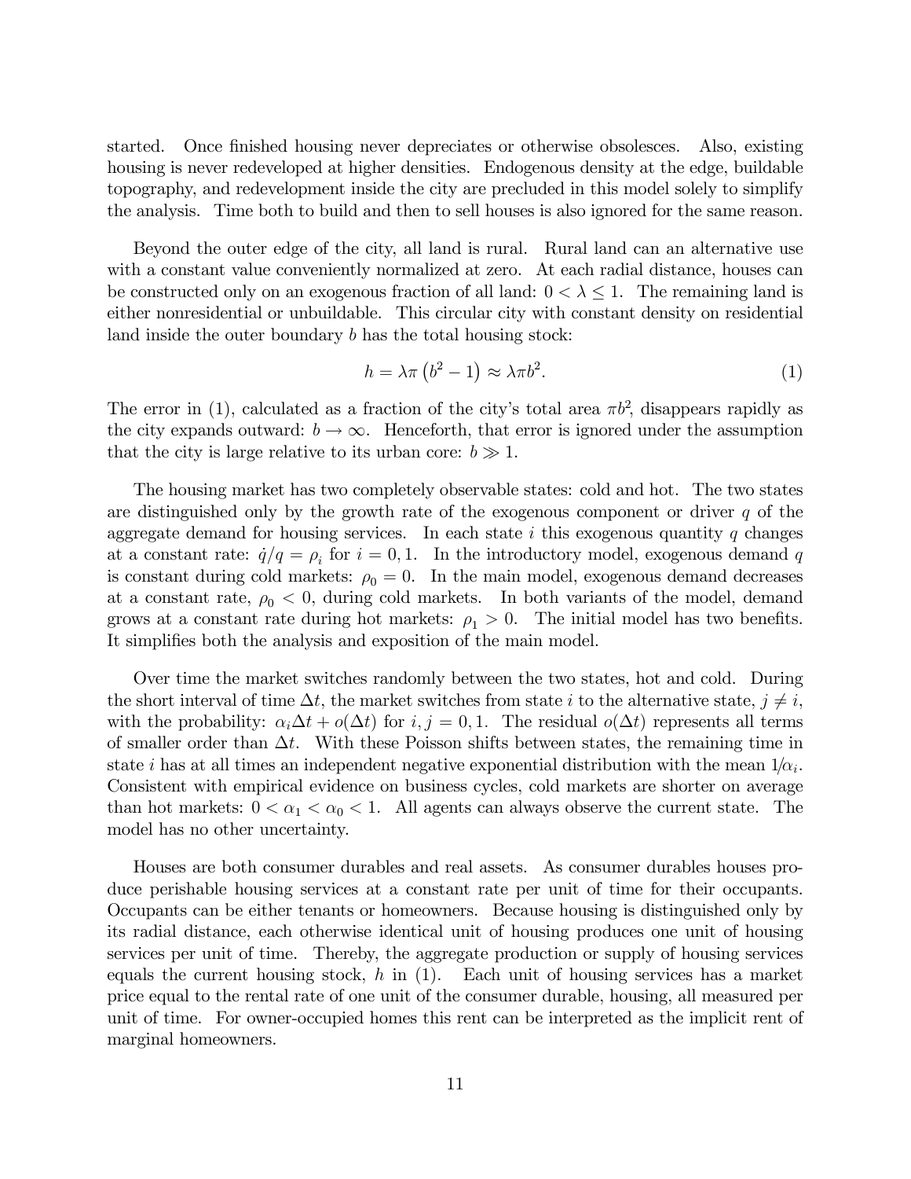started. Once finished housing never depreciates or otherwise obsolesces. Also, existing housing is never redeveloped at higher densities. Endogenous density at the edge, buildable topography, and redevelopment inside the city are precluded in this model solely to simplify the analysis. Time both to build and then to sell houses is also ignored for the same reason.

Beyond the outer edge of the city, all land is rural. Rural land can an alternative use with a constant value conveniently normalized at zero. At each radial distance, houses can be constructed only on an exogenous fraction of all land: $0 < \lambda \leq 1$. The remaining land is either nonresidential or unbuildable. This circular city with constant density on residential land inside the outer boundary $b$ has the total housing stock:

$$h = \lambda\pi\left(b^2 - 1\right) \approx \lambda\pi b^2. \tag{1}$$

The error in (1), calculated as a fraction of the city's total area $\pi b^2$, disappears rapidly as the city expands outward: $b \to \infty$. Henceforth, that error is ignored under the assumption that the city is large relative to its urban core: $b \gg 1$.

The housing market has two completely observable states: cold and hot. The two states are distinguished only by the growth rate of the exogenous component or driver $q$ of the aggregate demand for housing services. In each state $i$ this exogenous quantity $q$ changes at a constant rate: $\dot{q}/q = \rho_i$ for $i = 0, 1$. In the introductory model, exogenous demand $q$ is constant during cold markets: $\rho_0 = 0$. In the main model, exogenous demand decreases at a constant rate, $\rho_0 < 0$, during cold markets. In both variants of the model, demand grows at a constant rate during hot markets: $\rho_1 > 0$. The initial model has two benefits. It simplifies both the analysis and exposition of the main model.

Over time the market switches randomly between the two states, hot and cold. During the short interval of time $\Delta t$, the market switches from state $i$ to the alternative state, $j \neq i$, with the probability: $\alpha_i \Delta t + o(\Delta t)$ for $i, j = 0, 1$. The residual $o(\Delta t)$ represents all terms of smaller order than $\Delta t$. With these Poisson shifts between states, the remaining time in state $i$ has at all times an independent negative exponential distribution with the mean $1/\alpha_i$. Consistent with empirical evidence on business cycles, cold markets are shorter on average than hot markets: $0 < \alpha_1 < \alpha_0 < 1$. All agents can always observe the current state. The model has no other uncertainty.

Houses are both consumer durables and real assets. As consumer durables houses produce perishable housing services at a constant rate per unit of time for their occupants. Occupants can be either tenants or homeowners. Because housing is distinguished only by its radial distance, each otherwise identical unit of housing produces one unit of housing services per unit of time. Thereby, the aggregate production or supply of housing services equals the current housing stock, $h$ in (1). Each unit of housing services has a market price equal to the rental rate of one unit of the consumer durable, housing, all measured per unit of time. For owner-occupied homes this rent can be interpreted as the implicit rent of marginal homeowners.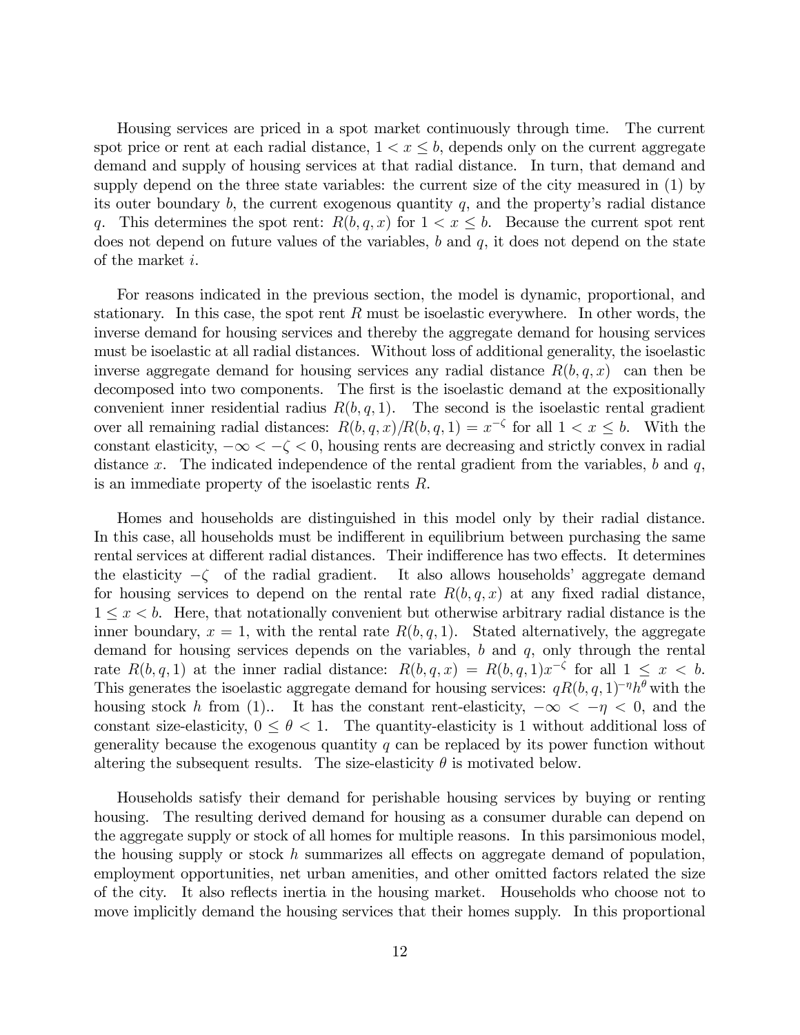Housing services are priced in a spot market continuously through time. The current spot price or rent at each radial distance, $1 < x \leq b$, depends only on the current aggregate demand and supply of housing services at that radial distance. In turn, that demand and supply depend on the three state variables: the current size of the city measured in (1) by its outer boundary $b$, the current exogenous quantity $q$, and the property's radial distance $q$. This determines the spot rent: $R(b, q, x)$ for $1 < x \leq b$. Because the current spot rent does not depend on future values of the variables, $b$ and $q$, it does not depend on the state of the market $i$.

For reasons indicated in the previous section, the model is dynamic, proportional, and stationary. In this case, the spot rent $R$ must be isoelastic everywhere. In other words, the inverse demand for housing services and thereby the aggregate demand for housing services must be isoelastic at all radial distances. Without loss of additional generality, the isoelastic inverse aggregate demand for housing services any radial distance $R(b, q, x)$ can then be decomposed into two components. The first is the isoelastic demand at the expositionally convenient inner residential radius $R(b, q, 1)$. The second is the isoelastic rental gradient over all remaining radial distances: $R(b, q, x)/R(b, q, 1) = x^{-\zeta}$ for all $1 < x \leq b$. With the constant elasticity, $-\infty < -\zeta < 0$, housing rents are decreasing and strictly convex in radial distance $x$. The indicated independence of the rental gradient from the variables, $b$ and $q$, is an immediate property of the isoelastic rents $R$.

Homes and households are distinguished in this model only by their radial distance. In this case, all households must be indifferent in equilibrium between purchasing the same rental services at different radial distances. Their indifference has two effects. It determines the elasticity $-\zeta$ of the radial gradient. It also allows households' aggregate demand for housing services to depend on the rental rate $R(b, q, x)$ at any fixed radial distance, $1 \leq x < b$. Here, that notationally convenient but otherwise arbitrary radial distance is the inner boundary, $x = 1$, with the rental rate $R(b, q, 1)$. Stated alternatively, the aggregate demand for housing services depends on the variables, $b$ and $q$, only through the rental rate $R(b, q, 1)$ at the inner radial distance: $R(b, q, x) = R(b, q, 1)x^{-\zeta}$ for all $1 \leq x < b$. This generates the isoelastic aggregate demand for housing services: $qR(b, q, 1)^{-\eta}h^{\theta}$ with the housing stock $h$ from (1).. It has the constant rent-elasticity, $-\infty < -\eta < 0$, and the constant size-elasticity, $0 \leq \theta < 1$. The quantity-elasticity is 1 without additional loss of generality because the exogenous quantity $q$ can be replaced by its power function without altering the subsequent results. The size-elasticity $\theta$ is motivated below.

Households satisfy their demand for perishable housing services by buying or renting housing. The resulting derived demand for housing as a consumer durable can depend on the aggregate supply or stock of all homes for multiple reasons. In this parsimonious model, the housing supply or stock $h$ summarizes all effects on aggregate demand of population, employment opportunities, net urban amenities, and other omitted factors related the size of the city. It also reflects inertia in the housing market. Households who choose not to move implicitly demand the housing services that their homes supply. In this proportional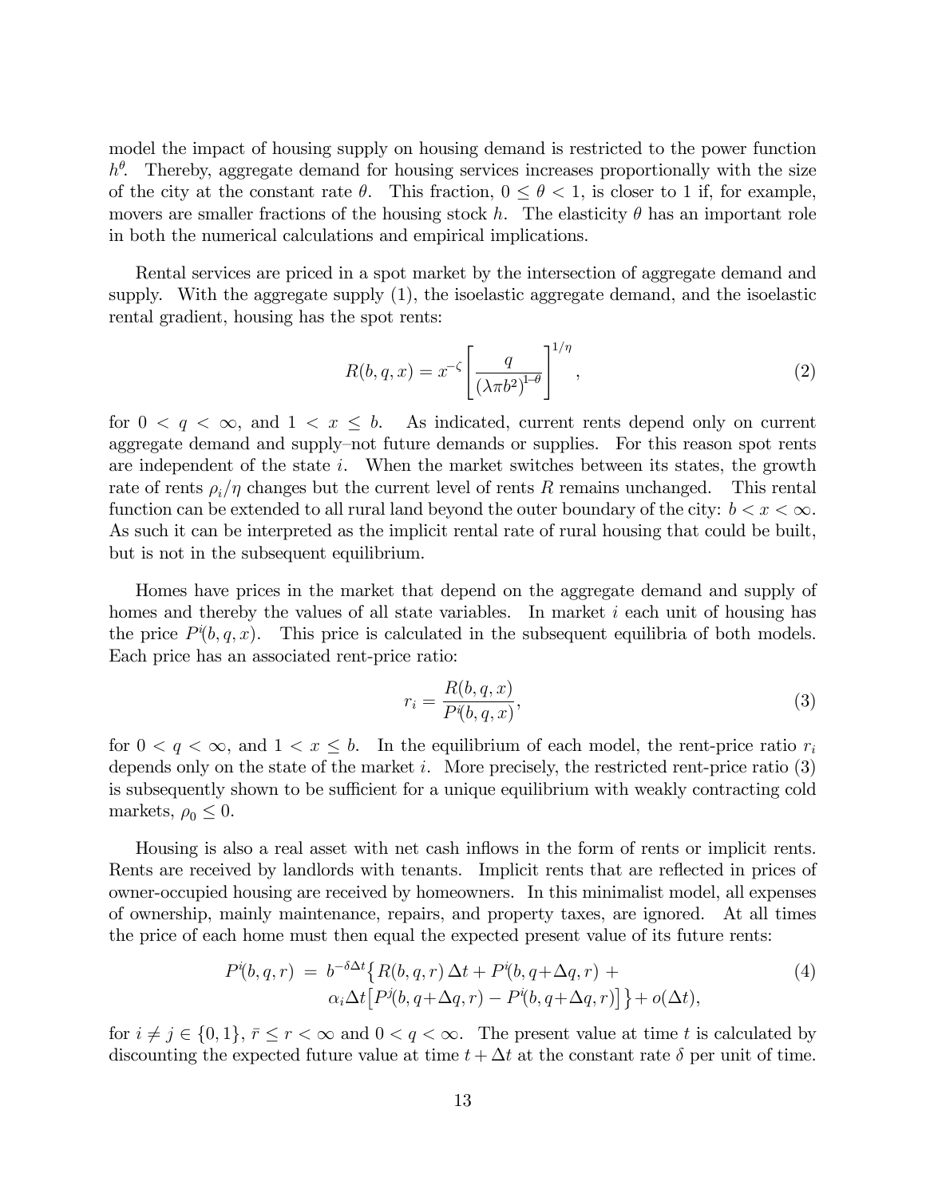model the impact of housing supply on housing demand is restricted to the power function $h^{\theta}$. Thereby, aggregate demand for housing services increases proportionally with the size of the city at the constant rate $\theta$. This fraction, $0 \leq \theta < 1$, is closer to 1 if, for example, movers are smaller fractions of the housing stock $h$. The elasticity $\theta$ has an important role in both the numerical calculations and empirical implications.

Rental services are priced in a spot market by the intersection of aggregate demand and supply. With the aggregate supply (1), the isoelastic aggregate demand, and the isoelastic rental gradient, housing has the spot rents:

$$R(b, q, x) = x^{-\zeta} \left[ \frac{q}{(\lambda \pi b^2)^{1-\theta}} \right]^{1/\eta}, \tag{2}$$

for $0 < q < \infty$, and $1 < x \leq b$. As indicated, current rents depend only on current aggregate demand and supply–not future demands or supplies. For this reason spot rents are independent of the state $i$. When the market switches between its states, the growth rate of rents $\rho_i/\eta$ changes but the current level of rents $R$ remains unchanged. This rental function can be extended to all rural land beyond the outer boundary of the city: $b < x < \infty$. As such it can be interpreted as the implicit rental rate of rural housing that could be built, but is not in the subsequent equilibrium.

Homes have prices in the market that depend on the aggregate demand and supply of homes and thereby the values of all state variables. In market $i$ each unit of housing has the price $P^i(b, q, x)$. This price is calculated in the subsequent equilibria of both models. Each price has an associated rent-price ratio:

$$r_i = \frac{R(b, q, x)}{P^i(b, q, x)}, \tag{3}$$

for $0 < q < \infty$, and $1 < x \leq b$. In the equilibrium of each model, the rent-price ratio $r_i$ depends only on the state of the market $i$. More precisely, the restricted rent-price ratio (3) is subsequently shown to be sufficient for a unique equilibrium with weakly contracting cold markets, $\rho_0 \leq 0$.

Housing is also a real asset with net cash inflows in the form of rents or implicit rents. Rents are received by landlords with tenants. Implicit rents that are reflected in prices of owner-occupied housing are received by homeowners. In this minimalist model, all expenses of ownership, mainly maintenance, repairs, and property taxes, are ignored. At all times the price of each home must then equal the expected present value of its future rents:

$$\begin{aligned} P^i(b, q, r) \;=\; & b^{-\delta \Delta t} \big\{ R(b, q, r)\, \Delta t + P^i(b, q + \Delta q, r) \;+ \\ & \alpha_i \Delta t \big[ P^j(b, q + \Delta q, r) - P^i(b, q + \Delta q, r) \big] \big\} + o(\Delta t), \end{aligned} \tag{4}$$

for $i \neq j \in \{0, 1\}$, $\bar{r} \leq r < \infty$ and $0 < q < \infty$. The present value at time $t$ is calculated by discounting the expected future value at time $t + \Delta t$ at the constant rate $\delta$ per unit of time.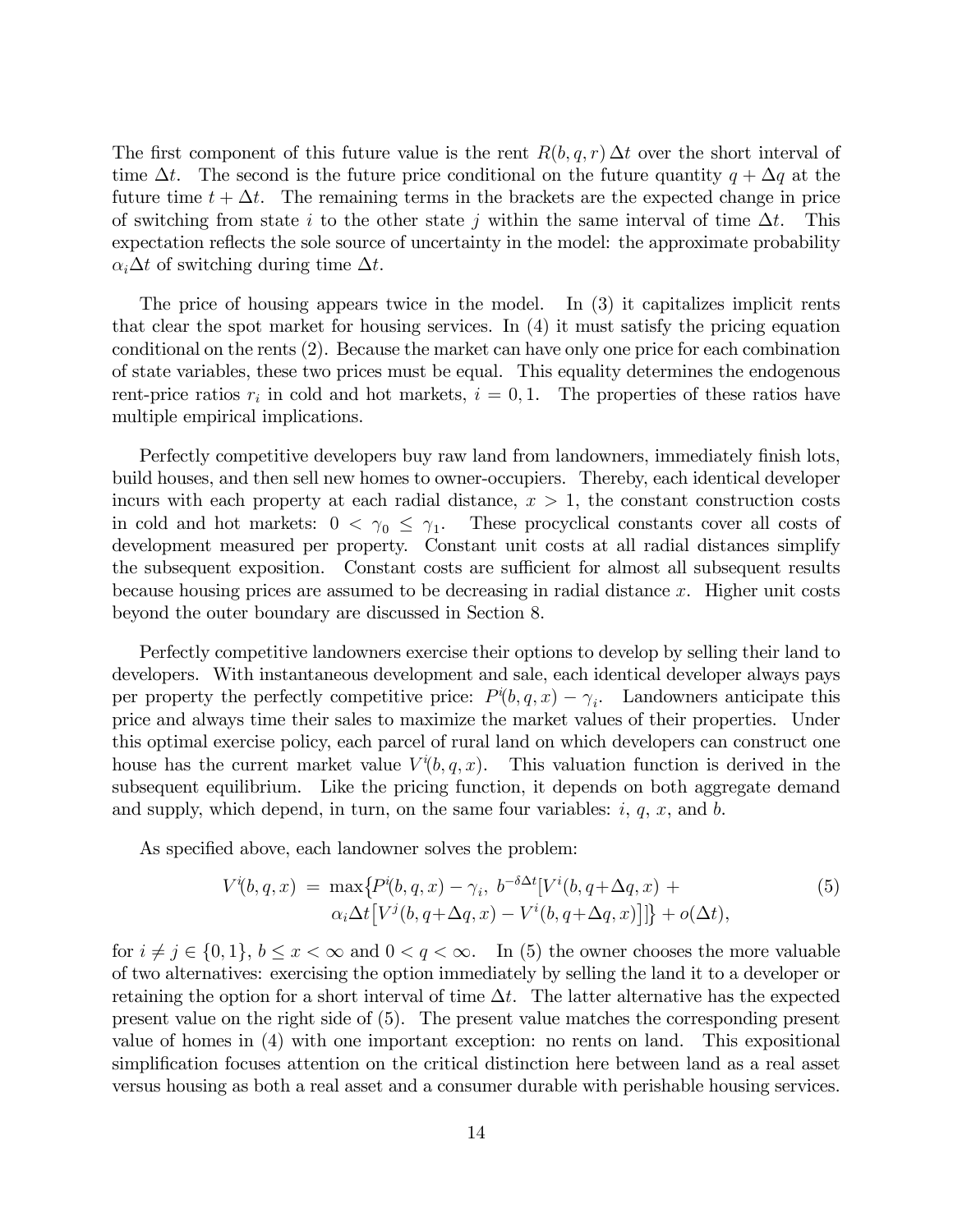The first component of this future value is the rent $R(b, q, r)\,\Delta t$ over the short interval of time $\Delta t$. The second is the future price conditional on the future quantity $q + \Delta q$ at the future time $t + \Delta t$. The remaining terms in the brackets are the expected change in price of switching from state $i$ to the other state $j$ within the same interval of time $\Delta t$. This expectation reflects the sole source of uncertainty in the model: the approximate probability $\alpha_i \Delta t$ of switching during time $\Delta t$.

The price of housing appears twice in the model. In (3) it capitalizes implicit rents that clear the spot market for housing services. In (4) it must satisfy the pricing equation conditional on the rents (2). Because the market can have only one price for each combination of state variables, these two prices must be equal. This equality determines the endogenous rent-price ratios $r_i$ in cold and hot markets, $i = 0, 1$. The properties of these ratios have multiple empirical implications.

Perfectly competitive developers buy raw land from landowners, immediately finish lots, build houses, and then sell new homes to owner-occupiers. Thereby, each identical developer incurs with each property at each radial distance, $x > 1$, the constant construction costs in cold and hot markets: $0 < \gamma_0 \leq \gamma_1$. These procyclical constants cover all costs of development measured per property. Constant unit costs at all radial distances simplify the subsequent exposition. Constant costs are sufficient for almost all subsequent results because housing prices are assumed to be decreasing in radial distance $x$. Higher unit costs beyond the outer boundary are discussed in Section 8.

Perfectly competitive landowners exercise their options to develop by selling their land to developers. With instantaneous development and sale, each identical developer always pays per property the perfectly competitive price: $P^i(b, q, x) - \gamma_i$. Landowners anticipate this price and always time their sales to maximize the market values of their properties. Under this optimal exercise policy, each parcel of rural land on which developers can construct one house has the current market value $V^i(b, q, x)$. This valuation function is derived in the subsequent equilibrium. Like the pricing function, it depends on both aggregate demand and supply, which depend, in turn, on the same four variables: $i$, $q$, $x$, and $b$.

As specified above, each landowner solves the problem:

$$
\begin{aligned}
V^i(b, q, x) \;=\; \max\bigl\{&P^i(b, q, x) - \gamma_i,\; b^{-\delta \Delta t}[V^i(b, q{+}\Delta q, x) \;+ \\
&\alpha_i \Delta t\bigl[V^j(b, q{+}\Delta q, x) - V^i(b, q{+}\Delta q, x)\bigr]]\bigr\} + o(\Delta t),
\end{aligned} \tag{5}
$$

for $i \neq j \in \{0, 1\}$, $b \leq x < \infty$ and $0 < q < \infty$. In (5) the owner chooses the more valuable of two alternatives: exercising the option immediately by selling the land it to a developer or retaining the option for a short interval of time $\Delta t$. The latter alternative has the expected present value on the right side of (5). The present value matches the corresponding present value of homes in (4) with one important exception: no rents on land. This expositional simplification focuses attention on the critical distinction here between land as a real asset versus housing as both a real asset and a consumer durable with perishable housing services.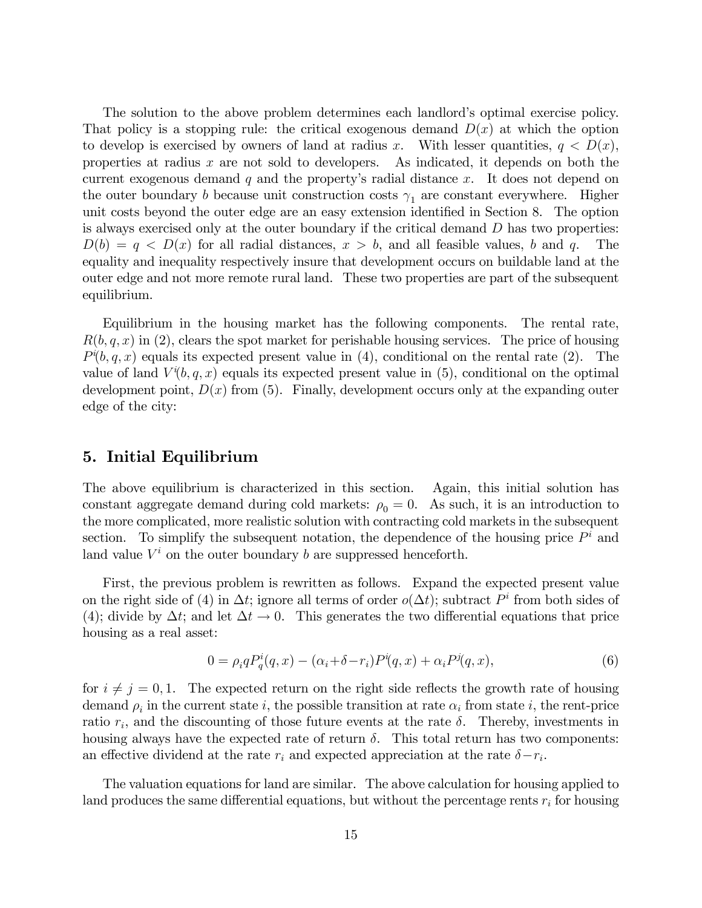The solution to the above problem determines each landlord's optimal exercise policy. That policy is a stopping rule: the critical exogenous demand $D(x)$ at which the option to develop is exercised by owners of land at radius $x$. With lesser quantities, $q < D(x)$, properties at radius $x$ are not sold to developers. As indicated, it depends on both the current exogenous demand $q$ and the property's radial distance $x$. It does not depend on the outer boundary $b$ because unit construction costs $\gamma_1$ are constant everywhere. Higher unit costs beyond the outer edge are an easy extension identified in Section 8. The option is always exercised only at the outer boundary if the critical demand $D$ has two properties: $D(b) = q < D(x)$ for all radial distances, $x > b$, and all feasible values, $b$ and $q$. The equality and inequality respectively insure that development occurs on buildable land at the outer edge and not more remote rural land. These two properties are part of the subsequent equilibrium.

Equilibrium in the housing market has the following components. The rental rate, $R(b, q, x)$ in (2), clears the spot market for perishable housing services. The price of housing $P^i(b, q, x)$ equals its expected present value in (4), conditional on the rental rate (2). The value of land $V^i(b, q, x)$ equals its expected present value in (5), conditional on the optimal development point, $D(x)$ from (5). Finally, development occurs only at the expanding outer edge of the city:

## 5. Initial Equilibrium

The above equilibrium is characterized in this section. Again, this initial solution has constant aggregate demand during cold markets: $\rho_0 = 0$. As such, it is an introduction to the more complicated, more realistic solution with contracting cold markets in the subsequent section. To simplify the subsequent notation, the dependence of the housing price $P^i$ and land value $V^i$ on the outer boundary $b$ are suppressed henceforth.

First, the previous problem is rewritten as follows. Expand the expected present value on the right side of (4) in $\Delta t$; ignore all terms of order $o(\Delta t)$; subtract $P^i$ from both sides of (4); divide by $\Delta t$; and let $\Delta t \to 0$. This generates the two differential equations that price housing as a real asset:

$$0 = \rho_i q P^i_q(q, x) - (\alpha_i + \delta - r_i) P^i(q, x) + \alpha_i P^j(q, x), \tag{6}$$

for $i \neq j = 0, 1$. The expected return on the right side reflects the growth rate of housing demand $\rho_i$ in the current state $i$, the possible transition at rate $\alpha_i$ from state $i$, the rent-price ratio $r_i$, and the discounting of those future events at the rate $\delta$. Thereby, investments in housing always have the expected rate of return $\delta$. This total return has two components: an effective dividend at the rate $r_i$ and expected appreciation at the rate $\delta - r_i$.

The valuation equations for land are similar. The above calculation for housing applied to land produces the same differential equations, but without the percentage rents $r_i$ for housing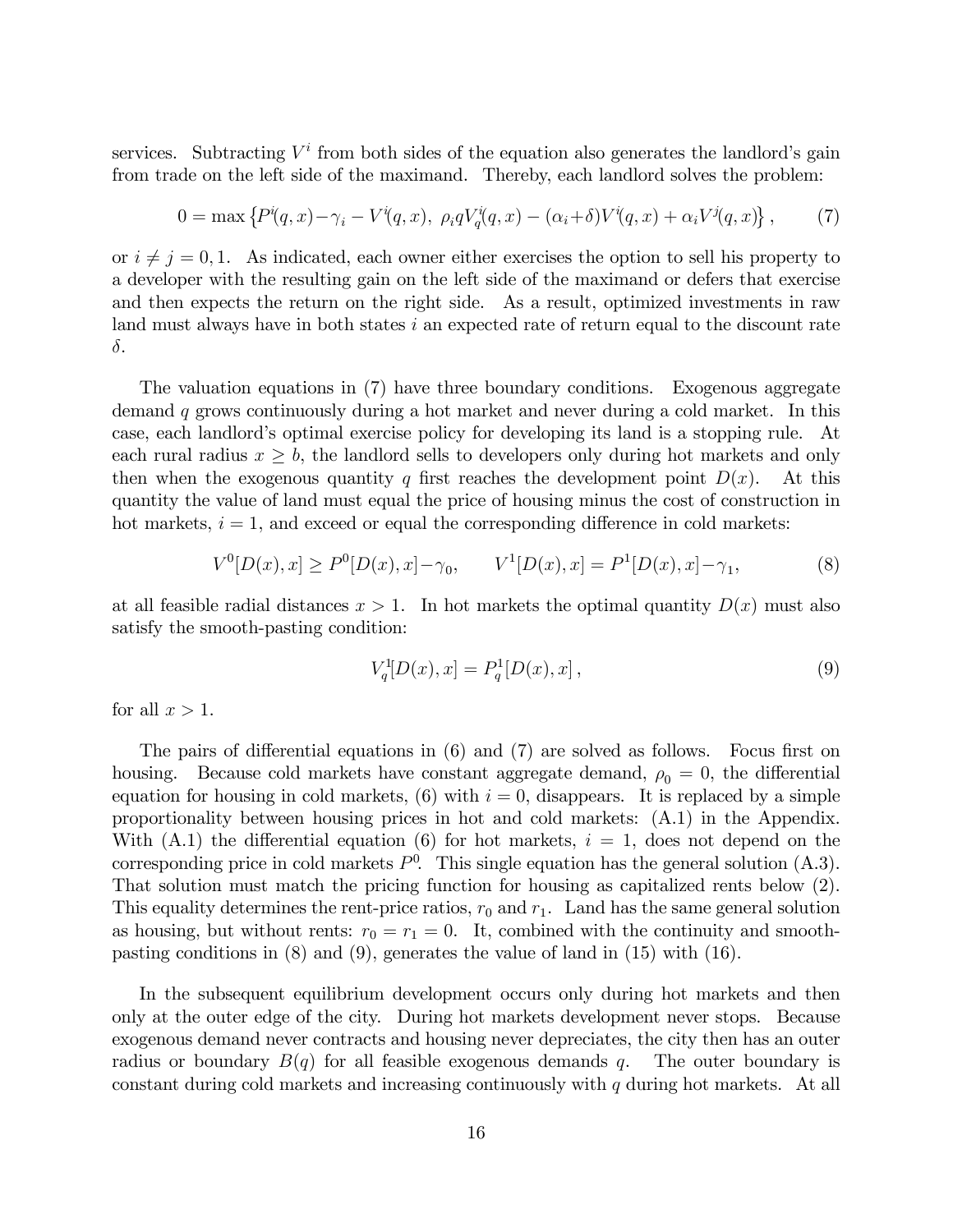services. Subtracting $V^i$ from both sides of the equation also generates the landlord's gain from trade on the left side of the maximand. Thereby, each landlord solves the problem:

$$0 = \max\left\{P^i(q,x) - \gamma_i - V^i(q,x),\ \rho_i q V^i_q(q,x) - (\alpha_i + \delta)V^i(q,x) + \alpha_i V^j(q,x)\right\}, \tag{7}$$

or $i \neq j = 0, 1$. As indicated, each owner either exercises the option to sell his property to a developer with the resulting gain on the left side of the maximand or defers that exercise and then expects the return on the right side. As a result, optimized investments in raw land must always have in both states $i$ an expected rate of return equal to the discount rate $\delta$.

The valuation equations in (7) have three boundary conditions. Exogenous aggregate demand $q$ grows continuously during a hot market and never during a cold market. In this case, each landlord's optimal exercise policy for developing its land is a stopping rule. At each rural radius $x \geq b$, the landlord sells to developers only during hot markets and only then when the exogenous quantity $q$ first reaches the development point $D(x)$. At this quantity the value of land must equal the price of housing minus the cost of construction in hot markets, $i = 1$, and exceed or equal the corresponding difference in cold markets:

$$V^0[D(x), x] \geq P^0[D(x), x] - \gamma_0, \qquad V^1[D(x), x] = P^1[D(x), x] - \gamma_1, \tag{8}$$

at all feasible radial distances $x > 1$. In hot markets the optimal quantity $D(x)$ must also satisfy the smooth-pasting condition:

$$V^1_q[D(x), x] = P^1_q[D(x), x], \tag{9}$$

for all $x > 1$.

The pairs of differential equations in (6) and (7) are solved as follows. Focus first on housing. Because cold markets have constant aggregate demand, $\rho_0 = 0$, the differential equation for housing in cold markets, (6) with $i = 0$, disappears. It is replaced by a simple proportionality between housing prices in hot and cold markets: (A.1) in the Appendix. With (A.1) the differential equation (6) for hot markets, $i = 1$, does not depend on the corresponding price in cold markets $P^0$. This single equation has the general solution (A.3). That solution must match the pricing function for housing as capitalized rents below (2). This equality determines the rent-price ratios, $r_0$ and $r_1$. Land has the same general solution as housing, but without rents: $r_0 = r_1 = 0$. It, combined with the continuity and smooth-pasting conditions in (8) and (9), generates the value of land in (15) with (16).

In the subsequent equilibrium development occurs only during hot markets and then only at the outer edge of the city. During hot markets development never stops. Because exogenous demand never contracts and housing never depreciates, the city then has an outer radius or boundary $B(q)$ for all feasible exogenous demands $q$. The outer boundary is constant during cold markets and increasing continuously with $q$ during hot markets. At all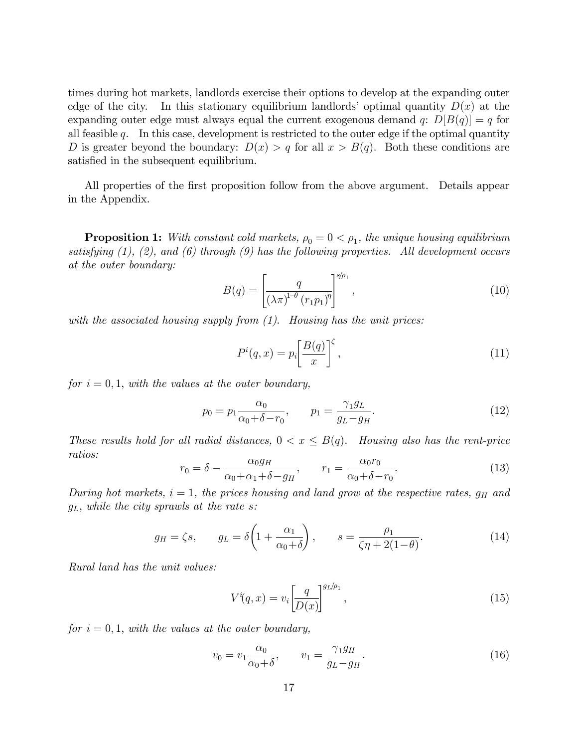times during hot markets, landlords exercise their options to develop at the expanding outer edge of the city. In this stationary equilibrium landlords' optimal quantity $D(x)$ at the expanding outer edge must always equal the current exogenous demand $q$: $D[B(q)] = q$ for all feasible $q$. In this case, development is restricted to the outer edge if the optimal quantity $D$ is greater beyond the boundary: $D(x) > q$ for all $x > B(q)$. Both these conditions are satisfied in the subsequent equilibrium.

All properties of the first proposition follow from the above argument. Details appear in the Appendix.

**Proposition 1:** *With constant cold markets, $\rho_0 = 0 < \rho_1$, the unique housing equilibrium satisfying (1), (2), and (6) through (9) has the following properties. All development occurs at the outer boundary:*

$$B(q) = \left[\frac{q}{(\lambda\pi)^{1-\theta}(r_1 p_1)^{\eta}}\right]^{s/\rho_1}, \tag{10}$$

*with the associated housing supply from (1). Housing has the unit prices:*

$$P^i(q,x) = p_i \left[\frac{B(q)}{x}\right]^{\zeta}, \tag{11}$$

*for $i = 0, 1$, with the values at the outer boundary,*

$$p_0 = p_1 \frac{\alpha_0}{\alpha_0 + \delta - r_0}, \qquad p_1 = \frac{\gamma_1 g_L}{g_L - g_H}. \tag{12}$$

*These results hold for all radial distances, $0 < x \leq B(q)$. Housing also has the rent-price ratios:*

$$r_0 = \delta - \frac{\alpha_0 g_H}{\alpha_0 + \alpha_1 + \delta - g_H}, \qquad r_1 = \frac{\alpha_0 r_0}{\alpha_0 + \delta - r_0}. \tag{13}$$

*During hot markets, $i = 1$, the prices housing and land grow at the respective rates, $g_H$ and $g_L$, while the city sprawls at the rate $s$:*

$$g_H = \zeta s, \qquad g_L = \delta\left(1 + \frac{\alpha_1}{\alpha_0 + \delta}\right), \qquad s = \frac{\rho_1}{\zeta\eta + 2(1-\theta)}. \tag{14}$$

*Rural land has the unit values:*

$$V^i(q,x) = v_i \left[\frac{q}{D(x)}\right]^{g_L/\rho_1}, \tag{15}$$

*for $i = 0, 1$, with the values at the outer boundary,*

$$v_0 = v_1 \frac{\alpha_0}{\alpha_0 + \delta}, \qquad v_1 = \frac{\gamma_1 g_H}{g_L - g_H}. \tag{16}$$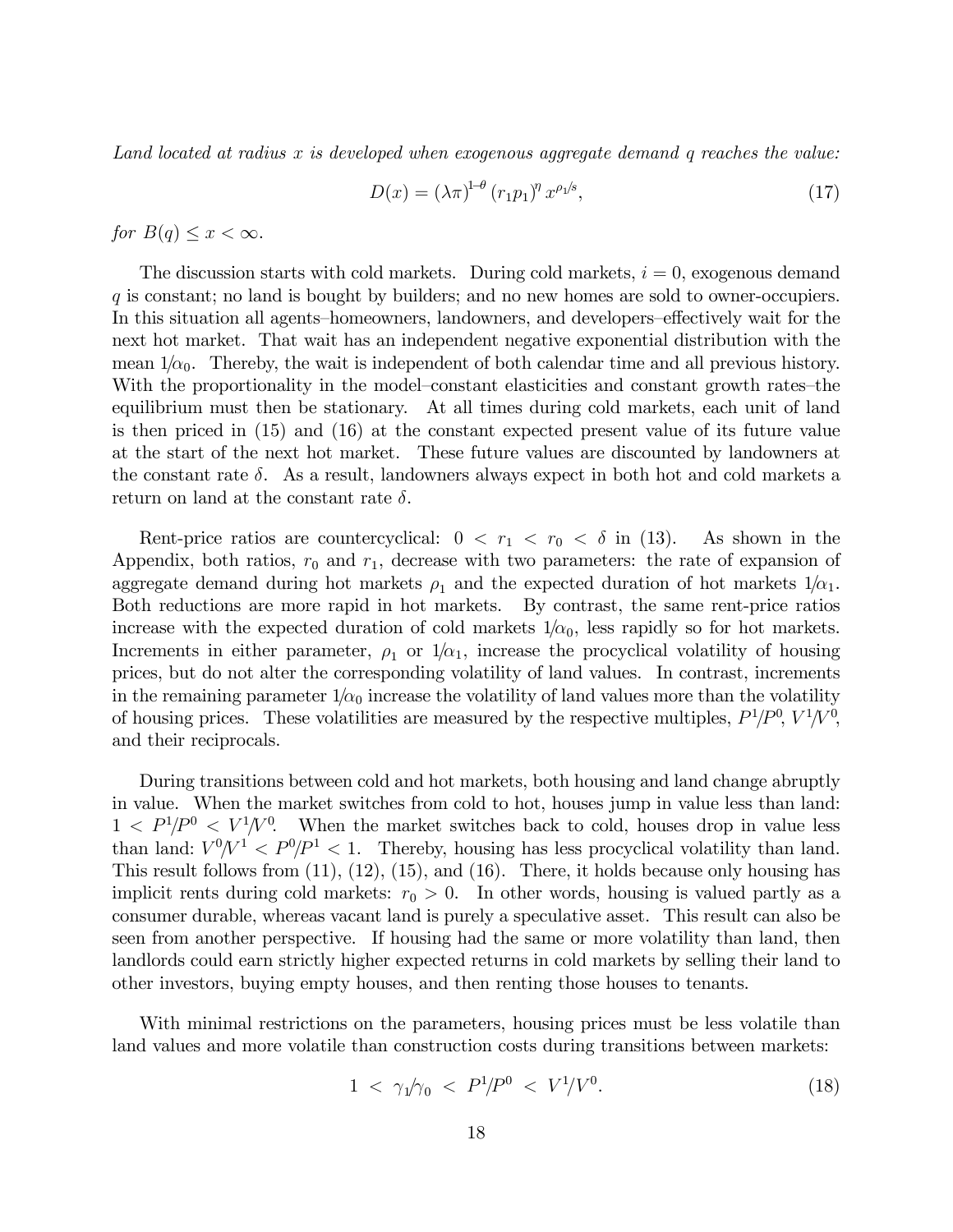*Land located at radius $x$ is developed when exogenous aggregate demand $q$ reaches the value:*

$$D(x) = (\lambda\pi)^{1-\theta} (r_1 p_1)^{\eta} x^{\rho_1/s}, \tag{17}$$

*for $B(q) \leq x < \infty$.*

The discussion starts with cold markets. During cold markets, $i = 0$, exogenous demand $q$ is constant; no land is bought by builders; and no new homes are sold to owner-occupiers. In this situation all agents–homeowners, landowners, and developers–effectively wait for the next hot market. That wait has an independent negative exponential distribution with the mean $1/\alpha_0$. Thereby, the wait is independent of both calendar time and all previous history. With the proportionality in the model–constant elasticities and constant growth rates–the equilibrium must then be stationary. At all times during cold markets, each unit of land is then priced in (15) and (16) at the constant expected present value of its future value at the start of the next hot market. These future values are discounted by landowners at the constant rate $\delta$. As a result, landowners always expect in both hot and cold markets a return on land at the constant rate $\delta$.

Rent-price ratios are countercyclical: $0 < r_1 < r_0 < \delta$ in (13). As shown in the Appendix, both ratios, $r_0$ and $r_1$, decrease with two parameters: the rate of expansion of aggregate demand during hot markets $\rho_1$ and the expected duration of hot markets $1/\alpha_1$. Both reductions are more rapid in hot markets. By contrast, the same rent-price ratios increase with the expected duration of cold markets $1/\alpha_0$, less rapidly so for hot markets. Increments in either parameter, $\rho_1$ or $1/\alpha_1$, increase the procyclical volatility of housing prices, but do not alter the corresponding volatility of land values. In contrast, increments in the remaining parameter $1/\alpha_0$ increase the volatility of land values more than the volatility of housing prices. These volatilities are measured by the respective multiples, $P^1/P^0$, $V^1/V^0$, and their reciprocals.

During transitions between cold and hot markets, both housing and land change abruptly in value. When the market switches from cold to hot, houses jump in value less than land: $1 < P^1/P^0 < V^1/V^0$. When the market switches back to cold, houses drop in value less than land: $V^0/V^1 < P^0/P^1 < 1$. Thereby, housing has less procyclical volatility than land. This result follows from (11), (12), (15), and (16). There, it holds because only housing has implicit rents during cold markets: $r_0 > 0$. In other words, housing is valued partly as a consumer durable, whereas vacant land is purely a speculative asset. This result can also be seen from another perspective. If housing had the same or more volatility than land, then landlords could earn strictly higher expected returns in cold markets by selling their land to other investors, buying empty houses, and then renting those houses to tenants.

With minimal restrictions on the parameters, housing prices must be less volatile than land values and more volatile than construction costs during transitions between markets:

$$1 \;<\; \gamma_1/\gamma_0 \;<\; P^1/P^0 \;<\; V^1/V^0. \tag{18}$$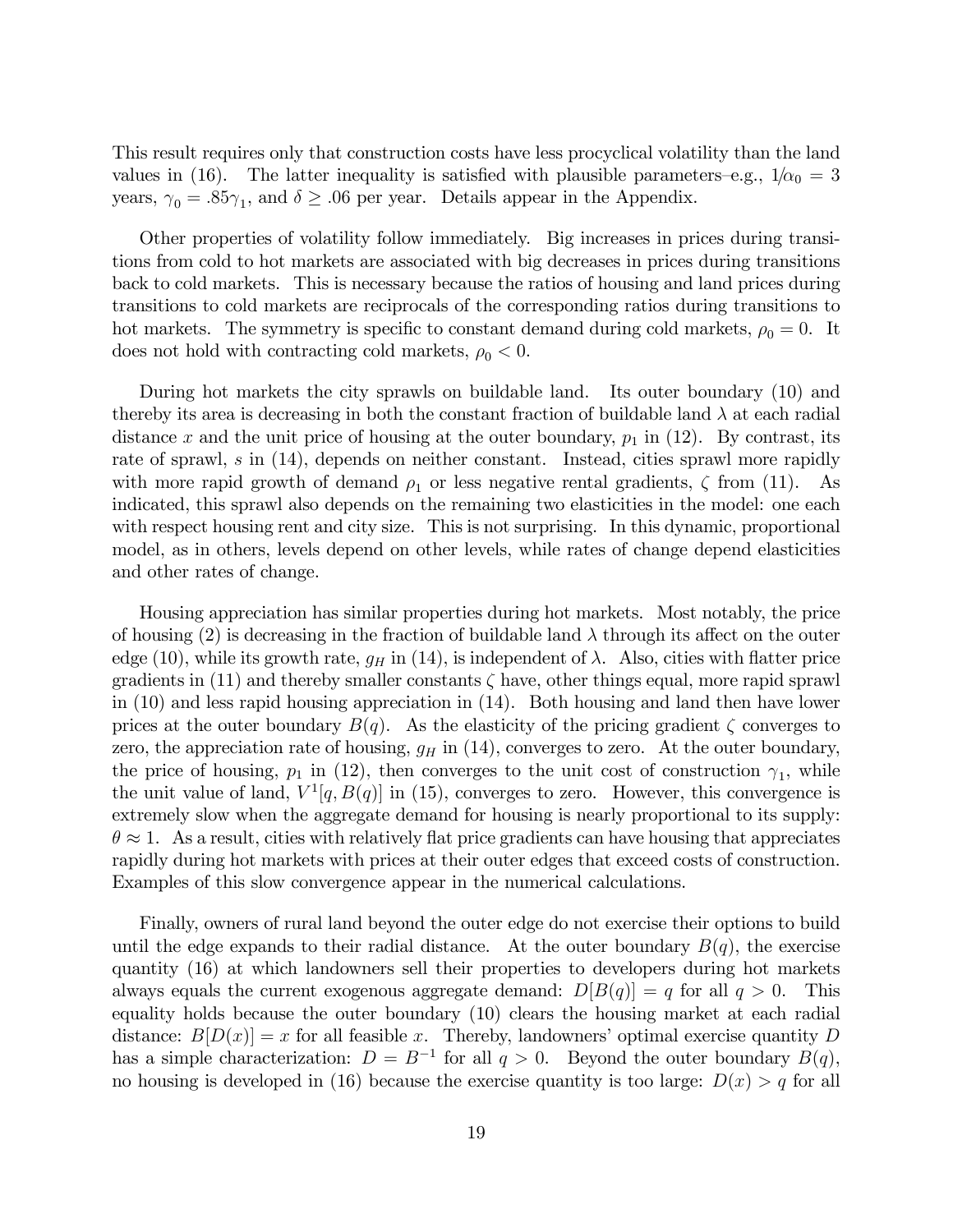This result requires only that construction costs have less procyclical volatility than the land values in (16). The latter inequality is satisfied with plausible parameters–e.g., $1/\alpha_0 = 3$ years, $\gamma_0 = .85\gamma_1$, and $\delta \geq .06$ per year. Details appear in the Appendix.

Other properties of volatility follow immediately. Big increases in prices during transitions from cold to hot markets are associated with big decreases in prices during transitions back to cold markets. This is necessary because the ratios of housing and land prices during transitions to cold markets are reciprocals of the corresponding ratios during transitions to hot markets. The symmetry is specific to constant demand during cold markets, $\rho_0 = 0$. It does not hold with contracting cold markets, $\rho_0 < 0$.

During hot markets the city sprawls on buildable land. Its outer boundary (10) and thereby its area is decreasing in both the constant fraction of buildable land $\lambda$ at each radial distance $x$ and the unit price of housing at the outer boundary, $p_1$ in (12). By contrast, its rate of sprawl, $s$ in (14), depends on neither constant. Instead, cities sprawl more rapidly with more rapid growth of demand $\rho_1$ or less negative rental gradients, $\zeta$ from (11). As indicated, this sprawl also depends on the remaining two elasticities in the model: one each with respect housing rent and city size. This is not surprising. In this dynamic, proportional model, as in others, levels depend on other levels, while rates of change depend elasticities and other rates of change.

Housing appreciation has similar properties during hot markets. Most notably, the price of housing (2) is decreasing in the fraction of buildable land $\lambda$ through its affect on the outer edge (10), while its growth rate, $g_H$ in (14), is independent of $\lambda$. Also, cities with flatter price gradients in (11) and thereby smaller constants $\zeta$ have, other things equal, more rapid sprawl in (10) and less rapid housing appreciation in (14). Both housing and land then have lower prices at the outer boundary $B(q)$. As the elasticity of the pricing gradient $\zeta$ converges to zero, the appreciation rate of housing, $g_H$ in (14), converges to zero. At the outer boundary, the price of housing, $p_1$ in (12), then converges to the unit cost of construction $\gamma_1$, while the unit value of land, $V^1[q, B(q)]$ in (15), converges to zero. However, this convergence is extremely slow when the aggregate demand for housing is nearly proportional to its supply: $\theta \approx 1$. As a result, cities with relatively flat price gradients can have housing that appreciates rapidly during hot markets with prices at their outer edges that exceed costs of construction. Examples of this slow convergence appear in the numerical calculations.

Finally, owners of rural land beyond the outer edge do not exercise their options to build until the edge expands to their radial distance. At the outer boundary $B(q)$, the exercise quantity (16) at which landowners sell their properties to developers during hot markets always equals the current exogenous aggregate demand: $D[B(q)] = q$ for all $q > 0$. This equality holds because the outer boundary (10) clears the housing market at each radial distance: $B[D(x)] = x$ for all feasible $x$. Thereby, landowners' optimal exercise quantity $D$ has a simple characterization: $D = B^{-1}$ for all $q > 0$. Beyond the outer boundary $B(q)$, no housing is developed in (16) because the exercise quantity is too large: $D(x) > q$ for all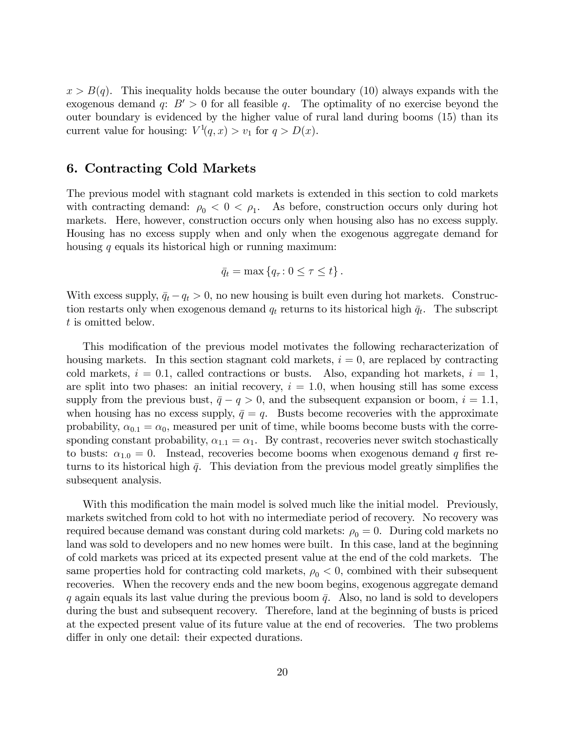$x > B(q)$. This inequality holds because the outer boundary (10) always expands with the exogenous demand $q$: $B' > 0$ for all feasible $q$. The optimality of no exercise beyond the outer boundary is evidenced by the higher value of rural land during booms (15) than its current value for housing: $V^1(q, x) > v_1$ for $q > D(x)$.

## 6. Contracting Cold Markets

The previous model with stagnant cold markets is extended in this section to cold markets with contracting demand: $\rho_0 < 0 < \rho_1$. As before, construction occurs only during hot markets. Here, however, construction occurs only when housing also has no excess supply. Housing has no excess supply when and only when the exogenous aggregate demand for housing $q$ equals its historical high or running maximum:

$$\bar{q}_t = \max \{q_\tau : 0 \leq \tau \leq t\}.$$

With excess supply, $\bar{q}_t - q_t > 0$, no new housing is built even during hot markets. Construction restarts only when exogenous demand $q_t$ returns to its historical high $\bar{q}_t$. The subscript $t$ is omitted below.

This modification of the previous model motivates the following recharacterization of housing markets. In this section stagnant cold markets, $i = 0$, are replaced by contracting cold markets, $i = 0.1$, called contractions or busts. Also, expanding hot markets, $i = 1$, are split into two phases: an initial recovery, $i = 1.0$, when housing still has some excess supply from the previous bust, $\bar{q} - q > 0$, and the subsequent expansion or boom, $i = 1.1$, when housing has no excess supply, $\bar{q} = q$. Busts become recoveries with the approximate probability, $\alpha_{0.1} = \alpha_0$, measured per unit of time, while booms become busts with the corresponding constant probability, $\alpha_{1.1} = \alpha_1$. By contrast, recoveries never switch stochastically to busts: $\alpha_{1.0} = 0$. Instead, recoveries become booms when exogenous demand $q$ first returns to its historical high $\bar{q}$. This deviation from the previous model greatly simplifies the subsequent analysis.

With this modification the main model is solved much like the initial model. Previously, markets switched from cold to hot with no intermediate period of recovery. No recovery was required because demand was constant during cold markets: $\rho_0 = 0$. During cold markets no land was sold to developers and no new homes were built. In this case, land at the beginning of cold markets was priced at its expected present value at the end of the cold markets. The same properties hold for contracting cold markets, $\rho_0 < 0$, combined with their subsequent recoveries. When the recovery ends and the new boom begins, exogenous aggregate demand $q$ again equals its last value during the previous boom $\bar{q}$. Also, no land is sold to developers during the bust and subsequent recovery. Therefore, land at the beginning of busts is priced at the expected present value of its future value at the end of recoveries. The two problems differ in only one detail: their expected durations.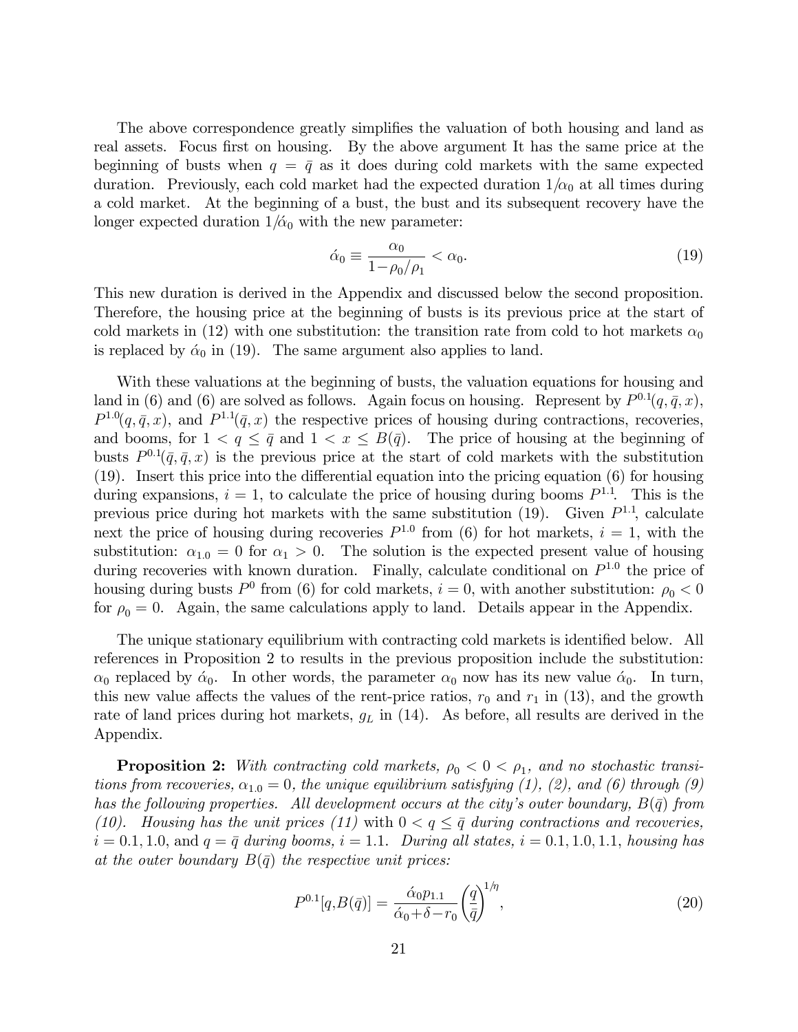The above correspondence greatly simplifies the valuation of both housing and land as real assets. Focus first on housing. By the above argument It has the same price at the beginning of busts when $q = \bar{q}$ as it does during cold markets with the same expected duration. Previously, each cold market had the expected duration $1/\alpha_0$ at all times during a cold market. At the beginning of a bust, the bust and its subsequent recovery have the longer expected duration $1/\acute{\alpha}_0$ with the new parameter:

$$\acute{\alpha}_0 \equiv \frac{\alpha_0}{1-\rho_0/\rho_1} < \alpha_0. \tag{19}$$

This new duration is derived in the Appendix and discussed below the second proposition. Therefore, the housing price at the beginning of busts is its previous price at the start of cold markets in (12) with one substitution: the transition rate from cold to hot markets $\alpha_0$ is replaced by $\acute{\alpha}_0$ in (19). The same argument also applies to land.

With these valuations at the beginning of busts, the valuation equations for housing and land in (6) and (6) are solved as follows. Again focus on housing. Represent by $P^{0.1}(q, \bar{q}, x)$, $P^{1.0}(q, \bar{q}, x)$, and $P^{1.1}(\bar{q}, x)$ the respective prices of housing during contractions, recoveries, and booms, for $1 < q \leq \bar{q}$ and $1 < x \leq B(\bar{q})$. The price of housing at the beginning of busts $P^{0.1}(\bar{q}, \bar{q}, x)$ is the previous price at the start of cold markets with the substitution (19). Insert this price into the differential equation into the pricing equation (6) for housing during expansions, $i = 1$, to calculate the price of housing during booms $P^{1.1}$. This is the previous price during hot markets with the same substitution (19). Given $P^{1.1}$, calculate next the price of housing during recoveries $P^{1.0}$ from (6) for hot markets, $i = 1$, with the substitution: $\alpha_{1.0} = 0$ for $\alpha_1 > 0$. The solution is the expected present value of housing during recoveries with known duration. Finally, calculate conditional on $P^{1.0}$ the price of housing during busts $P^0$ from (6) for cold markets, $i = 0$, with another substitution: $\rho_0 < 0$ for $\rho_0 = 0$. Again, the same calculations apply to land. Details appear in the Appendix.

The unique stationary equilibrium with contracting cold markets is identified below. All references in Proposition 2 to results in the previous proposition include the substitution: $\alpha_0$ replaced by $\acute{\alpha}_0$. In other words, the parameter $\alpha_0$ now has its new value $\acute{\alpha}_0$. In turn, this new value affects the values of the rent-price ratios, $r_0$ and $r_1$ in (13), and the growth rate of land prices during hot markets, $g_L$ in (14). As before, all results are derived in the Appendix.

**Proposition 2:** *With contracting cold markets, $\rho_0 < 0 < \rho_1$, and no stochastic transitions from recoveries, $\alpha_{1.0} = 0$, the unique equilibrium satisfying (1), (2), and (6) through (9) has the following properties. All development occurs at the city's outer boundary, $B(\bar{q})$ from (10). Housing has the unit prices (11)* with $0 < q \leq \bar{q}$ *during contractions and recoveries, $i = 0.1, 1.0$, and $q = \bar{q}$ during booms, $i = 1.1$. During all states, $i = 0.1, 1.0, 1.1$, housing has at the outer boundary $B(\bar{q})$ the respective unit prices:*

$$P^{0.1}[q, B(\bar{q})] = \frac{\acute{\alpha}_0 p_{1.1}}{\acute{\alpha}_0 + \delta - r_0} \left(\frac{q}{\bar{q}}\right)^{1/\eta}, \tag{20}$$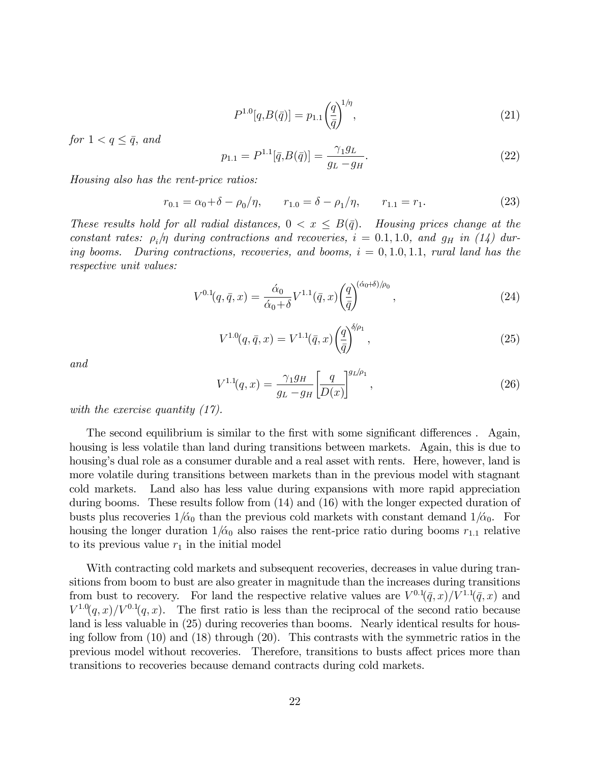$$P^{1.0}[q,B(\bar{q})] = p_{1.1}\left(\frac{q}{\bar{q}}\right)^{1/\eta}, \tag{21}$$

*for* $1 < q \leq \bar{q}$, *and*

$$p_{1.1} = P^{1.1}[\bar{q},B(\bar{q})] = \frac{\gamma_1 g_L}{g_L - g_H}. \tag{22}$$

*Housing also has the rent-price ratios:*

$$r_{0.1} = \alpha_0 + \delta - \rho_0/\eta, \qquad r_{1.0} = \delta - \rho_1/\eta, \qquad r_{1.1} = r_1. \tag{23}$$

*These results hold for all radial distances,* $0 < x \leq B(\bar{q})$. *Housing prices change at the constant rates:* $\rho_i/\eta$ *during contractions and recoveries,* $i = 0.1, 1.0$, *and* $g_H$ *in (14) during booms. During contractions, recoveries, and booms,* $i = 0, 1.0, 1.1$, *rural land has the respective unit values:*

$$V^{0.1}(q,\bar{q},x) = \frac{\acute{\alpha}_0}{\acute{\alpha}_0 + \delta} V^{1.1}(\bar{q},x)\left(\frac{q}{\bar{q}}\right)^{(\acute{\alpha}_0+\delta)/\rho_0}, \tag{24}$$

$$V^{1.0}(q,\bar{q},x) = V^{1.1}(\bar{q},x)\left(\frac{q}{\bar{q}}\right)^{\delta/\rho_1}, \tag{25}$$

*and*

$$V^{1.1}(q,x) = \frac{\gamma_1 g_H}{g_L - g_H}\left[\frac{q}{D(x)}\right]^{g_L/\rho_1}, \tag{26}$$

*with the exercise quantity (17).*

The second equilibrium is similar to the first with some significant differences . Again, housing is less volatile than land during transitions between markets. Again, this is due to housing's dual role as a consumer durable and a real asset with rents. Here, however, land is more volatile during transitions between markets than in the previous model with stagnant cold markets. Land also has less value during expansions with more rapid appreciation during booms. These results follow from (14) and (16) with the longer expected duration of busts plus recoveries $1/\acute{\alpha}_0$ than the previous cold markets with constant demand $1/\acute{\alpha}_0$. For housing the longer duration $1/\acute{\alpha}_0$ also raises the rent-price ratio during booms $r_{1.1}$ relative to its previous value $r_1$ in the initial model

With contracting cold markets and subsequent recoveries, decreases in value during transitions from boom to bust are also greater in magnitude than the increases during transitions from bust to recovery. For land the respective relative values are $V^{0.1}(\bar{q},x)/V^{1.1}(\bar{q},x)$ and $V^{1.0}(q,x)/V^{0.1}(q,x)$. The first ratio is less than the reciprocal of the second ratio because land is less valuable in (25) during recoveries than booms. Nearly identical results for housing follow from (10) and (18) through (20). This contrasts with the symmetric ratios in the previous model without recoveries. Therefore, transitions to busts affect prices more than transitions to recoveries because demand contracts during cold markets.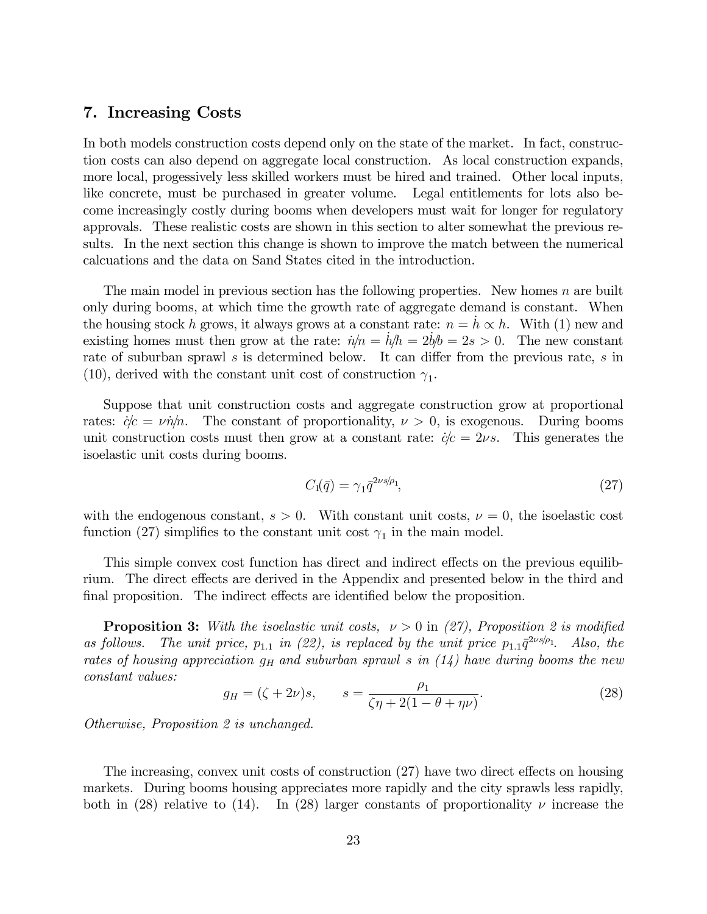## 7. Increasing Costs

In both models construction costs depend only on the state of the market. In fact, construction costs can also depend on aggregate local construction. As local construction expands, more local, progessively less skilled workers must be hired and trained. Other local inputs, like concrete, must be purchased in greater volume. Legal entitlements for lots also become increasingly costly during booms when developers must wait for longer for regulatory approvals. These realistic costs are shown in this section to alter somewhat the previous results. In the next section this change is shown to improve the match between the numerical calcuations and the data on Sand States cited in the introduction.

The main model in previous section has the following properties. New homes $n$ are built only during booms, at which time the growth rate of aggregate demand is constant. When the housing stock $h$ grows, it always grows at a constant rate: $n = \dot{h} \propto h$. With (1) new and existing homes must then grow at the rate: $\dot{n}/n = \dot{h}/h = 2\dot{b}/b = 2s > 0$. The new constant rate of suburban sprawl $s$ is determined below. It can differ from the previous rate, $s$ in (10), derived with the constant unit cost of construction $\gamma_1$.

Suppose that unit construction costs and aggregate construction grow at proportional rates: $\dot{c}/c = \nu\dot{n}/n$. The constant of proportionality, $\nu > 0$, is exogenous. During booms unit construction costs must then grow at a constant rate: $\dot{c}/c = 2\nu s$. This generates the isoelastic unit costs during booms.

$$C_1(\bar{q}) = \gamma_1 \bar{q}^{2\nu s/\rho_1}, \tag{27}$$

with the endogenous constant, $s > 0$. With constant unit costs, $\nu = 0$, the isoelastic cost function (27) simplifies to the constant unit cost $\gamma_1$ in the main model.

This simple convex cost function has direct and indirect effects on the previous equilibrium. The direct effects are derived in the Appendix and presented below in the third and final proposition. The indirect effects are identified below the proposition.

**Proposition 3:** *With the isoelastic unit costs,* $\nu > 0$ in *(27), Proposition 2 is modified as follows. The unit price,* $p_{1.1}$ *in (22), is replaced by the unit price* $p_{1.1}\bar{q}^{2\nu s/\rho_1}$*. Also, the rates of housing appreciation* $g_H$ *and suburban sprawl* $s$ *in (14) have during booms the new constant values:*

$$g_H = (\zeta + 2\nu)s, \qquad s = \frac{\rho_1}{\zeta\eta + 2(1 - \theta + \eta\nu)}. \tag{28}$$

*Otherwise, Proposition 2 is unchanged.*

The increasing, convex unit costs of construction (27) have two direct effects on housing markets. During booms housing appreciates more rapidly and the city sprawls less rapidly, both in (28) relative to (14). In (28) larger constants of proportionality $\nu$ increase the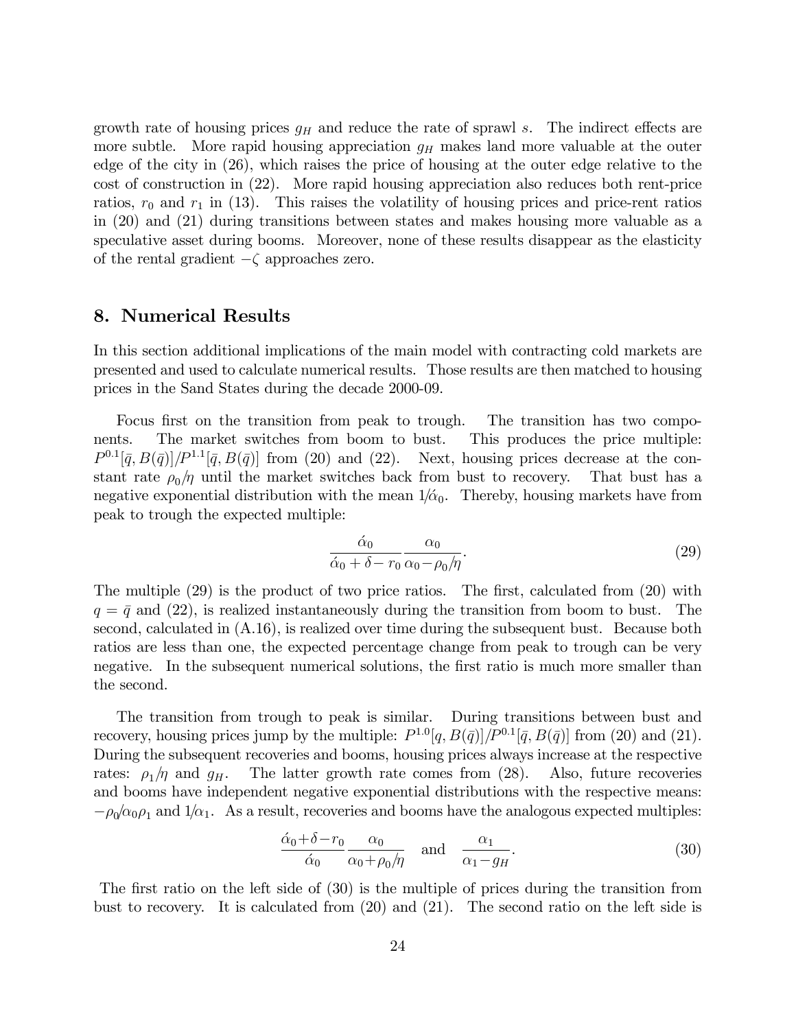growth rate of housing prices $g_H$ and reduce the rate of sprawl $s$. The indirect effects are more subtle. More rapid housing appreciation $g_H$ makes land more valuable at the outer edge of the city in (26), which raises the price of housing at the outer edge relative to the cost of construction in (22). More rapid housing appreciation also reduces both rent-price ratios, $r_0$ and $r_1$ in (13). This raises the volatility of housing prices and price-rent ratios in (20) and (21) during transitions between states and makes housing more valuable as a speculative asset during booms. Moreover, none of these results disappear as the elasticity of the rental gradient $-\zeta$ approaches zero.

## 8. Numerical Results

In this section additional implications of the main model with contracting cold markets are presented and used to calculate numerical results. Those results are then matched to housing prices in the Sand States during the decade 2000-09.

Focus first on the transition from peak to trough. The transition has two components. The market switches from boom to bust. This produces the price multiple: $P^{0.1}[\bar{q}, B(\bar{q})]/P^{1.1}[\bar{q}, B(\bar{q})]$ from (20) and (22). Next, housing prices decrease at the constant rate $\rho_0/\eta$ until the market switches back from bust to recovery. That bust has a negative exponential distribution with the mean $1/\acute{\alpha}_0$. Thereby, housing markets have from peak to trough the expected multiple:

$$\frac{\acute{\alpha}_0}{\acute{\alpha}_0 + \delta - r_0} \frac{\alpha_0}{\alpha_0 - \rho_0/\eta}. \tag{29}$$

The multiple (29) is the product of two price ratios. The first, calculated from (20) with $q = \bar{q}$ and (22), is realized instantaneously during the transition from boom to bust. The second, calculated in (A.16), is realized over time during the subsequent bust. Because both ratios are less than one, the expected percentage change from peak to trough can be very negative. In the subsequent numerical solutions, the first ratio is much more smaller than the second.

The transition from trough to peak is similar. During transitions between bust and recovery, housing prices jump by the multiple: $P^{1.0}[q, B(\bar{q})]/P^{0.1}[\bar{q}, B(\bar{q})]$ from (20) and (21). During the subsequent recoveries and booms, housing prices always increase at the respective rates: $\rho_1/\eta$ and $g_H$. The latter growth rate comes from (28). Also, future recoveries and booms have independent negative exponential distributions with the respective means: $-\rho_0/\alpha_0\rho_1$ and $1/\alpha_1$. As a result, recoveries and booms have the analogous expected multiples:

$$\frac{\acute{\alpha}_0 + \delta - r_0}{\acute{\alpha}_0} \frac{\alpha_0}{\alpha_0 + \rho_0/\eta} \quad \text{and} \quad \frac{\alpha_1}{\alpha_1 - g_H}. \tag{30}$$

The first ratio on the left side of (30) is the multiple of prices during the transition from bust to recovery. It is calculated from (20) and (21). The second ratio on the left side is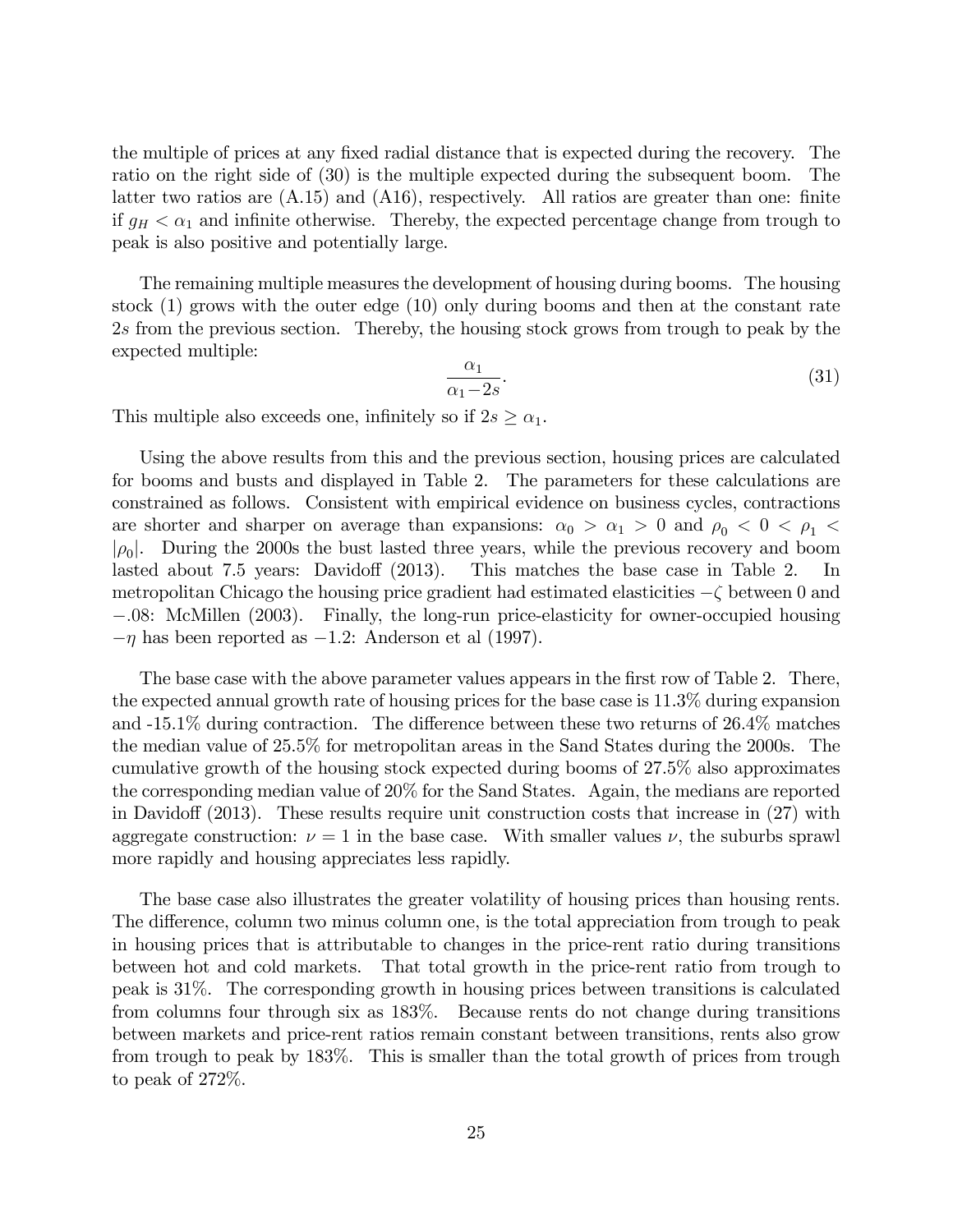the multiple of prices at any fixed radial distance that is expected during the recovery. The ratio on the right side of (30) is the multiple expected during the subsequent boom. The latter two ratios are (A.15) and (A16), respectively. All ratios are greater than one: finite if $g_H < \alpha_1$ and infinite otherwise. Thereby, the expected percentage change from trough to peak is also positive and potentially large.

The remaining multiple measures the development of housing during booms. The housing stock (1) grows with the outer edge (10) only during booms and then at the constant rate $2s$ from the previous section. Thereby, the housing stock grows from trough to peak by the expected multiple:

$$\frac{\alpha_1}{\alpha_1 - 2s}. \tag{31}$$

This multiple also exceeds one, infinitely so if $2s \geq \alpha_1$.

Using the above results from this and the previous section, housing prices are calculated for booms and busts and displayed in Table 2. The parameters for these calculations are constrained as follows. Consistent with empirical evidence on business cycles, contractions are shorter and sharper on average than expansions: $\alpha_0 > \alpha_1 > 0$ and $\rho_0 < 0 < \rho_1 < |\rho_0|$. During the 2000s the bust lasted three years, while the previous recovery and boom lasted about 7.5 years: Davidoff (2013). This matches the base case in Table 2. In metropolitan Chicago the housing price gradient had estimated elasticities $-\zeta$ between 0 and $-.08$: McMillen (2003). Finally, the long-run price-elasticity for owner-occupied housing $-\eta$ has been reported as $-1.2$: Anderson et al (1997).

The base case with the above parameter values appears in the first row of Table 2. There, the expected annual growth rate of housing prices for the base case is 11.3% during expansion and -15.1% during contraction. The difference between these two returns of 26.4% matches the median value of 25.5% for metropolitan areas in the Sand States during the 2000s. The cumulative growth of the housing stock expected during booms of 27.5% also approximates the corresponding median value of 20% for the Sand States. Again, the medians are reported in Davidoff (2013). These results require unit construction costs that increase in (27) with aggregate construction: $\nu = 1$ in the base case. With smaller values $\nu$, the suburbs sprawl more rapidly and housing appreciates less rapidly.

The base case also illustrates the greater volatility of housing prices than housing rents. The difference, column two minus column one, is the total appreciation from trough to peak in housing prices that is attributable to changes in the price-rent ratio during transitions between hot and cold markets. That total growth in the price-rent ratio from trough to peak is 31%. The corresponding growth in housing prices between transitions is calculated from columns four through six as 183%. Because rents do not change during transitions between markets and price-rent ratios remain constant between transitions, rents also grow from trough to peak by 183%. This is smaller than the total growth of prices from trough to peak of 272%.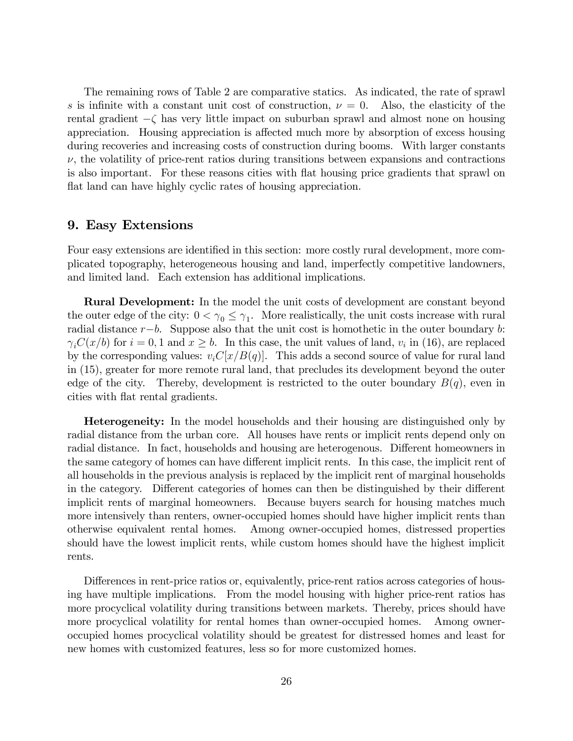The remaining rows of Table 2 are comparative statics. As indicated, the rate of sprawl $s$ is infinite with a constant unit cost of construction, $\nu = 0$. Also, the elasticity of the rental gradient $-\zeta$ has very little impact on suburban sprawl and almost none on housing appreciation. Housing appreciation is affected much more by absorption of excess housing during recoveries and increasing costs of construction during booms. With larger constants $\nu$, the volatility of price-rent ratios during transitions between expansions and contractions is also important. For these reasons cities with flat housing price gradients that sprawl on flat land can have highly cyclic rates of housing appreciation.

## 9. Easy Extensions

Four easy extensions are identified in this section: more costly rural development, more complicated topography, heterogeneous housing and land, imperfectly competitive landowners, and limited land. Each extension has additional implications.

**Rural Development:** In the model the unit costs of development are constant beyond the outer edge of the city: $0 < \gamma_0 \leq \gamma_1$. More realistically, the unit costs increase with rural radial distance $r-b$. Suppose also that the unit cost is homothetic in the outer boundary $b$: $\gamma_i C(x/b)$ for $i = 0, 1$ and $x \geq b$. In this case, the unit values of land, $v_i$ in (16), are replaced by the corresponding values: $v_i C[x/B(q)]$. This adds a second source of value for rural land in (15), greater for more remote rural land, that precludes its development beyond the outer edge of the city. Thereby, development is restricted to the outer boundary $B(q)$, even in cities with flat rental gradients.

**Heterogeneity:** In the model households and their housing are distinguished only by radial distance from the urban core. All houses have rents or implicit rents depend only on radial distance. In fact, households and housing are heterogenous. Different homeowners in the same category of homes can have different implicit rents. In this case, the implicit rent of all households in the previous analysis is replaced by the implicit rent of marginal households in the category. Different categories of homes can then be distinguished by their different implicit rents of marginal homeowners. Because buyers search for housing matches much more intensively than renters, owner-occupied homes should have higher implicit rents than otherwise equivalent rental homes. Among owner-occupied homes, distressed properties should have the lowest implicit rents, while custom homes should have the highest implicit rents.

Differences in rent-price ratios or, equivalently, price-rent ratios across categories of housing have multiple implications. From the model housing with higher price-rent ratios has more procyclical volatility during transitions between markets. Thereby, prices should have more procyclical volatility for rental homes than owner-occupied homes. Among owner-occupied homes procyclical volatility should be greatest for distressed homes and least for new homes with customized features, less so for more customized homes.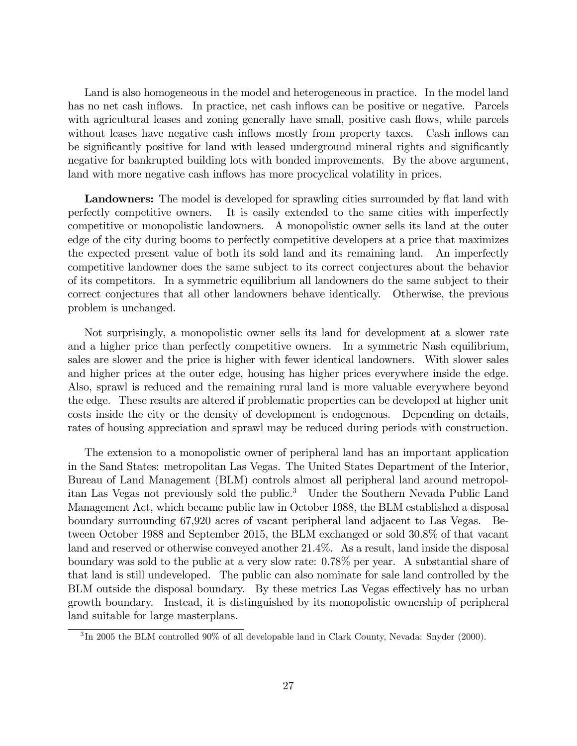Land is also homogeneous in the model and heterogeneous in practice. In the model land has no net cash inflows. In practice, net cash inflows can be positive or negative. Parcels with agricultural leases and zoning generally have small, positive cash flows, while parcels without leases have negative cash inflows mostly from property taxes. Cash inflows can be significantly positive for land with leased underground mineral rights and significantly negative for bankrupted building lots with bonded improvements. By the above argument, land with more negative cash inflows has more procyclical volatility in prices.

**Landowners:** The model is developed for sprawling cities surrounded by flat land with perfectly competitive owners. It is easily extended to the same cities with imperfectly competitive or monopolistic landowners. A monopolistic owner sells its land at the outer edge of the city during booms to perfectly competitive developers at a price that maximizes the expected present value of both its sold land and its remaining land. An imperfectly competitive landowner does the same subject to its correct conjectures about the behavior of its competitors. In a symmetric equilibrium all landowners do the same subject to their correct conjectures that all other landowners behave identically. Otherwise, the previous problem is unchanged.

Not surprisingly, a monopolistic owner sells its land for development at a slower rate and a higher price than perfectly competitive owners. In a symmetric Nash equilibrium, sales are slower and the price is higher with fewer identical landowners. With slower sales and higher prices at the outer edge, housing has higher prices everywhere inside the edge. Also, sprawl is reduced and the remaining rural land is more valuable everywhere beyond the edge. These results are altered if problematic properties can be developed at higher unit costs inside the city or the density of development is endogenous. Depending on details, rates of housing appreciation and sprawl may be reduced during periods with construction.

The extension to a monopolistic owner of peripheral land has an important application in the Sand States: metropolitan Las Vegas. The United States Department of the Interior, Bureau of Land Management (BLM) controls almost all peripheral land around metropolitan Las Vegas not previously sold the public.[3] Under the Southern Nevada Public Land Management Act, which became public law in October 1988, the BLM established a disposal boundary surrounding 67,920 acres of vacant peripheral land adjacent to Las Vegas. Between October 1988 and September 2015, the BLM exchanged or sold 30.8% of that vacant land and reserved or otherwise conveyed another 21.4%. As a result, land inside the disposal boundary was sold to the public at a very slow rate: 0.78% per year. A substantial share of that land is still undeveloped. The public can also nominate for sale land controlled by the BLM outside the disposal boundary. By these metrics Las Vegas effectively has no urban growth boundary. Instead, it is distinguished by its monopolistic ownership of peripheral land suitable for large masterplans.

[3] In 2005 the BLM controlled 90% of all developable land in Clark County, Nevada: Snyder (2000).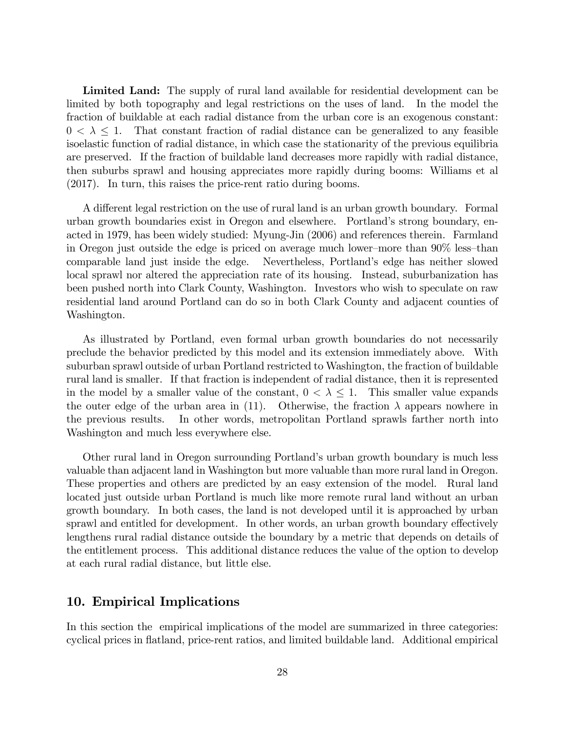**Limited Land:** The supply of rural land available for residential development can be limited by both topography and legal restrictions on the uses of land. In the model the fraction of buildable at each radial distance from the urban core is an exogenous constant: $0 < \lambda \leq 1$. That constant fraction of radial distance can be generalized to any feasible isoelastic function of radial distance, in which case the stationarity of the previous equilibria are preserved. If the fraction of buildable land decreases more rapidly with radial distance, then suburbs sprawl and housing appreciates more rapidly during booms: Williams et al (2017). In turn, this raises the price-rent ratio during booms.

A different legal restriction on the use of rural land is an urban growth boundary. Formal urban growth boundaries exist in Oregon and elsewhere. Portland's strong boundary, enacted in 1979, has been widely studied: Myung-Jin (2006) and references therein. Farmland in Oregon just outside the edge is priced on average much lower–more than 90% less–than comparable land just inside the edge. Nevertheless, Portland's edge has neither slowed local sprawl nor altered the appreciation rate of its housing. Instead, suburbanization has been pushed north into Clark County, Washington. Investors who wish to speculate on raw residential land around Portland can do so in both Clark County and adjacent counties of Washington.

As illustrated by Portland, even formal urban growth boundaries do not necessarily preclude the behavior predicted by this model and its extension immediately above. With suburban sprawl outside of urban Portland restricted to Washington, the fraction of buildable rural land is smaller. If that fraction is independent of radial distance, then it is represented in the model by a smaller value of the constant, $0 < \lambda \leq 1$. This smaller value expands the outer edge of the urban area in (11). Otherwise, the fraction $\lambda$ appears nowhere in the previous results. In other words, metropolitan Portland sprawls farther north into Washington and much less everywhere else.

Other rural land in Oregon surrounding Portland's urban growth boundary is much less valuable than adjacent land in Washington but more valuable than more rural land in Oregon. These properties and others are predicted by an easy extension of the model. Rural land located just outside urban Portland is much like more remote rural land without an urban growth boundary. In both cases, the land is not developed until it is approached by urban sprawl and entitled for development. In other words, an urban growth boundary effectively lengthens rural radial distance outside the boundary by a metric that depends on details of the entitlement process. This additional distance reduces the value of the option to develop at each rural radial distance, but little else.

## 10. Empirical Implications

In this section the empirical implications of the model are summarized in three categories: cyclical prices in flatland, price-rent ratios, and limited buildable land. Additional empirical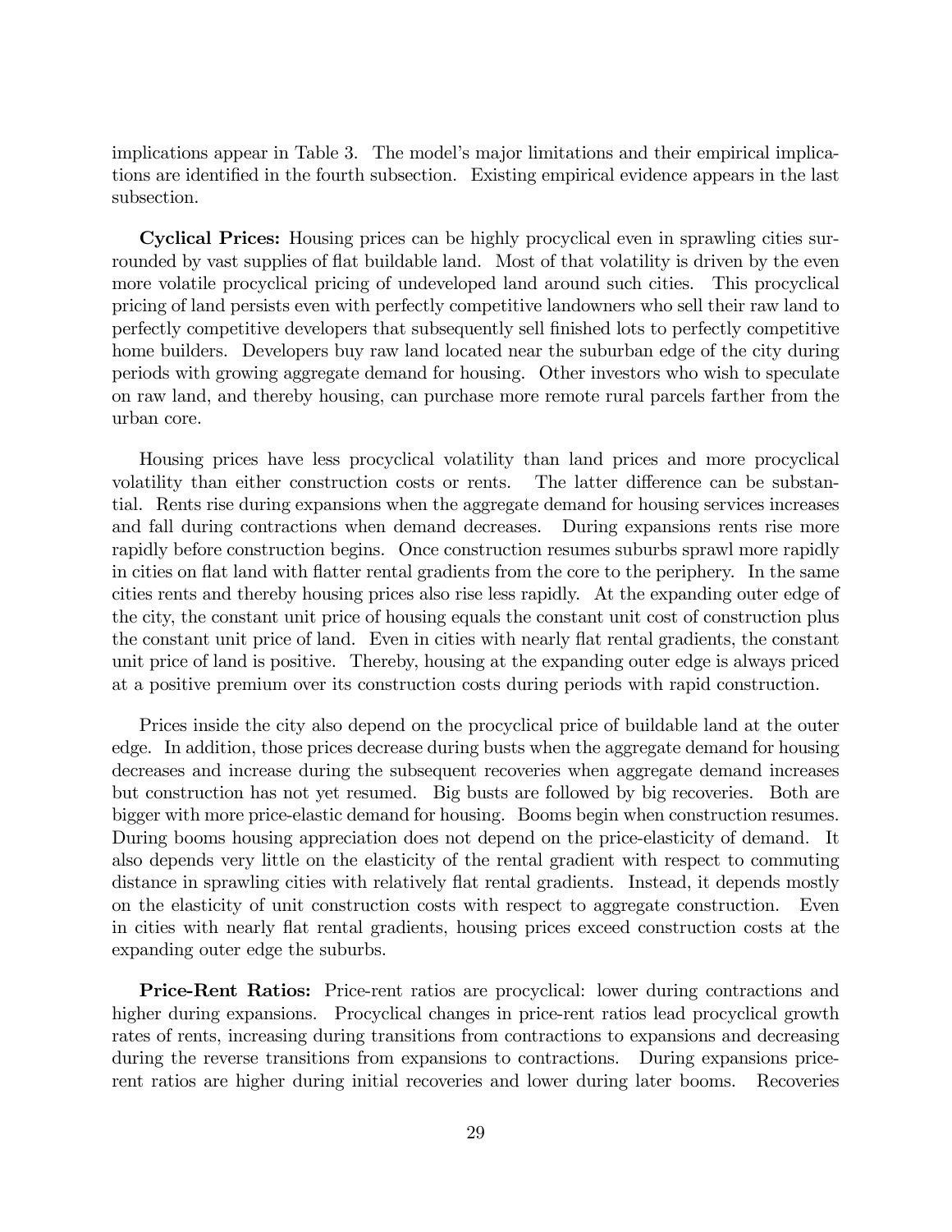implications appear in Table 3. The model's major limitations and their empirical implications are identified in the fourth subsection. Existing empirical evidence appears in the last subsection.

**Cyclical Prices:** Housing prices can be highly procyclical even in sprawling cities surrounded by vast supplies of flat buildable land. Most of that volatility is driven by the even more volatile procyclical pricing of undeveloped land around such cities. This procyclical pricing of land persists even with perfectly competitive landowners who sell their raw land to perfectly competitive developers that subsequently sell finished lots to perfectly competitive home builders. Developers buy raw land located near the suburban edge of the city during periods with growing aggregate demand for housing. Other investors who wish to speculate on raw land, and thereby housing, can purchase more remote rural parcels farther from the urban core.

Housing prices have less procyclical volatility than land prices and more procyclical volatility than either construction costs or rents. The latter difference can be substantial. Rents rise during expansions when the aggregate demand for housing services increases and fall during contractions when demand decreases. During expansions rents rise more rapidly before construction begins. Once construction resumes suburbs sprawl more rapidly in cities on flat land with flatter rental gradients from the core to the periphery. In the same cities rents and thereby housing prices also rise less rapidly. At the expanding outer edge of the city, the constant unit price of housing equals the constant unit cost of construction plus the constant unit price of land. Even in cities with nearly flat rental gradients, the constant unit price of land is positive. Thereby, housing at the expanding outer edge is always priced at a positive premium over its construction costs during periods with rapid construction.

Prices inside the city also depend on the procyclical price of buildable land at the outer edge. In addition, those prices decrease during busts when the aggregate demand for housing decreases and increase during the subsequent recoveries when aggregate demand increases but construction has not yet resumed. Big busts are followed by big recoveries. Both are bigger with more price-elastic demand for housing. Booms begin when construction resumes. During booms housing appreciation does not depend on the price-elasticity of demand. It also depends very little on the elasticity of the rental gradient with respect to commuting distance in sprawling cities with relatively flat rental gradients. Instead, it depends mostly on the elasticity of unit construction costs with respect to aggregate construction. Even in cities with nearly flat rental gradients, housing prices exceed construction costs at the expanding outer edge the suburbs.

**Price-Rent Ratios:** Price-rent ratios are procyclical: lower during contractions and higher during expansions. Procyclical changes in price-rent ratios lead procyclical growth rates of rents, increasing during transitions from contractions to expansions and decreasing during the reverse transitions from expansions to contractions. During expansions price-rent ratios are higher during initial recoveries and lower during later booms. Recoveries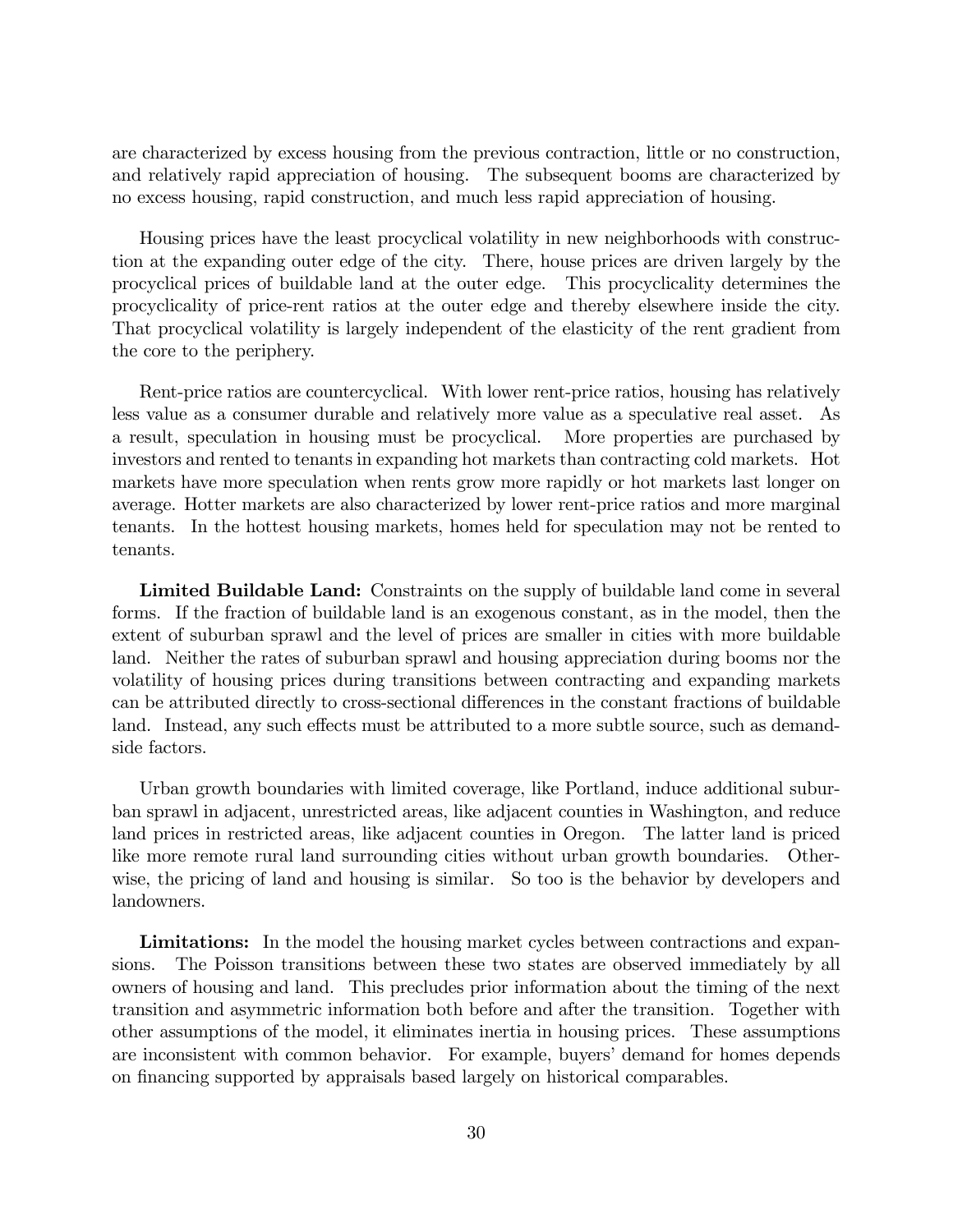are characterized by excess housing from the previous contraction, little or no construction, and relatively rapid appreciation of housing. The subsequent booms are characterized by no excess housing, rapid construction, and much less rapid appreciation of housing.

Housing prices have the least procyclical volatility in new neighborhoods with construction at the expanding outer edge of the city. There, house prices are driven largely by the procyclical prices of buildable land at the outer edge. This procyclicality determines the procyclicality of price-rent ratios at the outer edge and thereby elsewhere inside the city. That procyclical volatility is largely independent of the elasticity of the rent gradient from the core to the periphery.

Rent-price ratios are countercyclical. With lower rent-price ratios, housing has relatively less value as a consumer durable and relatively more value as a speculative real asset. As a result, speculation in housing must be procyclical. More properties are purchased by investors and rented to tenants in expanding hot markets than contracting cold markets. Hot markets have more speculation when rents grow more rapidly or hot markets last longer on average. Hotter markets are also characterized by lower rent-price ratios and more marginal tenants. In the hottest housing markets, homes held for speculation may not be rented to tenants.

**Limited Buildable Land:** Constraints on the supply of buildable land come in several forms. If the fraction of buildable land is an exogenous constant, as in the model, then the extent of suburban sprawl and the level of prices are smaller in cities with more buildable land. Neither the rates of suburban sprawl and housing appreciation during booms nor the volatility of housing prices during transitions between contracting and expanding markets can be attributed directly to cross-sectional differences in the constant fractions of buildable land. Instead, any such effects must be attributed to a more subtle source, such as demand-side factors.

Urban growth boundaries with limited coverage, like Portland, induce additional suburban sprawl in adjacent, unrestricted areas, like adjacent counties in Washington, and reduce land prices in restricted areas, like adjacent counties in Oregon. The latter land is priced like more remote rural land surrounding cities without urban growth boundaries. Otherwise, the pricing of land and housing is similar. So too is the behavior by developers and landowners.

**Limitations:** In the model the housing market cycles between contractions and expansions. The Poisson transitions between these two states are observed immediately by all owners of housing and land. This precludes prior information about the timing of the next transition and asymmetric information both before and after the transition. Together with other assumptions of the model, it eliminates inertia in housing prices. These assumptions are inconsistent with common behavior. For example, buyers' demand for homes depends on financing supported by appraisals based largely on historical comparables.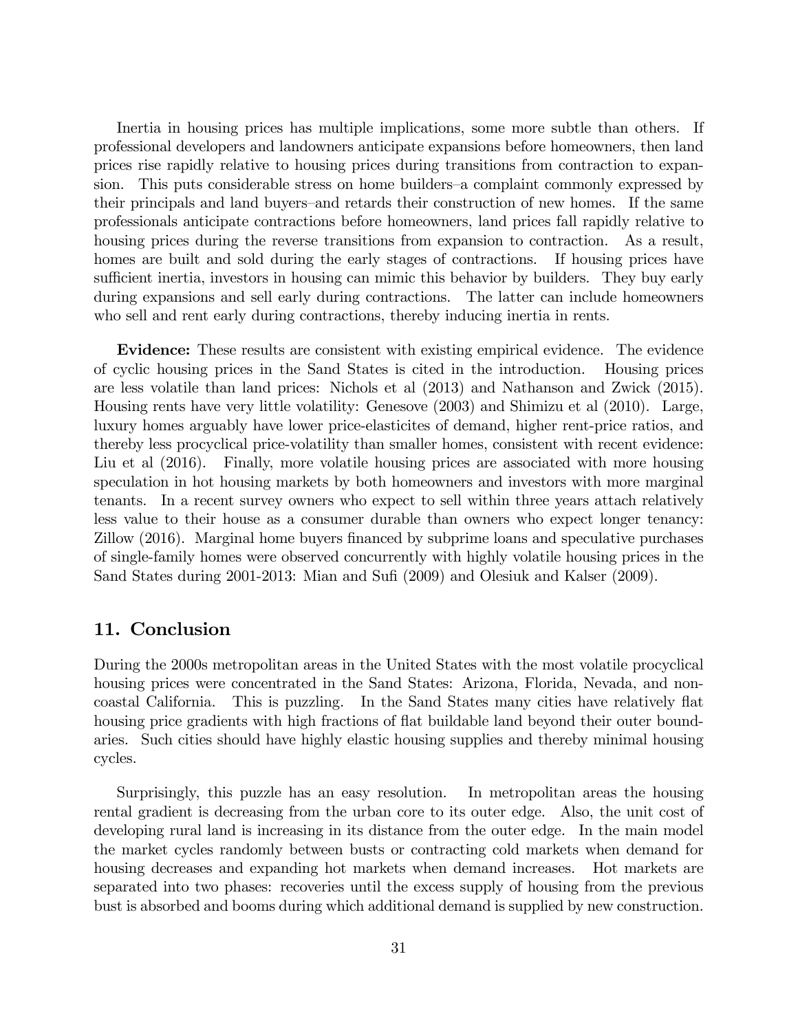Inertia in housing prices has multiple implications, some more subtle than others. If professional developers and landowners anticipate expansions before homeowners, then land prices rise rapidly relative to housing prices during transitions from contraction to expansion. This puts considerable stress on home builders–a complaint commonly expressed by their principals and land buyers–and retards their construction of new homes. If the same professionals anticipate contractions before homeowners, land prices fall rapidly relative to housing prices during the reverse transitions from expansion to contraction. As a result, homes are built and sold during the early stages of contractions. If housing prices have sufficient inertia, investors in housing can mimic this behavior by builders. They buy early during expansions and sell early during contractions. The latter can include homeowners who sell and rent early during contractions, thereby inducing inertia in rents.

**Evidence:** These results are consistent with existing empirical evidence. The evidence of cyclic housing prices in the Sand States is cited in the introduction. Housing prices are less volatile than land prices: Nichols et al (2013) and Nathanson and Zwick (2015). Housing rents have very little volatility: Genesove (2003) and Shimizu et al (2010). Large, luxury homes arguably have lower price-elasticites of demand, higher rent-price ratios, and thereby less procyclical price-volatility than smaller homes, consistent with recent evidence: Liu et al (2016). Finally, more volatile housing prices are associated with more housing speculation in hot housing markets by both homeowners and investors with more marginal tenants. In a recent survey owners who expect to sell within three years attach relatively less value to their house as a consumer durable than owners who expect longer tenancy: Zillow (2016). Marginal home buyers financed by subprime loans and speculative purchases of single-family homes were observed concurrently with highly volatile housing prices in the Sand States during 2001-2013: Mian and Sufi (2009) and Olesiuk and Kalser (2009).

## 11. Conclusion

During the 2000s metropolitan areas in the United States with the most volatile procyclical housing prices were concentrated in the Sand States: Arizona, Florida, Nevada, and non-coastal California. This is puzzling. In the Sand States many cities have relatively flat housing price gradients with high fractions of flat buildable land beyond their outer boundaries. Such cities should have highly elastic housing supplies and thereby minimal housing cycles.

Surprisingly, this puzzle has an easy resolution. In metropolitan areas the housing rental gradient is decreasing from the urban core to its outer edge. Also, the unit cost of developing rural land is increasing in its distance from the outer edge. In the main model the market cycles randomly between busts or contracting cold markets when demand for housing decreases and expanding hot markets when demand increases. Hot markets are separated into two phases: recoveries until the excess supply of housing from the previous bust is absorbed and booms during which additional demand is supplied by new construction.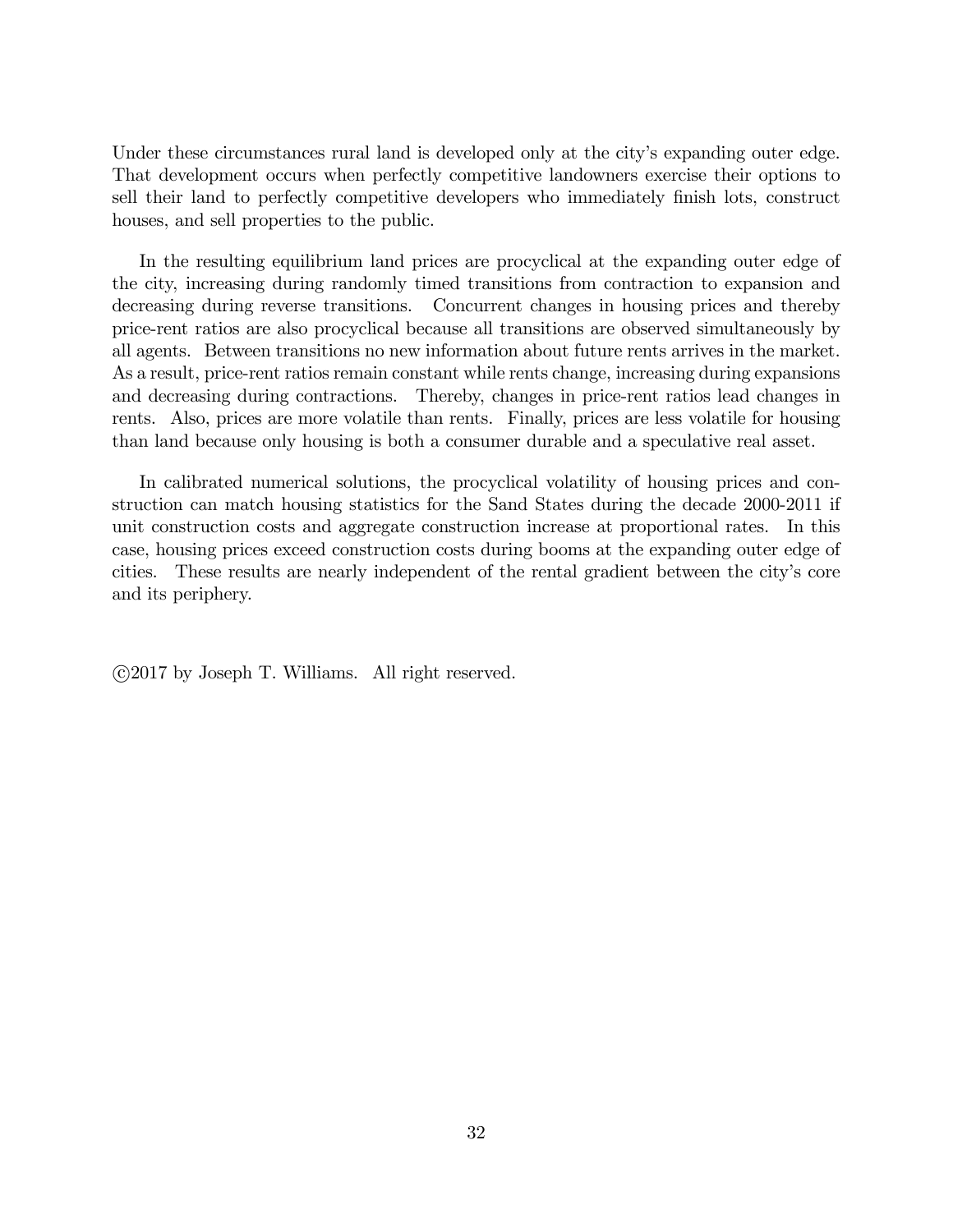Under these circumstances rural land is developed only at the city's expanding outer edge. That development occurs when perfectly competitive landowners exercise their options to sell their land to perfectly competitive developers who immediately finish lots, construct houses, and sell properties to the public.

In the resulting equilibrium land prices are procyclical at the expanding outer edge of the city, increasing during randomly timed transitions from contraction to expansion and decreasing during reverse transitions. Concurrent changes in housing prices and thereby price-rent ratios are also procyclical because all transitions are observed simultaneously by all agents. Between transitions no new information about future rents arrives in the market. As a result, price-rent ratios remain constant while rents change, increasing during expansions and decreasing during contractions. Thereby, changes in price-rent ratios lead changes in rents. Also, prices are more volatile than rents. Finally, prices are less volatile for housing than land because only housing is both a consumer durable and a speculative real asset.

In calibrated numerical solutions, the procyclical volatility of housing prices and construction can match housing statistics for the Sand States during the decade 2000-2011 if unit construction costs and aggregate construction increase at proportional rates. In this case, housing prices exceed construction costs during booms at the expanding outer edge of cities. These results are nearly independent of the rental gradient between the city's core and its periphery.

©2017 by Joseph T. Williams. All right reserved.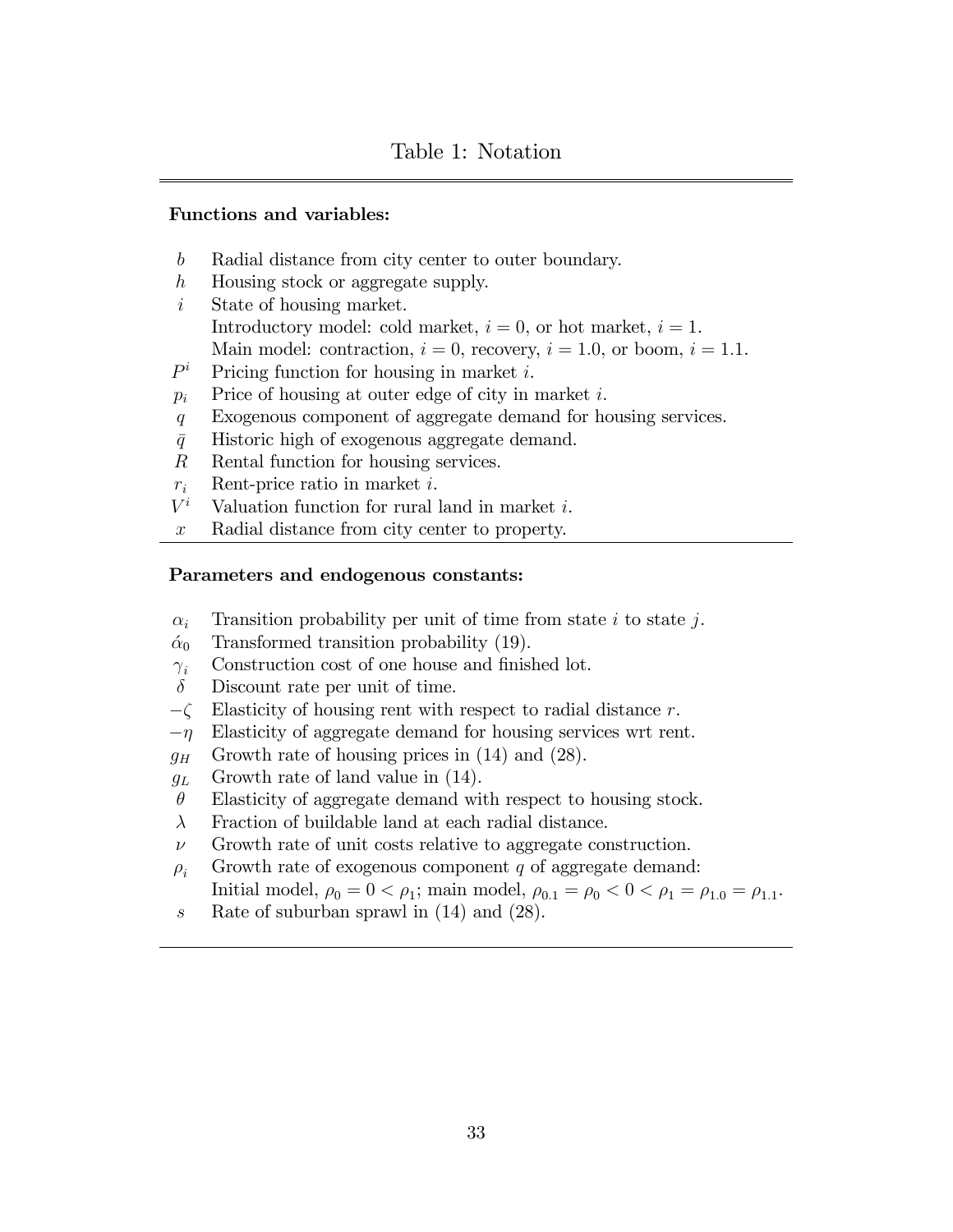# Table 1: Notation

**Functions and variables:**

| | |
|---|---|
| $b$ | Radial distance from city center to outer boundary. |
| $h$ | Housing stock or aggregate supply. |
| $i$ | State of housing market. Introductory model: cold market, $i = 0$, or hot market, $i = 1$. Main model: contraction, $i = 0$, recovery, $i = 1.0$, or boom, $i = 1.1$. |
| $P^i$ | Pricing function for housing in market $i$. |
| $p_i$ | Price of housing at outer edge of city in market $i$. |
| $q$ | Exogenous component of aggregate demand for housing services. |
| $\bar{q}$ | Historic high of exogenous aggregate demand. |
| $R$ | Rental function for housing services. |
| $r_i$ | Rent-price ratio in market $i$. |
| $V^i$ | Valuation function for rural land in market $i$. |
| $x$ | Radial distance from city center to property. |

**Parameters and endogenous constants:**

| | |
|---|---|
| $\alpha_i$ | Transition probability per unit of time from state $i$ to state $j$. |
| $\acute{\alpha}_0$ | Transformed transition probability (19). |
| $\gamma_i$ | Construction cost of one house and finished lot. |
| $\delta$ | Discount rate per unit of time. |
| $-\zeta$ | Elasticity of housing rent with respect to radial distance $r$. |
| $-\eta$ | Elasticity of aggregate demand for housing services wrt rent. |
| $g_H$ | Growth rate of housing prices in (14) and (28). |
| $g_L$ | Growth rate of land value in (14). |
| $\theta$ | Elasticity of aggregate demand with respect to housing stock. |
| $\lambda$ | Fraction of buildable land at each radial distance. |
| $\nu$ | Growth rate of unit costs relative to aggregate construction. |
| $\rho_i$ | Growth rate of exogenous component $q$ of aggregate demand: Initial model, $\rho_0 = 0 < \rho_1$; main model, $\rho_{0.1} = \rho_0 < 0 < \rho_1 = \rho_{1.0} = \rho_{1.1}$. |
| $s$ | Rate of suburban sprawl in (14) and (28). |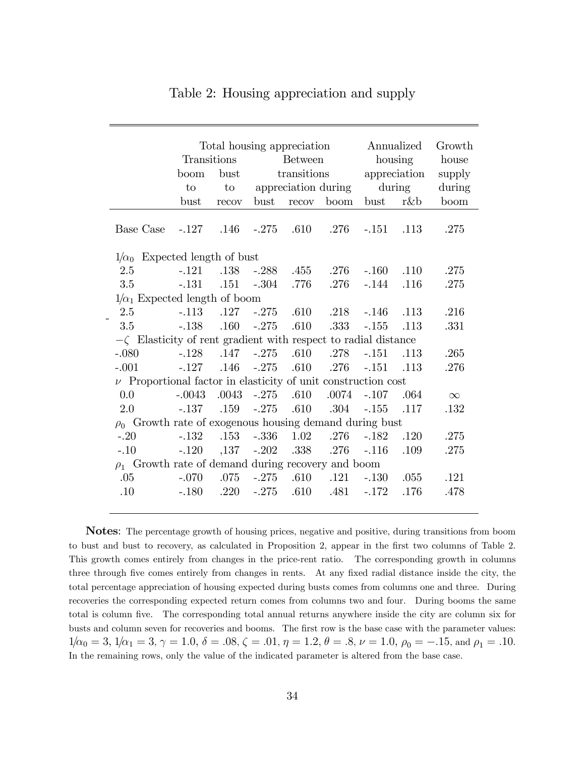# Table 2: Housing appreciation and supply

| | Total housing appreciation | | | | | Annualized housing appreciation during | | Growth house supply during |
|---|---|---|---|---|---|---|---|---|
| | Transitions | | Between transitions appreciation during | | | | | |
| | boom to bust | bust to recov | bust | recov | boom | bust | r&b | boom |
| Base Case | -.127 | .146 | -.275 | .610 | .276 | -.151 | .113 | .275 |
| $1/\alpha_0$ Expected length of bust | | | | | | | | |
| 2.5 | -.121 | .138 | -.288 | .455 | .276 | -.160 | .110 | .275 |
| 3.5 | -.131 | .151 | -.304 | .776 | .276 | -.144 | .116 | .275 |
| $1/\alpha_1$ Expected length of boom | | | | | | | | |
| 2.5 | -.113 | .127 | -.275 | .610 | .218 | -.146 | .113 | .216 |
| 3.5 | -.138 | .160 | -.275 | .610 | .333 | -.155 | .113 | .331 |
| $-\zeta$ Elasticity of rent gradient with respect to radial distance | | | | | | | | |
| -.080 | -.128 | .147 | -.275 | .610 | .278 | -.151 | .113 | .265 |
| -.001 | -.127 | .146 | -.275 | .610 | .276 | -.151 | .113 | .276 |
| $\nu$ Proportional factor in elasticity of unit construction cost | | | | | | | | |
| 0.0 | -.0043 | .0043 | -.275 | .610 | .0074 | -.107 | .064 | $\infty$ |
| 2.0 | -.137 | .159 | -.275 | .610 | .304 | -.155 | .117 | .132 |
| $\rho_0$ Growth rate of exogenous housing demand during bust | | | | | | | | |
| -.20 | -.132 | .153 | -.336 | 1.02 | .276 | -.182 | .120 | .275 |
| -.10 | -.120 | ,137 | -.202 | .338 | .276 | -.116 | .109 | .275 |
| $\rho_1$ Growth rate of demand during recovery and boom | | | | | | | | |
| .05 | -.070 | .075 | -.275 | .610 | .121 | -.130 | .055 | .121 |
| .10 | -.180 | .220 | -.275 | .610 | .481 | -.172 | .176 | .478 |

**Notes**: The percentage growth of housing prices, negative and positive, during transitions from boom to bust and bust to recovery, as calculated in Proposition 2, appear in the first two columns of Table 2. This growth comes entirely from changes in the price-rent ratio. The corresponding growth in columns three through five comes entirely from changes in rents. At any fixed radial distance inside the city, the total percentage appreciation of housing expected during busts comes from columns one and three. During recoveries the corresponding expected return comes from columns two and four. During booms the same total is column five. The corresponding total annual returns anywhere inside the city are column six for busts and column seven for recoveries and booms. The first row is the base case with the parameter values: $1/\alpha_0 = 3$, $1/\alpha_1 = 3$, $\gamma = 1.0$, $\delta = .08$, $\zeta = .01$, $\eta = 1.2$, $\theta = .8$, $\nu = 1.0$, $\rho_0 = -.15$, and $\rho_1 = .10$. In the remaining rows, only the value of the indicated parameter is altered from the base case.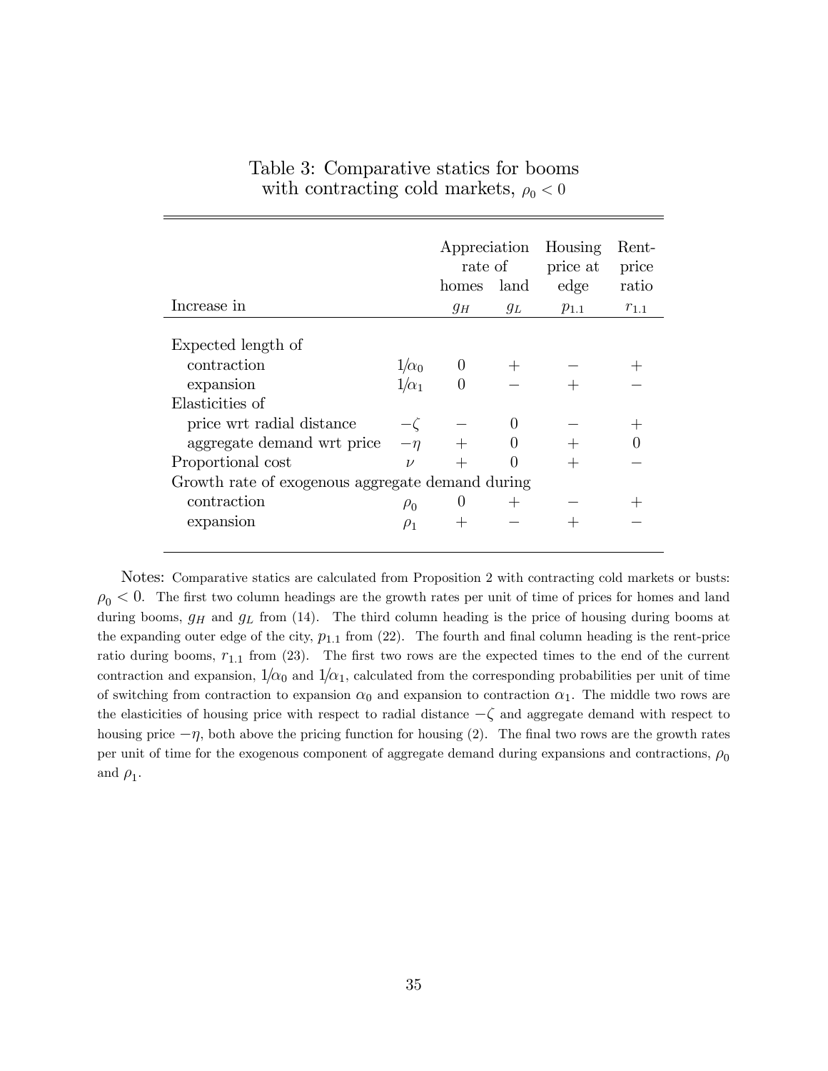Table 3: Comparative statics for booms with contracting cold markets, $\rho_0 < 0$

| Increase in | | Appreciation rate of homes $g_H$ | Appreciation rate of land $g_L$ | Housing price at edge $p_{1.1}$ | Rent-price ratio $r_{1.1}$ |
|---|---|---|---|---|---|
| Expected length of | | | | | |
| contraction | $1/\alpha_0$ | 0 | + | − | + |
| expansion | $1/\alpha_1$ | 0 | − | + | − |
| Elasticities of | | | | | |
| price wrt radial distance | $-\zeta$ | − | 0 | − | + |
| aggregate demand wrt price | $-\eta$ | + | 0 | + | 0 |
| Proportional cost | $\nu$ | + | 0 | + | − |
| Growth rate of exogenous aggregate demand during | | | | | |
| contraction | $\rho_0$ | 0 | + | − | + |
| expansion | $\rho_1$ | + | − | + | − |

Notes: Comparative statics are calculated from Proposition 2 with contracting cold markets or busts: $\rho_0 < 0$. The first two column headings are the growth rates per unit of time of prices for homes and land during booms, $g_H$ and $g_L$ from (14). The third column heading is the price of housing during booms at the expanding outer edge of the city, $p_{1.1}$ from (22). The fourth and final column heading is the rent-price ratio during booms, $r_{1.1}$ from (23). The first two rows are the expected times to the end of the current contraction and expansion, $1/\alpha_0$ and $1/\alpha_1$, calculated from the corresponding probabilities per unit of time of switching from contraction to expansion $\alpha_0$ and expansion to contraction $\alpha_1$. The middle two rows are the elasticities of housing price with respect to radial distance $-\zeta$ and aggregate demand with respect to housing price $-\eta$, both above the pricing function for housing (2). The final two rows are the growth rates per unit of time for the exogenous component of aggregate demand during expansions and contractions, $\rho_0$ and $\rho_1$.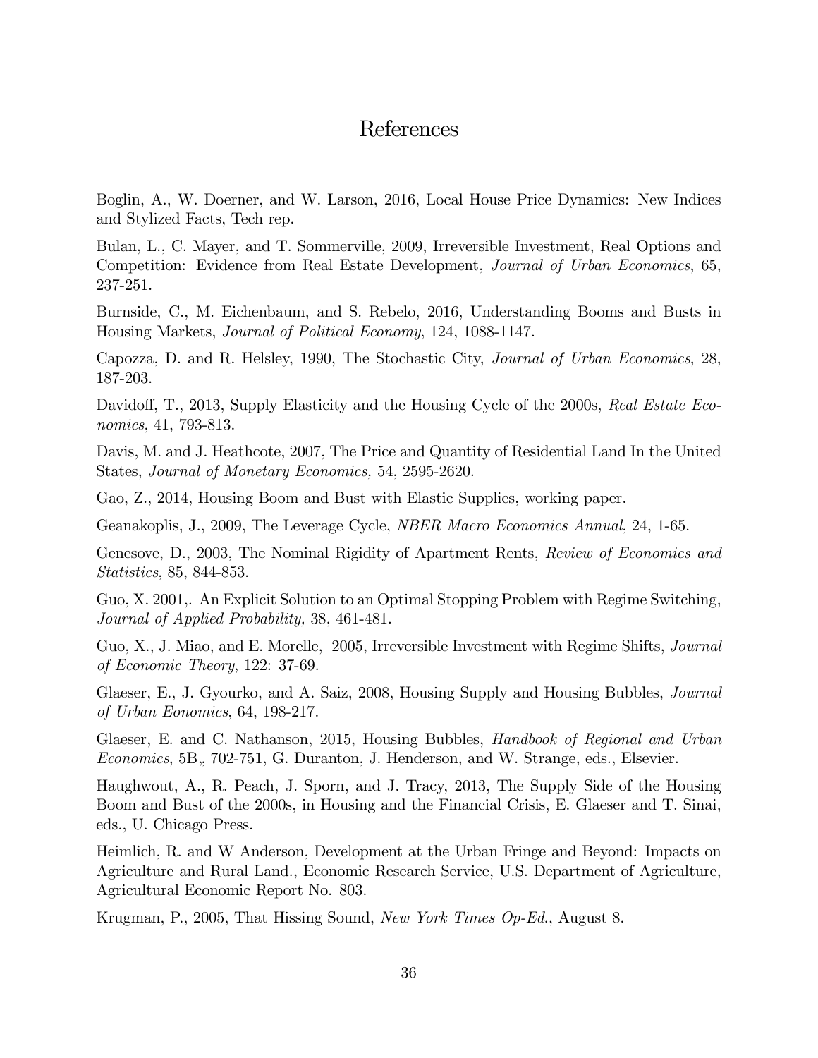# References

Boglin, A., W. Doerner, and W. Larson, 2016, Local House Price Dynamics: New Indices and Stylized Facts, Tech rep.

Bulan, L., C. Mayer, and T. Sommerville, 2009, Irreversible Investment, Real Options and Competition: Evidence from Real Estate Development, *Journal of Urban Economics*, 65, 237-251.

Burnside, C., M. Eichenbaum, and S. Rebelo, 2016, Understanding Booms and Busts in Housing Markets, *Journal of Political Economy*, 124, 1088-1147.

Capozza, D. and R. Helsley, 1990, The Stochastic City, *Journal of Urban Economics*, 28, 187-203.

Davidoff, T., 2013, Supply Elasticity and the Housing Cycle of the 2000s, *Real Estate Economics*, 41, 793-813.

Davis, M. and J. Heathcote, 2007, The Price and Quantity of Residential Land In the United States, *Journal of Monetary Economics,* 54, 2595-2620.

Gao, Z., 2014, Housing Boom and Bust with Elastic Supplies, working paper.

Geanakoplis, J., 2009, The Leverage Cycle, *NBER Macro Economics Annual*, 24, 1-65.

Genesove, D., 2003, The Nominal Rigidity of Apartment Rents, *Review of Economics and Statistics*, 85, 844-853.

Guo, X. 2001,. An Explicit Solution to an Optimal Stopping Problem with Regime Switching, *Journal of Applied Probability,* 38, 461-481.

Guo, X., J. Miao, and E. Morelle, 2005, Irreversible Investment with Regime Shifts, *Journal of Economic Theory*, 122: 37-69.

Glaeser, E., J. Gyourko, and A. Saiz, 2008, Housing Supply and Housing Bubbles, *Journal of Urban Eonomics*, 64, 198-217.

Glaeser, E. and C. Nathanson, 2015, Housing Bubbles, *Handbook of Regional and Urban Economics*, 5B„ 702-751, G. Duranton, J. Henderson, and W. Strange, eds., Elsevier.

Haughwout, A., R. Peach, J. Sporn, and J. Tracy, 2013, The Supply Side of the Housing Boom and Bust of the 2000s, in Housing and the Financial Crisis, E. Glaeser and T. Sinai, eds., U. Chicago Press.

Heimlich, R. and W Anderson, Development at the Urban Fringe and Beyond: Impacts on Agriculture and Rural Land., Economic Research Service, U.S. Department of Agriculture, Agricultural Economic Report No. 803.

Krugman, P., 2005, That Hissing Sound, *New York Times Op-Ed.*, August 8.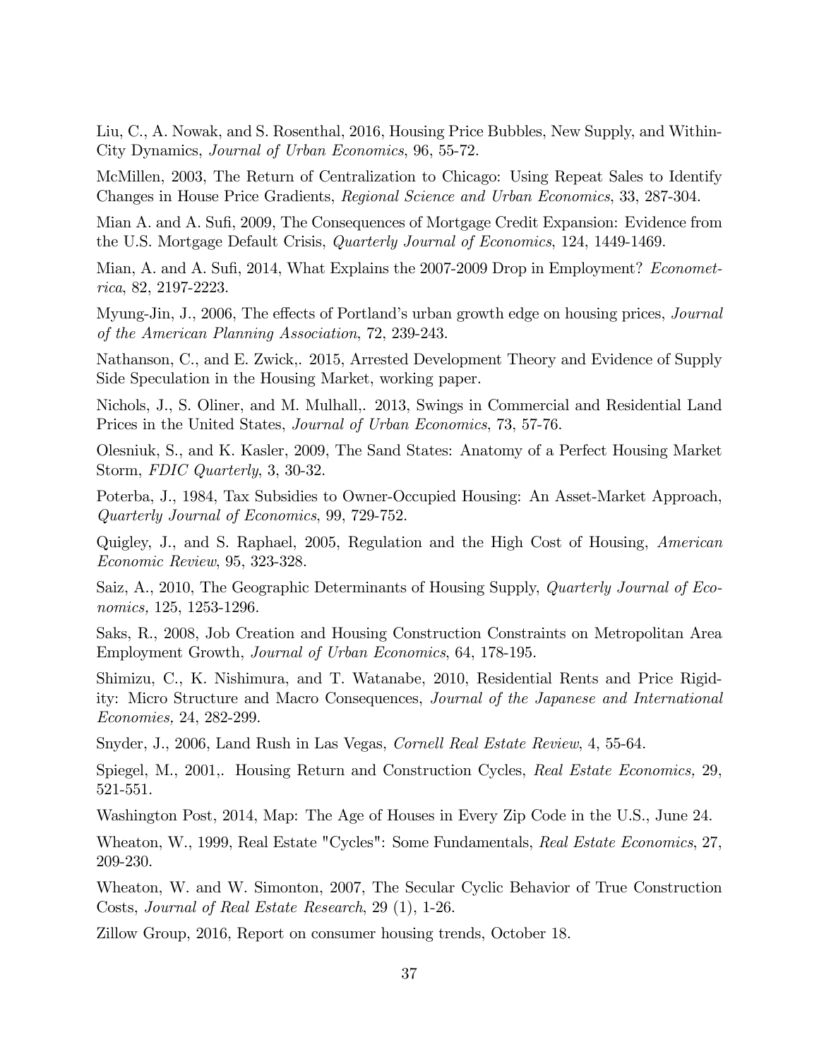Liu, C., A. Nowak, and S. Rosenthal, 2016, Housing Price Bubbles, New Supply, and Within-City Dynamics, *Journal of Urban Economics*, 96, 55-72.

McMillen, 2003, The Return of Centralization to Chicago: Using Repeat Sales to Identify Changes in House Price Gradients, *Regional Science and Urban Economics*, 33, 287-304.

Mian A. and A. Sufi, 2009, The Consequences of Mortgage Credit Expansion: Evidence from the U.S. Mortgage Default Crisis, *Quarterly Journal of Economics*, 124, 1449-1469.

Mian, A. and A. Sufi, 2014, What Explains the 2007-2009 Drop in Employment? *Econometrica*, 82, 2197-2223.

Myung-Jin, J., 2006, The effects of Portland's urban growth edge on housing prices, *Journal of the American Planning Association*, 72, 239-243.

Nathanson, C., and E. Zwick,. 2015, Arrested Development Theory and Evidence of Supply Side Speculation in the Housing Market, working paper.

Nichols, J., S. Oliner, and M. Mulhall,. 2013, Swings in Commercial and Residential Land Prices in the United States, *Journal of Urban Economics*, 73, 57-76.

Olesniuk, S., and K. Kasler, 2009, The Sand States: Anatomy of a Perfect Housing Market Storm, *FDIC Quarterly*, 3, 30-32.

Poterba, J., 1984, Tax Subsidies to Owner-Occupied Housing: An Asset-Market Approach, *Quarterly Journal of Economics*, 99, 729-752.

Quigley, J., and S. Raphael, 2005, Regulation and the High Cost of Housing, *American Economic Review*, 95, 323-328.

Saiz, A., 2010, The Geographic Determinants of Housing Supply, *Quarterly Journal of Economics,* 125, 1253-1296.

Saks, R., 2008, Job Creation and Housing Construction Constraints on Metropolitan Area Employment Growth, *Journal of Urban Economics*, 64, 178-195.

Shimizu, C., K. Nishimura, and T. Watanabe, 2010, Residential Rents and Price Rigidity: Micro Structure and Macro Consequences, *Journal of the Japanese and International Economies,* 24, 282-299.

Snyder, J., 2006, Land Rush in Las Vegas, *Cornell Real Estate Review*, 4, 55-64.

Spiegel, M., 2001,. Housing Return and Construction Cycles, *Real Estate Economics,* 29, 521-551.

Washington Post, 2014, Map: The Age of Houses in Every Zip Code in the U.S., June 24.

Wheaton, W., 1999, Real Estate "Cycles": Some Fundamentals, *Real Estate Economics*, 27, 209-230.

Wheaton, W. and W. Simonton, 2007, The Secular Cyclic Behavior of True Construction Costs, *Journal of Real Estate Research*, 29 (1), 1-26.

Zillow Group, 2016, Report on consumer housing trends, October 18.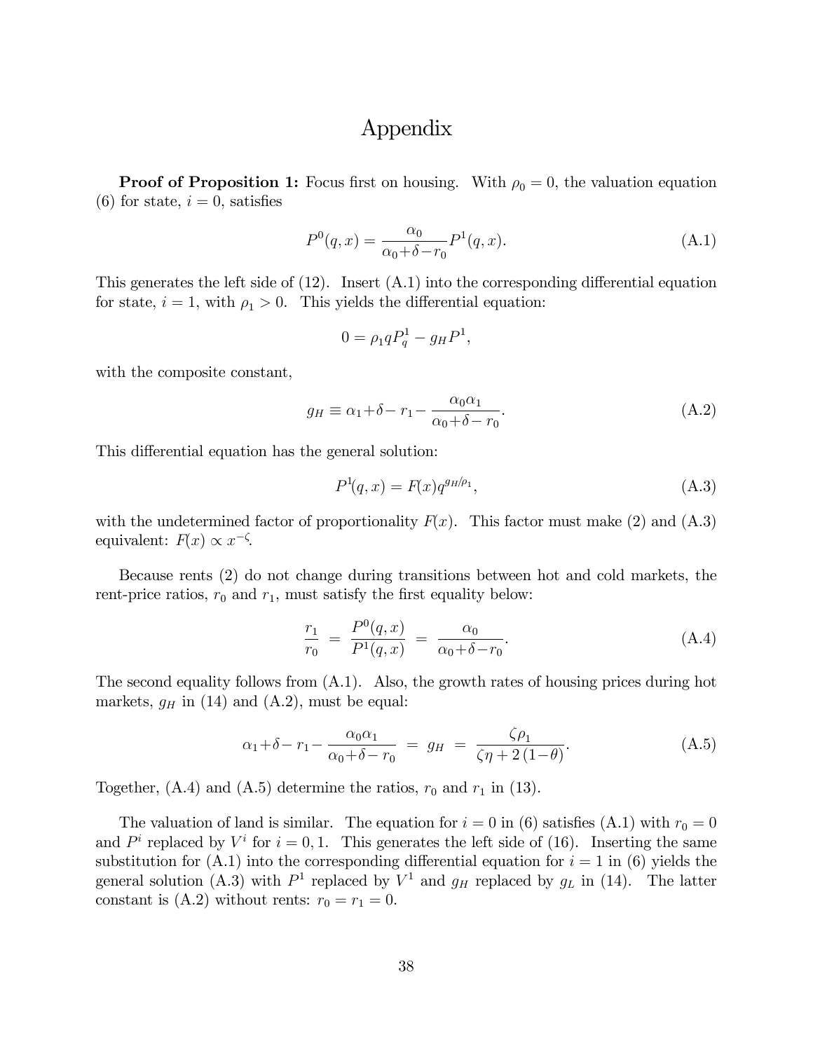# Appendix

**Proof of Proposition 1:** Focus first on housing. With $\rho_0 = 0$, the valuation equation (6) for state, $i = 0$, satisfies

$$P^0(q,x) = \frac{\alpha_0}{\alpha_0 + \delta - r_0} P^1(q,x). \tag{A.1}$$

This generates the left side of (12). Insert (A.1) into the corresponding differential equation for state, $i = 1$, with $\rho_1 > 0$. This yields the differential equation:

$$0 = \rho_1 q P^1_q - g_H P^1,$$

with the composite constant,

$$g_H \equiv \alpha_1 + \delta - r_1 - \frac{\alpha_0 \alpha_1}{\alpha_0 + \delta - r_0}. \tag{A.2}$$

This differential equation has the general solution:

$$P^1(q,x) = F(x) q^{g_H/\rho_1}, \tag{A.3}$$

with the undetermined factor of proportionality $F(x)$. This factor must make (2) and (A.3) equivalent: $F(x) \propto x^{-\zeta}$.

Because rents (2) do not change during transitions between hot and cold markets, the rent-price ratios, $r_0$ and $r_1$, must satisfy the first equality below:

$$\frac{r_1}{r_0} = \frac{P^0(q,x)}{P^1(q,x)} = \frac{\alpha_0}{\alpha_0 + \delta - r_0}. \tag{A.4}$$

The second equality follows from (A.1). Also, the growth rates of housing prices during hot markets, $g_H$ in (14) and (A.2), must be equal:

$$\alpha_1 + \delta - r_1 - \frac{\alpha_0 \alpha_1}{\alpha_0 + \delta - r_0} = g_H = \frac{\zeta \rho_1}{\zeta \eta + 2(1 - \theta)}. \tag{A.5}$$

Together, (A.4) and (A.5) determine the ratios, $r_0$ and $r_1$ in (13).

The valuation of land is similar. The equation for $i = 0$ in (6) satisfies (A.1) with $r_0 = 0$ and $P^i$ replaced by $V^i$ for $i = 0, 1$. This generates the left side of (16). Inserting the same substitution for (A.1) into the corresponding differential equation for $i = 1$ in (6) yields the general solution (A.3) with $P^1$ replaced by $V^1$ and $g_H$ replaced by $g_L$ in (14). The latter constant is (A.2) without rents: $r_0 = r_1 = 0$.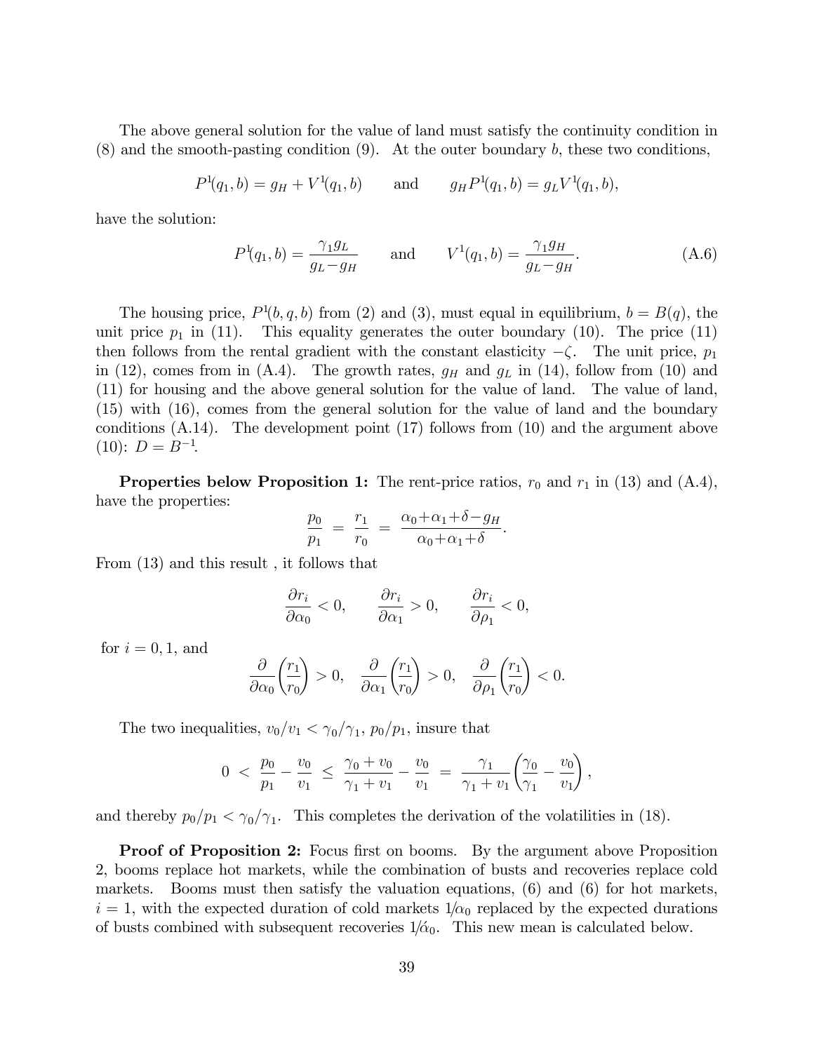The above general solution for the value of land must satisfy the continuity condition in (8) and the smooth-pasting condition (9). At the outer boundary $b$, these two conditions,

$$P^1(q_1, b) = g_H + V^1(q_1, b) \qquad \text{and} \qquad g_H P^1(q_1, b) = g_L V^1(q_1, b),$$

have the solution:

$$P^1(q_1, b) = \frac{\gamma_1 g_L}{g_L - g_H} \qquad \text{and} \qquad V^1(q_1, b) = \frac{\gamma_1 g_H}{g_L - g_H}. \tag{A.6}$$

The housing price, $P^1(b, q, b)$ from (2) and (3), must equal in equilibrium, $b = B(q)$, the unit price $p_1$ in (11). This equality generates the outer boundary (10). The price (11) then follows from the rental gradient with the constant elasticity $-\zeta$. The unit price, $p_1$ in (12), comes from in (A.4). The growth rates, $g_H$ and $g_L$ in (14), follow from (10) and (11) for housing and the above general solution for the value of land. The value of land, (15) with (16), comes from the general solution for the value of land and the boundary conditions (A.14). The development point (17) follows from (10) and the argument above (10): $D = B^{-1}$.

**Properties below Proposition 1:** The rent-price ratios, $r_0$ and $r_1$ in (13) and (A.4), have the properties:

$$\frac{p_0}{p_1} = \frac{r_1}{r_0} = \frac{\alpha_0 + \alpha_1 + \delta - g_H}{\alpha_0 + \alpha_1 + \delta}.$$

From (13) and this result , it follows that

$$\frac{\partial r_i}{\partial \alpha_0} < 0, \qquad \frac{\partial r_i}{\partial \alpha_1} > 0, \qquad \frac{\partial r_i}{\partial \rho_1} < 0,$$

for $i = 0, 1$, and

$$\frac{\partial}{\partial \alpha_0}\left(\frac{r_1}{r_0}\right) > 0, \quad \frac{\partial}{\partial \alpha_1}\left(\frac{r_1}{r_0}\right) > 0, \quad \frac{\partial}{\partial \rho_1}\left(\frac{r_1}{r_0}\right) < 0.$$

The two inequalities, $v_0/v_1 < \gamma_0/\gamma_1$, $p_0/p_1$, insure that

$$0 \; < \; \frac{p_0}{p_1} - \frac{v_0}{v_1} \; \leq \; \frac{\gamma_0 + v_0}{\gamma_1 + v_1} - \frac{v_0}{v_1} \; = \; \frac{\gamma_1}{\gamma_1 + v_1}\left(\frac{\gamma_0}{\gamma_1} - \frac{v_0}{v_1}\right),$$

and thereby $p_0/p_1 < \gamma_0/\gamma_1$. This completes the derivation of the volatilities in (18).

**Proof of Proposition 2:** Focus first on booms. By the argument above Proposition 2, booms replace hot markets, while the combination of busts and recoveries replace cold markets. Booms must then satisfy the valuation equations, (6) and (6) for hot markets, $i = 1$, with the expected duration of cold markets $1/\alpha_0$ replaced by the expected durations of busts combined with subsequent recoveries $1/\acute{\alpha}_0$. This new mean is calculated below.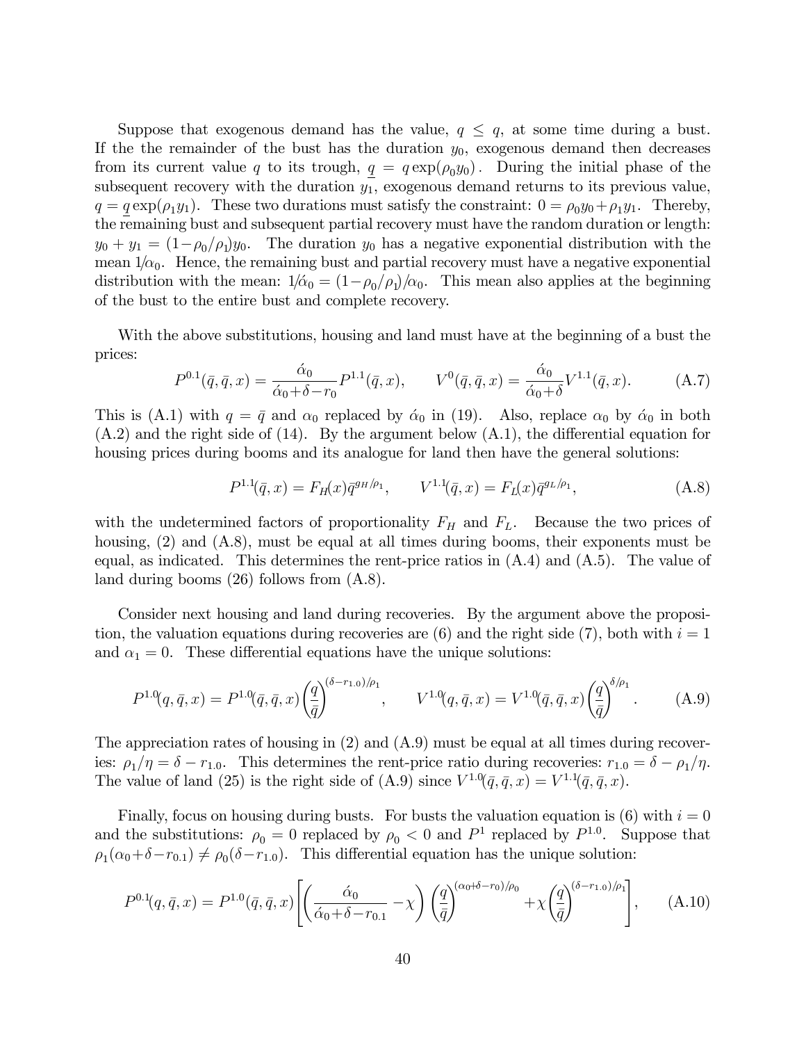Suppose that exogenous demand has the value, $q \leq q$, at some time during a bust. If the the remainder of the bust has the duration $y_0$, exogenous demand then decreases from its current value $q$ to its trough, $\underline{q} = q\exp(\rho_0 y_0)$. During the initial phase of the subsequent recovery with the duration $y_1$, exogenous demand returns to its previous value, $q = \underline{q}\exp(\rho_1 y_1)$. These two durations must satisfy the constraint: $0 = \rho_0 y_0 + \rho_1 y_1$. Thereby, the remaining bust and subsequent partial recovery must have the random duration or length: $y_0 + y_1 = (1-\rho_0/\rho_1)y_0$. The duration $y_0$ has a negative exponential distribution with the mean $1/\alpha_0$. Hence, the remaining bust and partial recovery must have a negative exponential distribution with the mean: $1/\acute{\alpha}_0 = (1-\rho_0/\rho_1)/\alpha_0$. This mean also applies at the beginning of the bust to the entire bust and complete recovery.

With the above substitutions, housing and land must have at the beginning of a bust the prices:

$$P^{0.1}(\bar{q}, \bar{q}, x) = \frac{\acute{\alpha}_0}{\acute{\alpha}_0 + \delta - r_0} P^{1.1}(\bar{q}, x), \qquad V^0(\bar{q}, \bar{q}, x) = \frac{\acute{\alpha}_0}{\acute{\alpha}_0 + \delta} V^{1.1}(\bar{q}, x). \tag{A.7}$$

This is (A.1) with $q = \bar{q}$ and $\alpha_0$ replaced by $\acute{\alpha}_0$ in (19). Also, replace $\alpha_0$ by $\acute{\alpha}_0$ in both (A.2) and the right side of (14). By the argument below (A.1), the differential equation for housing prices during booms and its analogue for land then have the general solutions:

$$P^{1.1}(\bar{q}, x) = F_H(x)\bar{q}^{g_H/\rho_1}, \qquad V^{1.1}(\bar{q}, x) = F_L(x)\bar{q}^{g_L/\rho_1}, \tag{A.8}$$

with the undetermined factors of proportionality $F_H$ and $F_L$. Because the two prices of housing, (2) and (A.8), must be equal at all times during booms, their exponents must be equal, as indicated. This determines the rent-price ratios in (A.4) and (A.5). The value of land during booms (26) follows from (A.8).

Consider next housing and land during recoveries. By the argument above the proposition, the valuation equations during recoveries are (6) and the right side (7), both with $i = 1$ and $\alpha_1 = 0$. These differential equations have the unique solutions:

$$P^{1.0}(q, \bar{q}, x) = P^{1.0}(\bar{q}, \bar{q}, x)\left(\frac{q}{\bar{q}}\right)^{(\delta - r_{1.0})/\rho_1}, \qquad V^{1.0}(q, \bar{q}, x) = V^{1.0}(\bar{q}, \bar{q}, x)\left(\frac{q}{\bar{q}}\right)^{\delta/\rho_1}. \tag{A.9}$$

The appreciation rates of housing in (2) and (A.9) must be equal at all times during recoveries: $\rho_1/\eta = \delta - r_{1.0}$. This determines the rent-price ratio during recoveries: $r_{1.0} = \delta - \rho_1/\eta$. The value of land (25) is the right side of (A.9) since $V^{1.0}(\bar{q}, \bar{q}, x) = V^{1.1}(\bar{q}, \bar{q}, x)$.

Finally, focus on housing during busts. For busts the valuation equation is (6) with $i = 0$ and the substitutions: $\rho_0 = 0$ replaced by $\rho_0 < 0$ and $P^1$ replaced by $P^{1.0}$. Suppose that $\rho_1(\alpha_0 + \delta - r_{0.1}) \neq \rho_0(\delta - r_{1.0})$. This differential equation has the unique solution:

$$P^{0.1}(q, \bar{q}, x) = P^{1.0}(\bar{q}, \bar{q}, x)\left[\left(\frac{\acute{\alpha}_0}{\acute{\alpha}_0 + \delta - r_{0.1}} - \chi\right)\left(\frac{q}{\bar{q}}\right)^{(\alpha_0 + \delta - r_0)/\rho_0} + \chi\left(\frac{q}{\bar{q}}\right)^{(\delta - r_{1.0})/\rho_1}\right], \tag{A.10}$$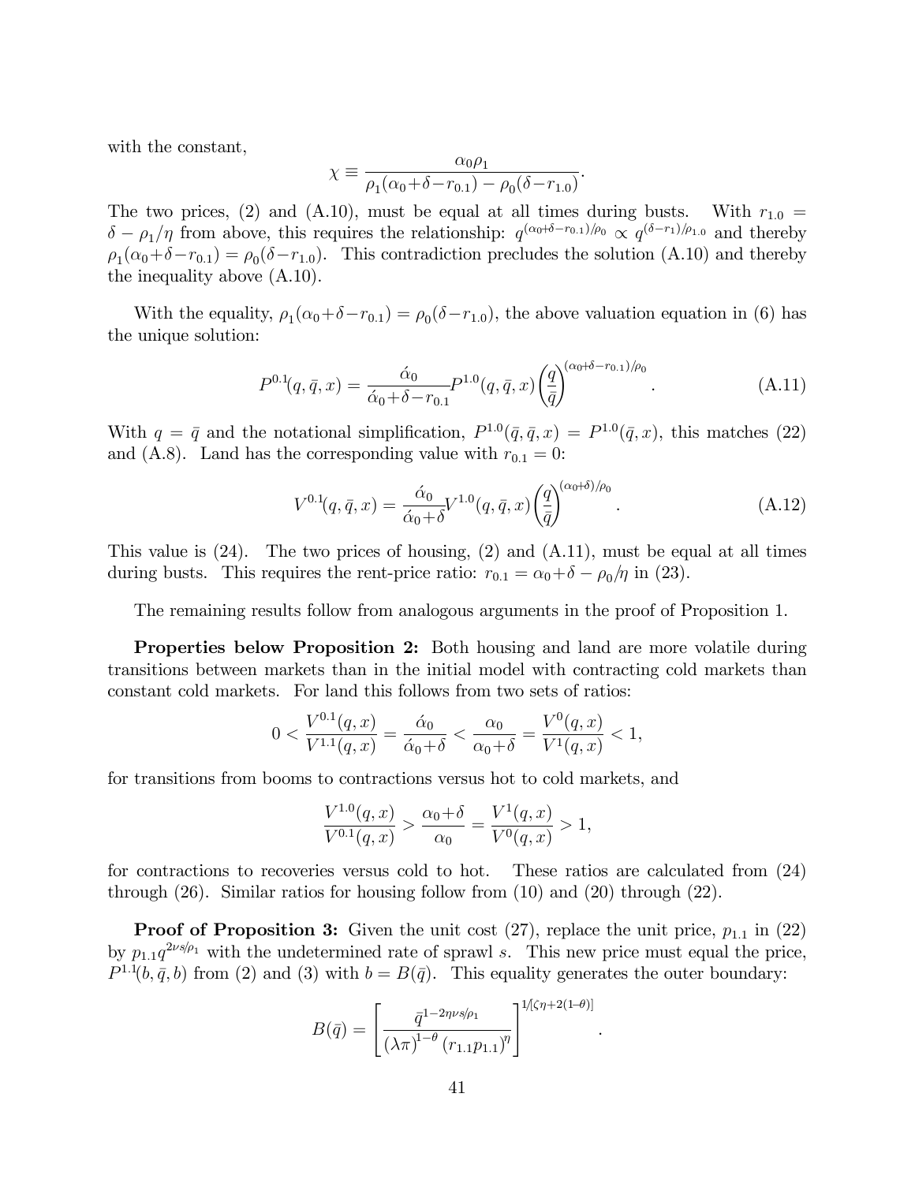with the constant,

$$\chi \equiv \frac{\alpha_0 \rho_1}{\rho_1(\alpha_0+\delta-r_{0.1}) - \rho_0(\delta-r_{1.0})}.$$

The two prices, (2) and (A.10), must be equal at all times during busts. With $r_{1.0} = \delta - \rho_1/\eta$ from above, this requires the relationship: $q^{(\alpha_0+\delta-r_{0.1})/\rho_0} \propto q^{(\delta-r_1)/\rho_{1.0}}$ and thereby $\rho_1(\alpha_0+\delta-r_{0.1}) = \rho_0(\delta-r_{1.0})$. This contradiction precludes the solution (A.10) and thereby the inequality above (A.10).

With the equality, $\rho_1(\alpha_0+\delta-r_{0.1}) = \rho_0(\delta-r_{1.0})$, the above valuation equation in (6) has the unique solution:

$$P^{0.1}(q, \bar{q}, x) = \frac{\acute{\alpha}_0}{\acute{\alpha}_0+\delta-r_{0.1}} P^{1.0}(q, \bar{q}, x) \left(\frac{q}{\bar{q}}\right)^{(\alpha_0+\delta-r_{0.1})/\rho_0}. \tag{A.11}$$

With $q = \bar{q}$ and the notational simplification, $P^{1.0}(\bar{q}, \bar{q}, x) = P^{1.0}(\bar{q}, x)$, this matches (22) and (A.8). Land has the corresponding value with $r_{0.1} = 0$:

$$V^{0.1}(q, \bar{q}, x) = \frac{\acute{\alpha}_0}{\acute{\alpha}_0+\delta} V^{1.0}(q, \bar{q}, x) \left(\frac{q}{\bar{q}}\right)^{(\alpha_0+\delta)/\rho_0}. \tag{A.12}$$

This value is (24). The two prices of housing, (2) and (A.11), must be equal at all times during busts. This requires the rent-price ratio: $r_{0.1} = \alpha_0+\delta - \rho_0/\eta$ in (23).

The remaining results follow from analogous arguments in the proof of Proposition 1.

**Properties below Proposition 2:** Both housing and land are more volatile during transitions between markets than in the initial model with contracting cold markets than constant cold markets. For land this follows from two sets of ratios:

$$0 < \frac{V^{0.1}(q, x)}{V^{1.1}(q, x)} = \frac{\acute{\alpha}_0}{\acute{\alpha}_0+\delta} < \frac{\alpha_0}{\alpha_0+\delta} = \frac{V^0(q, x)}{V^1(q, x)} < 1,$$

for transitions from booms to contractions versus hot to cold markets, and

$$\frac{V^{1.0}(q, x)}{V^{0.1}(q, x)} > \frac{\alpha_0+\delta}{\alpha_0} = \frac{V^1(q, x)}{V^0(q, x)} > 1,$$

for contractions to recoveries versus cold to hot. These ratios are calculated from (24) through (26). Similar ratios for housing follow from (10) and (20) through (22).

**Proof of Proposition 3:** Given the unit cost (27), replace the unit price, $p_{1.1}$ in (22) by $p_{1.1} q^{2\nu s/\rho_1}$ with the undetermined rate of sprawl $s$. This new price must equal the price, $P^{1.1}(b, \bar{q}, b)$ from (2) and (3) with $b = B(\bar{q})$. This equality generates the outer boundary:

$$B(\bar{q}) = \left[\frac{\bar{q}^{1-2\eta\nu s/\rho_1}}{(\lambda\pi)^{1-\theta}(r_{1.1}p_{1.1})^{\eta}}\right]^{1/[\zeta\eta+2(1-\theta)]}.$$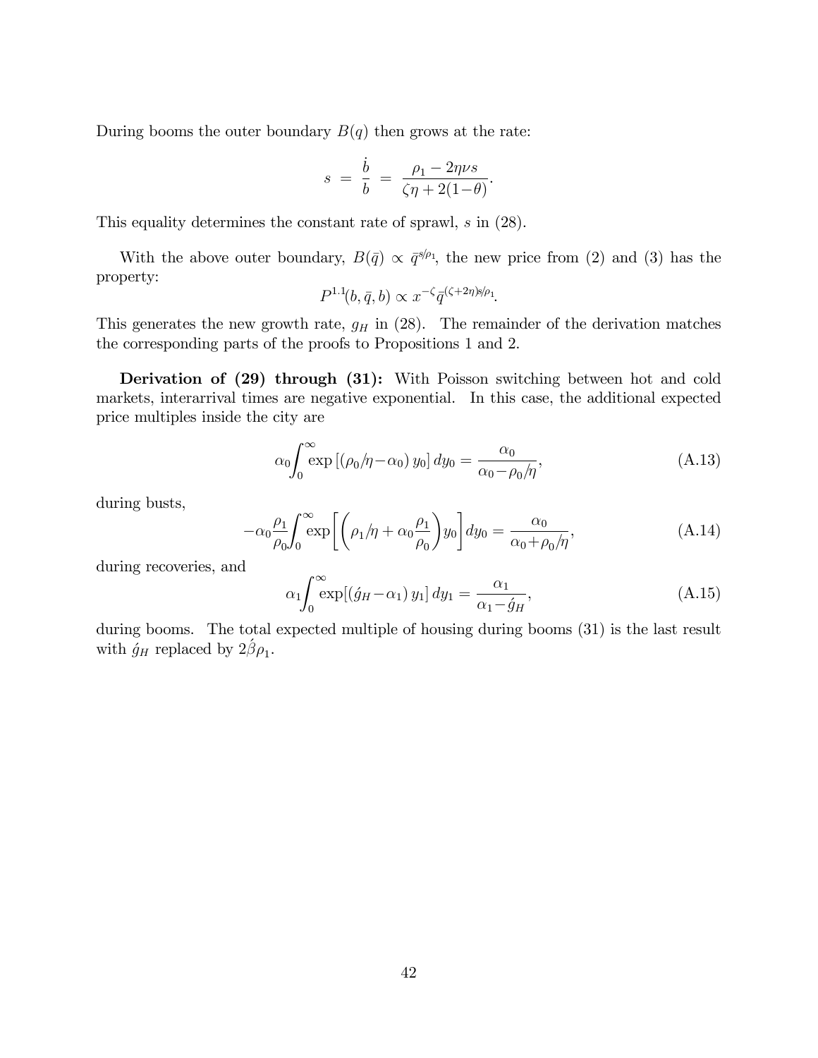During booms the outer boundary $B(q)$ then grows at the rate:

$$s \;=\; \frac{\dot{b}}{b} \;=\; \frac{\rho_1 - 2\eta\nu s}{\zeta\eta + 2(1-\theta)}.$$

This equality determines the constant rate of sprawl, $s$ in (28).

With the above outer boundary, $B(\bar{q}) \propto \bar{q}^{s/\rho_1}$, the new price from (2) and (3) has the property:

$$P^{1.1}(b, \bar{q}, b) \propto x^{-\zeta}\bar{q}^{(\zeta+2\eta)s/\rho_1}.$$

This generates the new growth rate, $g_H$ in (28). The remainder of the derivation matches the corresponding parts of the proofs to Propositions 1 and 2.

**Derivation of (29) through (31):** With Poisson switching between hot and cold markets, interarrival times are negative exponential. In this case, the additional expected price multiples inside the city are

$$\alpha_0\int_0^\infty \exp\left[(\rho_0/\eta - \alpha_0)\, y_0\right] dy_0 = \frac{\alpha_0}{\alpha_0 - \rho_0/\eta}, \tag{A.13}$$

during busts,

$$-\alpha_0\frac{\rho_1}{\rho_0}\int_0^\infty \exp\left[\left(\rho_1/\eta + \alpha_0\frac{\rho_1}{\rho_0}\right)y_0\right] dy_0 = \frac{\alpha_0}{\alpha_0 + \rho_0/\eta}, \tag{A.14}$$

during recoveries, and

$$\alpha_1\int_0^\infty \exp[(\acute{g}_H - \alpha_1)\, y_1]\, dy_1 = \frac{\alpha_1}{\alpha_1 - \acute{g}_H}, \tag{A.15}$$

during booms. The total expected multiple of housing during booms (31) is the last result with $\acute{g}_H$ replaced by $2\acute{\beta}\rho_1$.